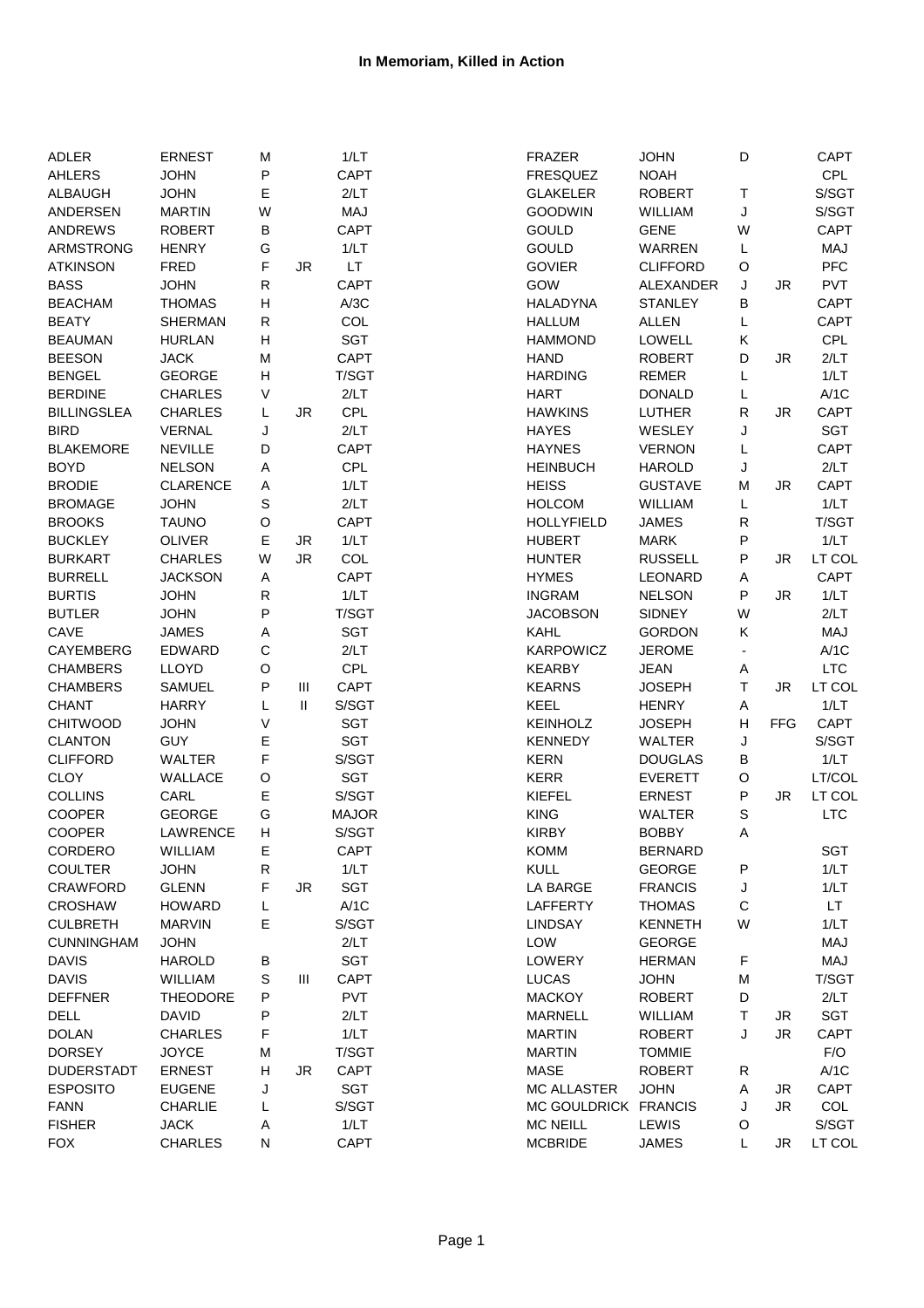# In Memoriam, Killed in Action

| | | | | |
|---|---|---|---|---|
| ADLER | ERNEST | M | | 1/LT |
| AHLERS | JOHN | P | | CAPT |
| ALBAUGH | JOHN | E | | 2/LT |
| ANDERSEN | MARTIN | W | | MAJ |
| ANDREWS | ROBERT | B | | CAPT |
| ARMSTRONG | HENRY | G | | 1/LT |
| ATKINSON | FRED | F | JR | LT |
| BASS | JOHN | R | | CAPT |
| BEACHAM | THOMAS | H | | A/3C |
| BEATY | SHERMAN | R | | COL |
| BEAUMAN | HURLAN | H | | SGT |
| BEESON | JACK | M | | CAPT |
| BENGEL | GEORGE | H | | T/SGT |
| BERDINE | CHARLES | V | | 2/LT |
| BILLINGSLEA | CHARLES | L | JR | CPL |
| BIRD | VERNAL | J | | 2/LT |
| BLAKEMORE | NEVILLE | D | | CAPT |
| BOYD | NELSON | A | | CPL |
| BRODIE | CLARENCE | A | | 1/LT |
| BROMAGE | JOHN | S | | 2/LT |
| BROOKS | TAUNO | O | | CAPT |
| BUCKLEY | OLIVER | E | JR | 1/LT |
| BURKART | CHARLES | W | JR | COL |
| BURRELL | JACKSON | A | | CAPT |
| BURTIS | JOHN | R | | 1/LT |
| BUTLER | JOHN | P | | T/SGT |
| CAVE | JAMES | A | | SGT |
| CAYEMBERG | EDWARD | C | | 2/LT |
| CHAMBERS | LLOYD | O | | CPL |
| CHAMBERS | SAMUEL | P | III | CAPT |
| CHANT | HARRY | L | II | S/SGT |
| CHITWOOD | JOHN | V | | SGT |
| CLANTON | GUY | E | | SGT |
| CLIFFORD | WALTER | F | | S/SGT |
| CLOY | WALLACE | O | | SGT |
| COLLINS | CARL | E | | S/SGT |
| COOPER | GEORGE | G | | MAJOR |
| COOPER | LAWRENCE | H | | S/SGT |
| CORDERO | WILLIAM | E | | CAPT |
| COULTER | JOHN | R | | 1/LT |
| CRAWFORD | GLENN | F | JR | SGT |
| CROSHAW | HOWARD | L | | A/1C |
| CULBRETH | MARVIN | E | | S/SGT |
| CUNNINGHAM | JOHN | | | 2/LT |
| DAVIS | HAROLD | B | | SGT |
| DAVIS | WILLIAM | S | III | CAPT |
| DEFFNER | THEODORE | P | | PVT |
| DELL | DAVID | P | | 2/LT |
| DOLAN | CHARLES | F | | 1/LT |
| DORSEY | JOYCE | M | | T/SGT |
| DUDERSTADT | ERNEST | H | JR | CAPT |
| ESPOSITO | EUGENE | J | | SGT |
| FANN | CHARLIE | L | | S/SGT |
| FISHER | JACK | A | | 1/LT |
| FOX | CHARLES | N | | CAPT |
| FRAZER | JOHN | D | | CAPT |
| FRESQUEZ | NOAH | | | CPL |
| GLAKELER | ROBERT | T | | S/SGT |
| GOODWIN | WILLIAM | J | | S/SGT |
| GOULD | GENE | W | | CAPT |
| GOULD | WARREN | L | | MAJ |
| GOVIER | CLIFFORD | O | | PFC |
| GOW | ALEXANDER | J | JR | PVT |
| HALADYNA | STANLEY | B | | CAPT |
| HALLUM | ALLEN | L | | CAPT |
| HAMMOND | LOWELL | K | | CPL |
| HAND | ROBERT | D | JR | 2/LT |
| HARDING | REMER | L | | 1/LT |
| HART | DONALD | L | | A/1C |
| HAWKINS | LUTHER | R | JR | CAPT |
| HAYES | WESLEY | J | | SGT |
| HAYNES | VERNON | L | | CAPT |
| HEINBUCH | HAROLD | J | | 2/LT |
| HEISS | GUSTAVE | M | JR | CAPT |
| HOLCOM | WILLIAM | L | | 1/LT |
| HOLLYFIELD | JAMES | R | | T/SGT |
| HUBERT | MARK | P | | 1/LT |
| HUNTER | RUSSELL | P | JR | LT COL |
| HYMES | LEONARD | A | | CAPT |
| INGRAM | NELSON | P | JR | 1/LT |
| JACOBSON | SIDNEY | W | | 2/LT |
| KAHL | GORDON | K | | MAJ |
| KARPOWICZ | JEROME | - | | A/1C |
| KEARBY | JEAN | A | | LTC |
| KEARNS | JOSEPH | T | JR | LT COL |
| KEEL | HENRY | A | | 1/LT |
| KEINHOLZ | JOSEPH | H | FFG | CAPT |
| KENNEDY | WALTER | J | | S/SGT |
| KERN | DOUGLAS | B | | 1/LT |
| KERR | EVERETT | O | | LT/COL |
| KIEFEL | ERNEST | P | JR | LT COL |
| KING | WALTER | S | | LTC |
| KIRBY | BOBBY | A | | |
| KOMM | BERNARD | | | SGT |
| KULL | GEORGE | P | | 1/LT |
| LA BARGE | FRANCIS | J | | 1/LT |
| LAFFERTY | THOMAS | C | | LT |
| LINDSAY | KENNETH | W | | 1/LT |
| LOW | GEORGE | | | MAJ |
| LOWERY | HERMAN | F | | MAJ |
| LUCAS | JOHN | M | | T/SGT |
| MACKOY | ROBERT | D | | 2/LT |
| MARNELL | WILLIAM | T | JR | SGT |
| MARTIN | ROBERT | J | JR | CAPT |
| MARTIN | TOMMIE | | | F/O |
| MASE | ROBERT | R | | A/1C |
| MC ALLASTER | JOHN | A | JR | CAPT |
| MC GOULDRICK | FRANCIS | J | JR | COL |
| MC NEILL | LEWIS | O | | S/SGT |
| MCBRIDE | JAMES | L | JR | LT COL |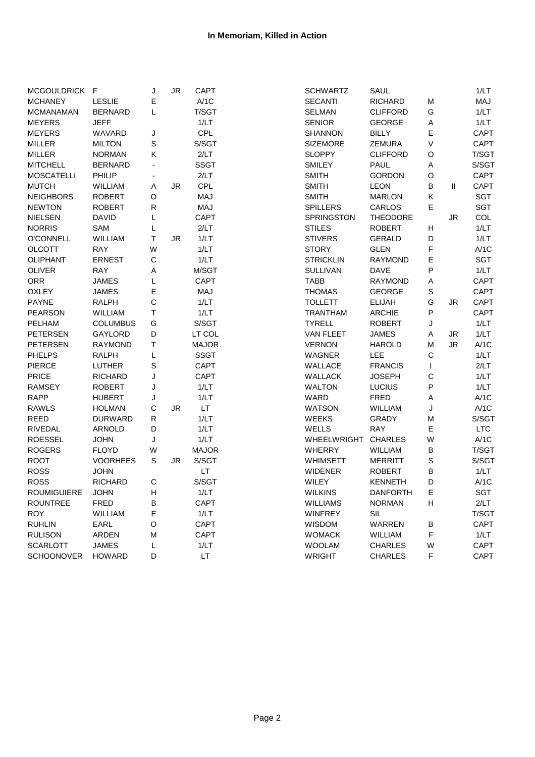## In Memoriam, Killed in Action

| | | | | |
|---|---|---|---|---|
| MCGOULDRICK | F | J | JR | CAPT |
| MCHANEY | LESLIE | E | | A/1C |
| MCMANAMAN | BERNARD | L | | T/SGT |
| MEYERS | JEFF | | | 1/LT |
| MEYERS | WAVARD | J | | CPL |
| MILLER | MILTON | S | | S/SGT |
| MILLER | NORMAN | K | | 2/LT |
| MITCHELL | BERNARD | - | | SSGT |
| MOSCATELLI | PHILIP | - | | 2/LT |
| MUTCH | WILLIAM | A | JR | CPL |
| NEIGHBORS | ROBERT | O | | MAJ |
| NEWTON | ROBERT | R | | MAJ |
| NIELSEN | DAVID | L | | CAPT |
| NORRIS | SAM | L | | 2/LT |
| O'CONNELL | WILLIAM | T | JR | 1/LT |
| OLCOTT | RAY | W | | 1/LT |
| OLIPHANT | ERNEST | C | | 1/LT |
| OLIVER | RAY | A | | M/SGT |
| ORR | JAMES | L | | CAPT |
| OXLEY | JAMES | E | | MAJ |
| PAYNE | RALPH | C | | 1/LT |
| PEARSON | WILLIAM | T | | 1/LT |
| PELHAM | COLUMBUS | G | | S/SGT |
| PETERSEN | GAYLORD | D | | LT COL |
| PETERSEN | RAYMOND | T | | MAJOR |
| PHELPS | RALPH | L | | SSGT |
| PIERCE | LUTHER | S | | CAPT |
| PRICE | RICHARD | J | | CAPT |
| RAMSEY | ROBERT | J | | 1/LT |
| RAPP | HUBERT | J | | 1/LT |
| RAWLS | HOLMAN | C | JR | LT |
| REED | DURWARD | R | | 1/LT |
| RIVEDAL | ARNOLD | D | | 1/LT |
| ROESSEL | JOHN | J | | 1/LT |
| ROGERS | FLOYD | W | | MAJOR |
| ROOT | VOORHEES | S | JR | S/SGT |
| ROSS | JOHN | | | LT |
| ROSS | RICHARD | C | | S/SGT |
| ROUMIGUIERE | JOHN | H | | 1/LT |
| ROUNTREE | FRED | B | | CAPT |
| ROY | WILLIAM | E | | 1/LT |
| RUHLIN | EARL | O | | CAPT |
| RULISON | ARDEN | M | | CAPT |
| SCARLOTT | JAMES | L | | 1/LT |
| SCHOONOVER | HOWARD | D | | LT |
| SCHWARTZ | SAUL | | | 1/LT |
| SECANTI | RICHARD | M | | MAJ |
| SELMAN | CLIFFORD | G | | 1/LT |
| SENIOR | GEORGE | A | | 1/LT |
| SHANNON | BILLY | E | | CAPT |
| SIZEMORE | ZEMURA | V | | CAPT |
| SLOPPY | CLIFFORD | O | | T/SGT |
| SMILEY | PAUL | A | | S/SGT |
| SMITH | GORDON | O | | CAPT |
| SMITH | LEON | B | II | CAPT |
| SMITH | MARLON | K | | SGT |
| SPILLERS | CARLOS | E | | SGT |
| SPRINGSTON | THEODORE | | JR | COL |
| STILES | ROBERT | H | | 1/LT |
| STIVERS | GERALD | D | | 1/LT |
| STORY | GLEN | F | | A/1C |
| STRICKLIN | RAYMOND | E | | SGT |
| SULLIVAN | DAVE | P | | 1/LT |
| TABB | RAYMOND | A | | CAPT |
| THOMAS | GEORGE | S | | CAPT |
| TOLLETT | ELIJAH | G | JR | CAPT |
| TRANTHAM | ARCHIE | P | | CAPT |
| TYRELL | ROBERT | J | | 1/LT |
| VAN FLEET | JAMES | A | JR | 1/LT |
| VERNON | HAROLD | M | JR | A/1C |
| WAGNER | LEE | C | | 1/LT |
| WALLACE | FRANCIS | I | | 2/LT |
| WALLACK | JOSEPH | C | | 1/LT |
| WALTON | LUCIUS | P | | 1/LT |
| WARD | FRED | A | | A/1C |
| WATSON | WILLIAM | J | | A/1C |
| WEEKS | GRADY | M | | S/SGT |
| WELLS | RAY | E | | LTC |
| WHEELWRIGHT | CHARLES | W | | A/1C |
| WHERRY | WILLIAM | B | | T/SGT |
| WHIMSETT | MERRITT | S | | S/SGT |
| WIDENER | ROBERT | B | | 1/LT |
| WILEY | KENNETH | D | | A/1C |
| WILKINS | DANFORTH | E | | SGT |
| WILLIAMS | NORMAN | H | | 2/LT |
| WINFREY | SIL | | | T/SGT |
| WISDOM | WARREN | B | | CAPT |
| WOMACK | WILLIAM | F | | 1/LT |
| WOOLAM | CHARLES | W | | CAPT |
| WRIGHT | CHARLES | F | | CAPT |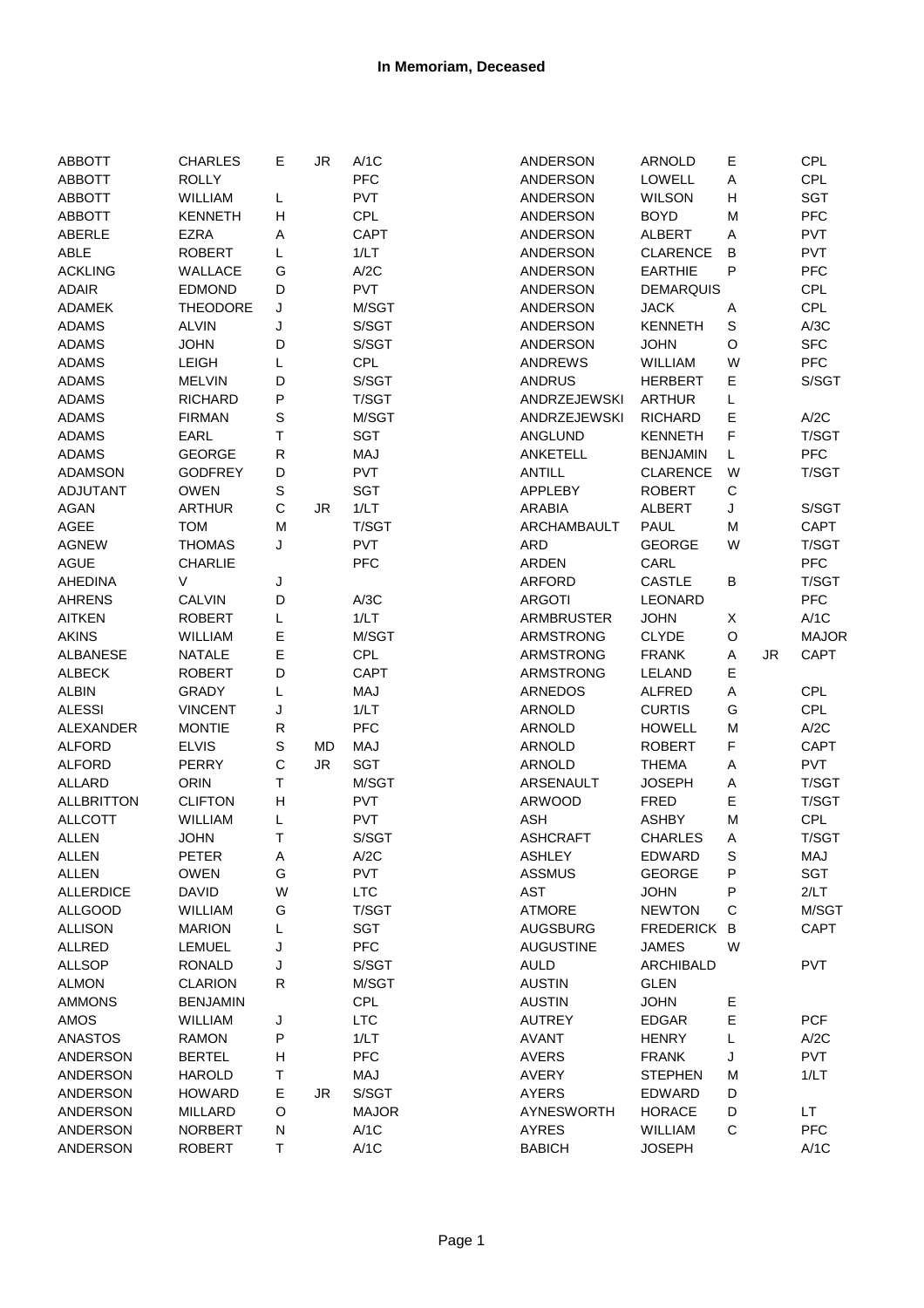# In Memoriam, Deceased

| Last Name | First Name | MI | Suffix | Rank |
|---|---|---|---|---|
| ABBOTT | CHARLES | E | JR | A/1C |
| ABBOTT | ROLLY | | | PFC |
| ABBOTT | WILLIAM | L | | PVT |
| ABBOTT | KENNETH | H | | CPL |
| ABERLE | EZRA | A | | CAPT |
| ABLE | ROBERT | L | | 1/LT |
| ACKLING | WALLACE | G | | A/2C |
| ADAIR | EDMOND | D | | PVT |
| ADAMEK | THEODORE | J | | M/SGT |
| ADAMS | ALVIN | J | | S/SGT |
| ADAMS | JOHN | D | | S/SGT |
| ADAMS | LEIGH | L | | CPL |
| ADAMS | MELVIN | D | | S/SGT |
| ADAMS | RICHARD | P | | T/SGT |
| ADAMS | FIRMAN | S | | M/SGT |
| ADAMS | EARL | T | | SGT |
| ADAMS | GEORGE | R | | MAJ |
| ADAMSON | GODFREY | D | | PVT |
| ADJUTANT | OWEN | S | | SGT |
| AGAN | ARTHUR | C | JR | 1/LT |
| AGEE | TOM | M | | T/SGT |
| AGNEW | THOMAS | J | | PVT |
| AGUE | CHARLIE | | | PFC |
| AHEDINA | V | J | | |
| AHRENS | CALVIN | D | | A/3C |
| AITKEN | ROBERT | L | | 1/LT |
| AKINS | WILLIAM | E | | M/SGT |
| ALBANESE | NATALE | E | | CPL |
| ALBECK | ROBERT | D | | CAPT |
| ALBIN | GRADY | L | | MAJ |
| ALESSI | VINCENT | J | | 1/LT |
| ALEXANDER | MONTIE | R | | PFC |
| ALFORD | ELVIS | S | MD | MAJ |
| ALFORD | PERRY | C | JR | SGT |
| ALLARD | ORIN | T | | M/SGT |
| ALLBRITTON | CLIFTON | H | | PVT |
| ALLCOTT | WILLIAM | L | | PVT |
| ALLEN | JOHN | T | | S/SGT |
| ALLEN | PETER | A | | A/2C |
| ALLEN | OWEN | G | | PVT |
| ALLERDICE | DAVID | W | | LTC |
| ALLGOOD | WILLIAM | G | | T/SGT |
| ALLISON | MARION | L | | SGT |
| ALLRED | LEMUEL | J | | PFC |
| ALLSOP | RONALD | J | | S/SGT |
| ALMON | CLARION | R | | M/SGT |
| AMMONS | BENJAMIN | | | CPL |
| AMOS | WILLIAM | J | | LTC |
| ANASTOS | RAMON | P | | 1/LT |
| ANDERSON | BERTEL | H | | PFC |
| ANDERSON | HAROLD | T | | MAJ |
| ANDERSON | HOWARD | E | JR | S/SGT |
| ANDERSON | MILLARD | O | | MAJOR |
| ANDERSON | NORBERT | N | | A/1C |
| ANDERSON | ROBERT | T | | A/1C |
| ANDERSON | ARNOLD | E | | CPL |
| ANDERSON | LOWELL | A | | CPL |
| ANDERSON | WILSON | H | | SGT |
| ANDERSON | BOYD | M | | PFC |
| ANDERSON | ALBERT | A | | PVT |
| ANDERSON | CLARENCE | B | | PVT |
| ANDERSON | EARTHIE | P | | PFC |
| ANDERSON | DEMARQUIS | | | CPL |
| ANDERSON | JACK | A | | CPL |
| ANDERSON | KENNETH | S | | A/3C |
| ANDERSON | JOHN | O | | SFC |
| ANDREWS | WILLIAM | W | | PFC |
| ANDRUS | HERBERT | E | | S/SGT |
| ANDRZEJEWSKI | ARTHUR | L | | |
| ANDRZEJEWSKI | RICHARD | E | | A/2C |
| ANGLUND | KENNETH | F | | T/SGT |
| ANKETELL | BENJAMIN | L | | PFC |
| ANTILL | CLARENCE | W | | T/SGT |
| APPLEBY | ROBERT | C | | |
| ARABIA | ALBERT | J | | S/SGT |
| ARCHAMBAULT | PAUL | M | | CAPT |
| ARD | GEORGE | W | | T/SGT |
| ARDEN | CARL | | | PFC |
| ARFORD | CASTLE | B | | T/SGT |
| ARGOTI | LEONARD | | | PFC |
| ARMBRUSTER | JOHN | X | | A/1C |
| ARMSTRONG | CLYDE | O | | MAJOR |
| ARMSTRONG | FRANK | A | JR | CAPT |
| ARMSTRONG | LELAND | E | | |
| ARNEDOS | ALFRED | A | | CPL |
| ARNOLD | CURTIS | G | | CPL |
| ARNOLD | HOWELL | M | | A/2C |
| ARNOLD | ROBERT | F | | CAPT |
| ARNOLD | THEMA | A | | PVT |
| ARSENAULT | JOSEPH | A | | T/SGT |
| ARWOOD | FRED | E | | T/SGT |
| ASH | ASHBY | M | | CPL |
| ASHCRAFT | CHARLES | A | | T/SGT |
| ASHLEY | EDWARD | S | | MAJ |
| ASSMUS | GEORGE | P | | SGT |
| AST | JOHN | P | | 2/LT |
| ATMORE | NEWTON | C | | M/SGT |
| AUGSBURG | FREDERICK | B | | CAPT |
| AUGUSTINE | JAMES | W | | |
| AULD | ARCHIBALD | | | PVT |
| AUSTIN | GLEN | | | |
| AUSTIN | JOHN | E | | |
| AUTREY | EDGAR | E | | PCF |
| AVANT | HENRY | L | | A/2C |
| AVERS | FRANK | J | | PVT |
| AVERY | STEPHEN | M | | 1/LT |
| AYERS | EDWARD | D | | |
| AYNESWORTH | HORACE | D | | LT |
| AYRES | WILLIAM | C | | PFC |
| BABICH | JOSEPH | | | A/1C |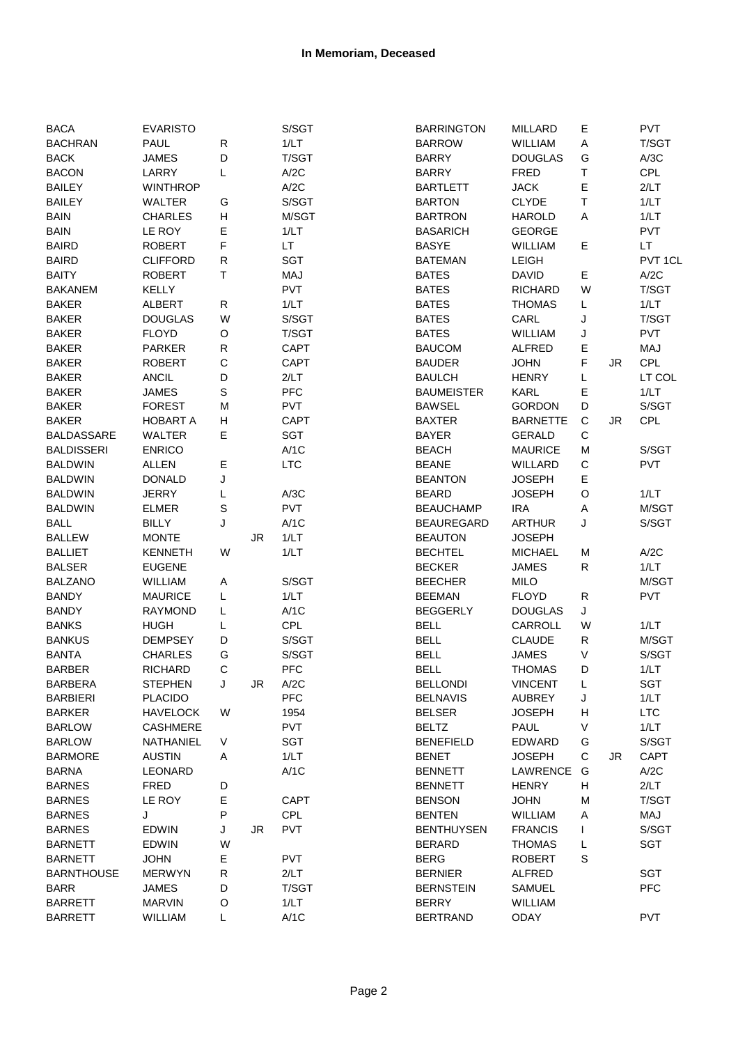## In Memoriam, Deceased

| | | | | |
|---|---|---|---|---|
| BACA | EVARISTO | | | S/SGT |
| BACHRAN | PAUL | R | | 1/LT |
| BACK | JAMES | D | | T/SGT |
| BACON | LARRY | L | | A/2C |
| BAILEY | WINTHROP | | | A/2C |
| BAILEY | WALTER | G | | S/SGT |
| BAIN | CHARLES | H | | M/SGT |
| BAIN | LE ROY | E | | 1/LT |
| BAIRD | ROBERT | F | | LT |
| BAIRD | CLIFFORD | R | | SGT |
| BAITY | ROBERT | T | | MAJ |
| BAKANEM | KELLY | | | PVT |
| BAKER | ALBERT | R | | 1/LT |
| BAKER | DOUGLAS | W | | S/SGT |
| BAKER | FLOYD | O | | T/SGT |
| BAKER | PARKER | R | | CAPT |
| BAKER | ROBERT | C | | CAPT |
| BAKER | ANCIL | D | | 2/LT |
| BAKER | JAMES | S | | PFC |
| BAKER | FOREST | M | | PVT |
| BAKER | HOBART A | H | | CAPT |
| BALDASSARE | WALTER | E | | SGT |
| BALDISSERI | ENRICO | | | A/1C |
| BALDWIN | ALLEN | E | | LTC |
| BALDWIN | DONALD | J | | |
| BALDWIN | JERRY | L | | A/3C |
| BALDWIN | ELMER | S | | PVT |
| BALL | BILLY | J | | A/1C |
| BALLEW | MONTE | | JR | 1/LT |
| BALLIET | KENNETH | W | | 1/LT |
| BALSER | EUGENE | | | |
| BALZANO | WILLIAM | A | | S/SGT |
| BANDY | MAURICE | L | | 1/LT |
| BANDY | RAYMOND | L | | A/1C |
| BANKS | HUGH | L | | CPL |
| BANKUS | DEMPSEY | D | | S/SGT |
| BANTA | CHARLES | G | | S/SGT |
| BARBER | RICHARD | C | | PFC |
| BARBERA | STEPHEN | J | JR | A/2C |
| BARBIERI | PLACIDO | | | PFC |
| BARKER | HAVELOCK | W | | 1954 |
| BARLOW | CASHMERE | | | PVT |
| BARLOW | NATHANIEL | V | | SGT |
| BARMORE | AUSTIN | A | | 1/LT |
| BARNA | LEONARD | | | A/1C |
| BARNES | FRED | D | | |
| BARNES | LE ROY | E | | CAPT |
| BARNES | J | P | | CPL |
| BARNES | EDWIN | J | JR | PVT |
| BARNETT | EDWIN | W | | |
| BARNETT | JOHN | E | | PVT |
| BARNTHOUSE | MERWYN | R | | 2/LT |
| BARR | JAMES | D | | T/SGT |
| BARRETT | MARVIN | O | | 1/LT |
| BARRETT | WILLIAM | L | | A/1C |
| BARRINGTON | MILLARD | E | | PVT |
| BARROW | WILLIAM | A | | T/SGT |
| BARRY | DOUGLAS | G | | A/3C |
| BARRY | FRED | T | | CPL |
| BARTLETT | JACK | E | | 2/LT |
| BARTON | CLYDE | T | | 1/LT |
| BARTRON | HAROLD | A | | 1/LT |
| BASARICH | GEORGE | | | PVT |
| BASYE | WILLIAM | E | | LT |
| BATEMAN | LEIGH | | | PVT 1CL |
| BATES | DAVID | E | | A/2C |
| BATES | RICHARD | W | | T/SGT |
| BATES | THOMAS | L | | 1/LT |
| BATES | CARL | J | | T/SGT |
| BATES | WILLIAM | J | | PVT |
| BAUCOM | ALFRED | E | | MAJ |
| BAUDER | JOHN | F | JR | CPL |
| BAULCH | HENRY | L | | LT COL |
| BAUMEISTER | KARL | E | | 1/LT |
| BAWSEL | GORDON | D | | S/SGT |
| BAXTER | BARNETTE | C | JR | CPL |
| BAYER | GERALD | C | | |
| BEACH | MAURICE | M | | S/SGT |
| BEANE | WILLARD | C | | PVT |
| BEANTON | JOSEPH | E | | |
| BEARD | JOSEPH | O | | 1/LT |
| BEAUCHAMP | IRA | A | | M/SGT |
| BEAUREGARD | ARTHUR | J | | S/SGT |
| BEAUTON | JOSEPH | | | |
| BECHTEL | MICHAEL | M | | A/2C |
| BECKER | JAMES | R | | 1/LT |
| BEECHER | MILO | | | M/SGT |
| BEEMAN | FLOYD | R | | PVT |
| BEGGERLY | DOUGLAS | J | | |
| BELL | CARROLL | W | | 1/LT |
| BELL | CLAUDE | R | | M/SGT |
| BELL | JAMES | V | | S/SGT |
| BELL | THOMAS | D | | 1/LT |
| BELLONDI | VINCENT | L | | SGT |
| BELNAVIS | AUBREY | J | | 1/LT |
| BELSER | JOSEPH | H | | LTC |
| BELTZ | PAUL | V | | 1/LT |
| BENEFIELD | EDWARD | G | | S/SGT |
| BENET | JOSEPH | C | JR | CAPT |
| BENNETT | LAWRENCE | G | | A/2C |
| BENNETT | HENRY | H | | 2/LT |
| BENSON | JOHN | M | | T/SGT |
| BENTEN | WILLIAM | A | | MAJ |
| BENTHUYSEN | FRANCIS | I | | S/SGT |
| BERARD | THOMAS | L | | SGT |
| BERG | ROBERT | S | | |
| BERNIER | ALFRED | | | SGT |
| BERNSTEIN | SAMUEL | | | PFC |
| BERRY | WILLIAM | | | |
| BERTRAND | ODAY | | | PVT |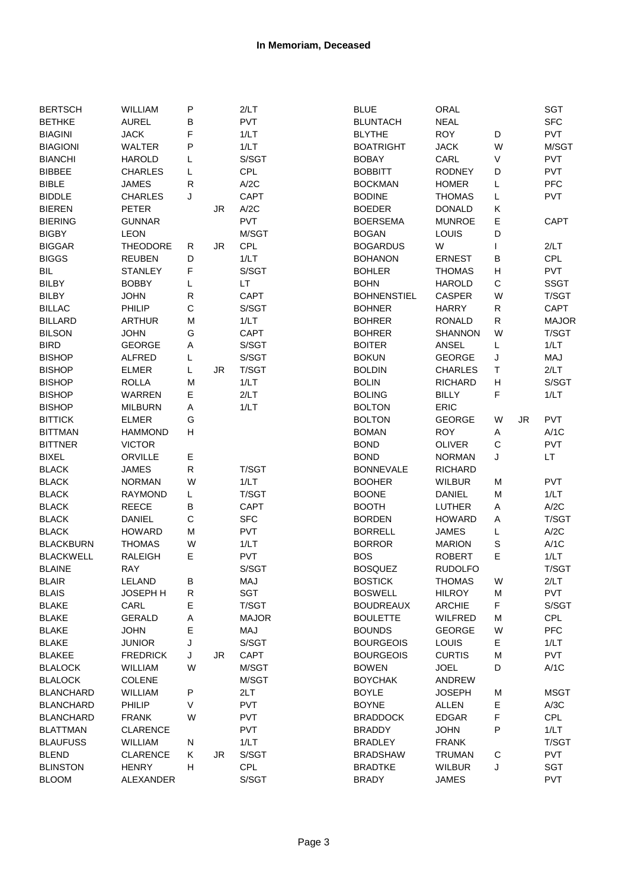**In Memoriam, Deceased**

| | | | | |
|---|---|---|---|---|
| BERTSCH | WILLIAM | P | | 2/LT |
| BETHKE | AUREL | B | | PVT |
| BIAGINI | JACK | F | | 1/LT |
| BIAGIONI | WALTER | P | | 1/LT |
| BIANCHI | HAROLD | L | | S/SGT |
| BIBBEE | CHARLES | L | | CPL |
| BIBLE | JAMES | R | | A/2C |
| BIDDLE | CHARLES | J | | CAPT |
| BIEREN | PETER | | JR | A/2C |
| BIERING | GUNNAR | | | PVT |
| BIGBY | LEON | | | M/SGT |
| BIGGAR | THEODORE | R | JR | CPL |
| BIGGS | REUBEN | D | | 1/LT |
| BIL | STANLEY | F | | S/SGT |
| BILBY | BOBBY | L | | LT |
| BILBY | JOHN | R | | CAPT |
| BILLAC | PHILIP | C | | S/SGT |
| BILLARD | ARTHUR | M | | 1/LT |
| BILSON | JOHN | G | | CAPT |
| BIRD | GEORGE | A | | S/SGT |
| BISHOP | ALFRED | L | | S/SGT |
| BISHOP | ELMER | L | JR | T/SGT |
| BISHOP | ROLLA | M | | 1/LT |
| BISHOP | WARREN | E | | 2/LT |
| BISHOP | MILBURN | A | | 1/LT |
| BITTICK | ELMER | G | | |
| BITTMAN | HAMMOND | H | | |
| BITTNER | VICTOR | | | |
| BIXEL | ORVILLE | E | | |
| BLACK | JAMES | R | | T/SGT |
| BLACK | NORMAN | W | | 1/LT |
| BLACK | RAYMOND | L | | T/SGT |
| BLACK | REECE | B | | CAPT |
| BLACK | DANIEL | C | | SFC |
| BLACK | HOWARD | M | | PVT |
| BLACKBURN | THOMAS | W | | 1/LT |
| BLACKWELL | RALEIGH | E | | PVT |
| BLAINE | RAY | | | S/SGT |
| BLAIR | LELAND | B | | MAJ |
| BLAIS | JOSEPH H | R | | SGT |
| BLAKE | CARL | E | | T/SGT |
| BLAKE | GERALD | A | | MAJOR |
| BLAKE | JOHN | E | | MAJ |
| BLAKE | JUNIOR | J | | S/SGT |
| BLAKEE | FREDRICK | J | JR | CAPT |
| BLALOCK | WILLIAM | W | | M/SGT |
| BLALOCK | COLENE | | | M/SGT |
| BLANCHARD | WILLIAM | P | | 2LT |
| BLANCHARD | PHILIP | V | | PVT |
| BLANCHARD | FRANK | W | | PVT |
| BLATTMAN | CLARENCE | | | PVT |
| BLAUFUSS | WILLIAM | N | | 1/LT |
| BLEND | CLARENCE | K | JR | S/SGT |
| BLINSTON | HENRY | H | | CPL |
| BLOOM | ALEXANDER | | | S/SGT |
| BLUE | ORAL | | | SGT |
| BLUNTACH | NEAL | | | SFC |
| BLYTHE | ROY | D | | PVT |
| BOATRIGHT | JACK | W | | M/SGT |
| BOBAY | CARL | V | | PVT |
| BOBBITT | RODNEY | D | | PVT |
| BOCKMAN | HOMER | L | | PFC |
| BODINE | THOMAS | L | | PVT |
| BOEDER | DONALD | K | | |
| BOERSEMA | MUNROE | E | | CAPT |
| BOGAN | LOUIS | D | | |
| BOGARDUS | W | I | | 2/LT |
| BOHANON | ERNEST | B | | CPL |
| BOHLER | THOMAS | H | | PVT |
| BOHN | HAROLD | C | | SSGT |
| BOHNENSTIEL | CASPER | W | | T/SGT |
| BOHNER | HARRY | R | | CAPT |
| BOHRER | RONALD | R | | MAJOR |
| BOHRER | SHANNON | W | | T/SGT |
| BOITER | ANSEL | L | | 1/LT |
| BOKUN | GEORGE | J | | MAJ |
| BOLDIN | CHARLES | T | | 2/LT |
| BOLIN | RICHARD | H | | S/SGT |
| BOLING | BILLY | F | | 1/LT |
| BOLTON | ERIC | | | |
| BOLTON | GEORGE | W | JR | PVT |
| BOMAN | ROY | A | | A/1C |
| BOND | OLIVER | C | | PVT |
| BOND | NORMAN | J | | LT |
| BONNEVALE | RICHARD | | | |
| BOOHER | WILBUR | M | | PVT |
| BOONE | DANIEL | M | | 1/LT |
| BOOTH | LUTHER | A | | A/2C |
| BORDEN | HOWARD | A | | T/SGT |
| BORRELL | JAMES | L | | A/2C |
| BORROR | MARION | S | | A/1C |
| BOS | ROBERT | E | | 1/LT |
| BOSQUEZ | RUDOLFO | | | T/SGT |
| BOSTICK | THOMAS | W | | 2/LT |
| BOSWELL | HILROY | M | | PVT |
| BOUDREAUX | ARCHIE | F | | S/SGT |
| BOULETTE | WILFRED | M | | CPL |
| BOUNDS | GEORGE | W | | PFC |
| BOURGEOIS | LOUIS | E | | 1/LT |
| BOURGEOIS | CURTIS | M | | PVT |
| BOWEN | JOEL | D | | A/1C |
| BOYCHAK | ANDREW | | | |
| BOYLE | JOSEPH | M | | MSGT |
| BOYNE | ALLEN | E | | A/3C |
| BRADDOCK | EDGAR | F | | CPL |
| BRADDY | JOHN | P | | 1/LT |
| BRADLEY | FRANK | | | T/SGT |
| BRADSHAW | TRUMAN | C | | PVT |
| BRADTKE | WILBUR | J | | SGT |
| BRADY | JAMES | | | PVT |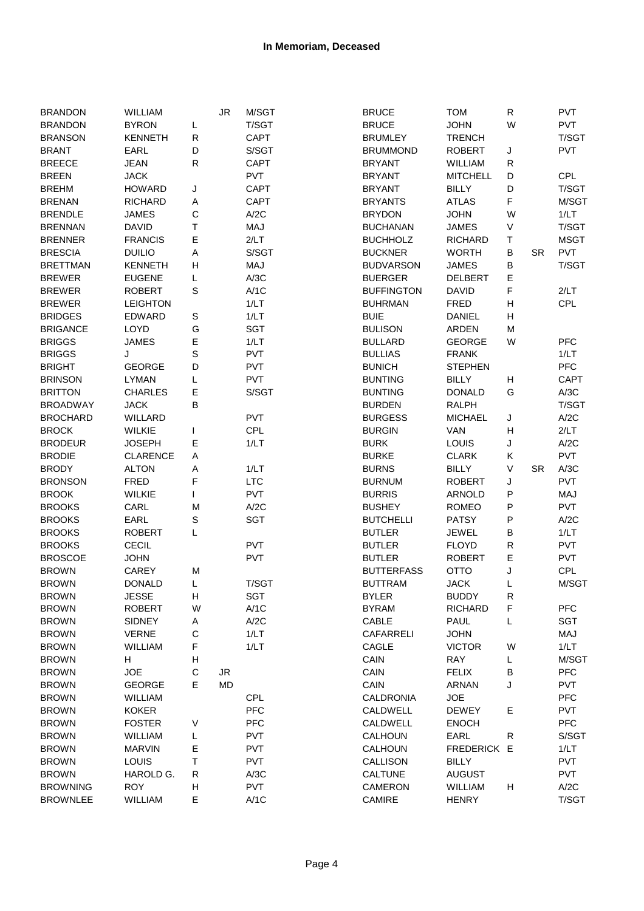## In Memoriam, Deceased

| | | | | |
|---|---|---|---|---|
| BRANDON | WILLIAM | | JR | M/SGT |
| BRANDON | BYRON | L | | T/SGT |
| BRANSON | KENNETH | R | | CAPT |
| BRANT | EARL | D | | S/SGT |
| BREECE | JEAN | R | | CAPT |
| BREEN | JACK | | | PVT |
| BREHM | HOWARD | J | | CAPT |
| BRENAN | RICHARD | A | | CAPT |
| BRENDLE | JAMES | C | | A/2C |
| BRENNAN | DAVID | T | | MAJ |
| BRENNER | FRANCIS | E | | 2/LT |
| BRESCIA | DUILIO | A | | S/SGT |
| BRETTMAN | KENNETH | H | | MAJ |
| BREWER | EUGENE | L | | A/3C |
| BREWER | ROBERT | S | | A/1C |
| BREWER | LEIGHTON | | | 1/LT |
| BRIDGES | EDWARD | S | | 1/LT |
| BRIGANCE | LOYD | G | | SGT |
| BRIGGS | JAMES | E | | 1/LT |
| BRIGGS | J | S | | PVT |
| BRIGHT | GEORGE | D | | PVT |
| BRINSON | LYMAN | L | | PVT |
| BRITTON | CHARLES | E | | S/SGT |
| BROADWAY | JACK | B | | |
| BROCHARD | WILLARD | | | PVT |
| BROCK | WILKIE | I | | CPL |
| BRODEUR | JOSEPH | E | | 1/LT |
| BRODIE | CLARENCE | A | | |
| BRODY | ALTON | A | | 1/LT |
| BRONSON | FRED | F | | LTC |
| BROOK | WILKIE | I | | PVT |
| BROOKS | CARL | M | | A/2C |
| BROOKS | EARL | S | | SGT |
| BROOKS | ROBERT | L | | |
| BROOKS | CECIL | | | PVT |
| BROSCOE | JOHN | | | PVT |
| BROWN | CAREY | M | | |
| BROWN | DONALD | L | | T/SGT |
| BROWN | JESSE | H | | SGT |
| BROWN | ROBERT | W | | A/1C |
| BROWN | SIDNEY | A | | A/2C |
| BROWN | VERNE | C | | 1/LT |
| BROWN | WILLIAM | F | | 1/LT |
| BROWN | H | H | | |
| BROWN | JOE | C | JR | |
| BROWN | GEORGE | E | MD | |
| BROWN | WILLIAM | | | CPL |
| BROWN | KOKER | | | PFC |
| BROWN | FOSTER | V | | PFC |
| BROWN | WILLIAM | L | | PVT |
| BROWN | MARVIN | E | | PVT |
| BROWN | LOUIS | T | | PVT |
| BROWN | HAROLD G. | R | | A/3C |
| BROWNING | ROY | H | | PVT |
| BROWNLEE | WILLIAM | E | | A/1C |
| BRUCE | TOM | R | | PVT |
| BRUCE | JOHN | W | | PVT |
| BRUMLEY | TRENCH | | | T/SGT |
| BRUMMOND | ROBERT | J | | PVT |
| BRYANT | WILLIAM | R | | |
| BRYANT | MITCHELL | D | | CPL |
| BRYANT | BILLY | D | | T/SGT |
| BRYANTS | ATLAS | F | | M/SGT |
| BRYDON | JOHN | W | | 1/LT |
| BUCHANAN | JAMES | V | | T/SGT |
| BUCHHOLZ | RICHARD | T | | MSGT |
| BUCKNER | WORTH | B | SR | PVT |
| BUDVARSON | JAMES | B | | T/SGT |
| BUERGER | DELBERT | E | | |
| BUFFINGTON | DAVID | F | | 2/LT |
| BUHRMAN | FRED | H | | CPL |
| BUIE | DANIEL | H | | |
| BULISON | ARDEN | M | | |
| BULLARD | GEORGE | W | | PFC |
| BULLIAS | FRANK | | | 1/LT |
| BUNICH | STEPHEN | | | PFC |
| BUNTING | BILLY | H | | CAPT |
| BUNTING | DONALD | G | | A/3C |
| BURDEN | RALPH | | | T/SGT |
| BURGESS | MICHAEL | J | | A/2C |
| BURGIN | VAN | H | | 2/LT |
| BURK | LOUIS | J | | A/2C |
| BURKE | CLARK | K | | PVT |
| BURNS | BILLY | V | SR | A/3C |
| BURNUM | ROBERT | J | | PVT |
| BURRIS | ARNOLD | P | | MAJ |
| BUSHEY | ROMEO | P | | PVT |
| BUTCHELLI | PATSY | P | | A/2C |
| BUTLER | JEWEL | B | | 1/LT |
| BUTLER | FLOYD | R | | PVT |
| BUTLER | ROBERT | E | | PVT |
| BUTTERFASS | OTTO | J | | CPL |
| BUTTRAM | JACK | L | | M/SGT |
| BYLER | BUDDY | R | | |
| BYRAM | RICHARD | F | | PFC |
| CABLE | PAUL | L | | SGT |
| CAFARRELI | JOHN | | | MAJ |
| CAGLE | VICTOR | W | | 1/LT |
| CAIN | RAY | L | | M/SGT |
| CAIN | FELIX | B | | PFC |
| CAIN | ARNAN | J | | PVT |
| CALDRONIA | JOE | | | PFC |
| CALDWELL | DEWEY | E | | PVT |
| CALDWELL | ENOCH | | | PFC |
| CALHOUN | EARL | R | | S/SGT |
| CALHOUN | FREDERICK | E | | 1/LT |
| CALLISON | BILLY | | | PVT |
| CALTUNE | AUGUST | | | PVT |
| CAMERON | WILLIAM | H | | A/2C |
| CAMIRE | HENRY | | | T/SGT |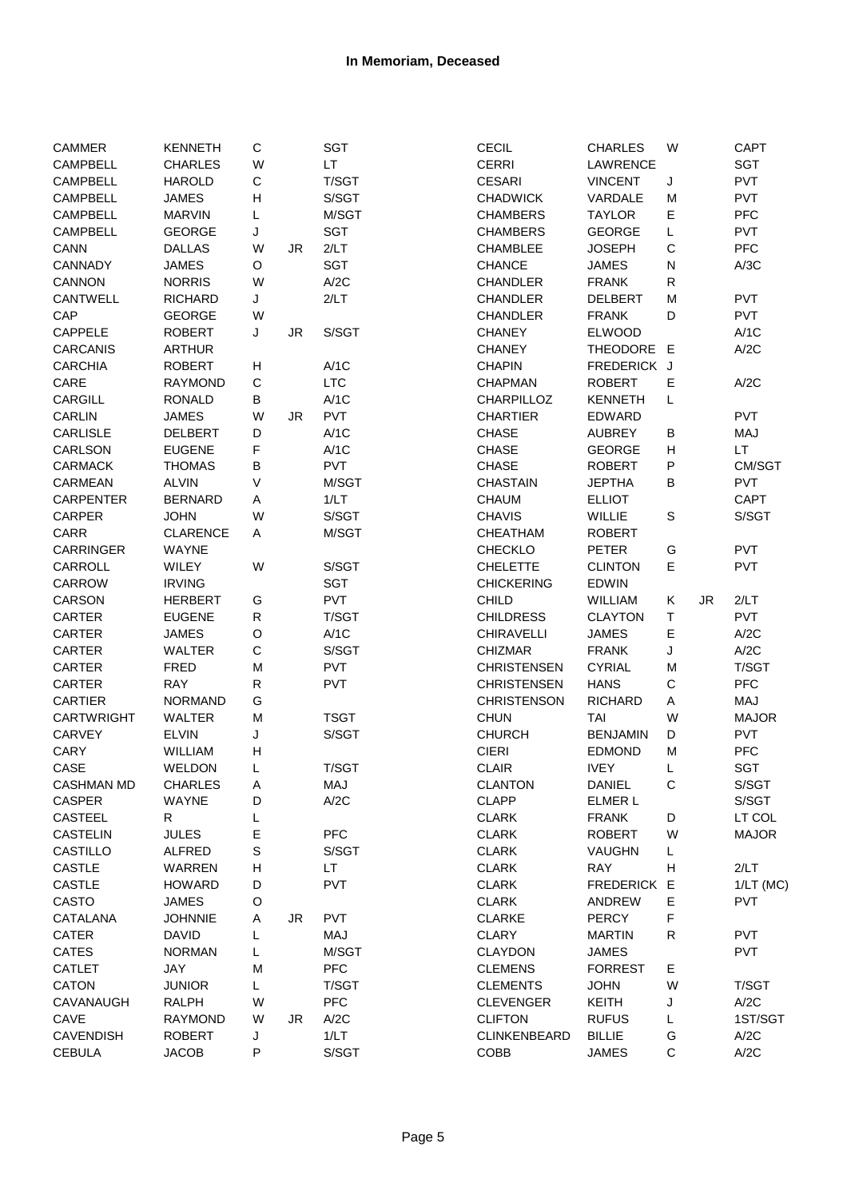### In Memoriam, Deceased

| | | | | |
|---|---|---|---|---|
| CAMMER | KENNETH | C | | SGT |
| CAMPBELL | CHARLES | W | | LT |
| CAMPBELL | HAROLD | C | | T/SGT |
| CAMPBELL | JAMES | H | | S/SGT |
| CAMPBELL | MARVIN | L | | M/SGT |
| CAMPBELL | GEORGE | J | | SGT |
| CANN | DALLAS | W | JR | 2/LT |
| CANNADY | JAMES | O | | SGT |
| CANNON | NORRIS | W | | A/2C |
| CANTWELL | RICHARD | J | | 2/LT |
| CAP | GEORGE | W | | |
| CAPPELE | ROBERT | J | JR | S/SGT |
| CARCANIS | ARTHUR | | | |
| CARCHIA | ROBERT | H | | A/1C |
| CARE | RAYMOND | C | | LTC |
| CARGILL | RONALD | B | | A/1C |
| CARLIN | JAMES | W | JR | PVT |
| CARLISLE | DELBERT | D | | A/1C |
| CARLSON | EUGENE | F | | A/1C |
| CARMACK | THOMAS | B | | PVT |
| CARMEAN | ALVIN | V | | M/SGT |
| CARPENTER | BERNARD | A | | 1/LT |
| CARPER | JOHN | W | | S/SGT |
| CARR | CLARENCE | A | | M/SGT |
| CARRINGER | WAYNE | | | |
| CARROLL | WILEY | W | | S/SGT |
| CARROW | IRVING | | | SGT |
| CARSON | HERBERT | G | | PVT |
| CARTER | EUGENE | R | | T/SGT |
| CARTER | JAMES | O | | A/1C |
| CARTER | WALTER | C | | S/SGT |
| CARTER | FRED | M | | PVT |
| CARTER | RAY | R | | PVT |
| CARTIER | NORMAND | G | | |
| CARTWRIGHT | WALTER | M | | TSGT |
| CARVEY | ELVIN | J | | S/SGT |
| CARY | WILLIAM | H | | |
| CASE | WELDON | L | | T/SGT |
| CASHMAN MD | CHARLES | A | | MAJ |
| CASPER | WAYNE | D | | A/2C |
| CASTEEL | R | L | | |
| CASTELIN | JULES | E | | PFC |
| CASTILLO | ALFRED | S | | S/SGT |
| CASTLE | WARREN | H | | LT |
| CASTLE | HOWARD | D | | PVT |
| CASTO | JAMES | O | | |
| CATALANA | JOHNNIE | A | JR | PVT |
| CATER | DAVID | L | | MAJ |
| CATES | NORMAN | L | | M/SGT |
| CATLET | JAY | M | | PFC |
| CATON | JUNIOR | L | | T/SGT |
| CAVANAUGH | RALPH | W | | PFC |
| CAVE | RAYMOND | W | JR | A/2C |
| CAVENDISH | ROBERT | J | | 1/LT |
| CEBULA | JACOB | P | | S/SGT |
| CECIL | CHARLES | W | | CAPT |
| CERRI | LAWRENCE | | | SGT |
| CESARI | VINCENT | J | | PVT |
| CHADWICK | VARDALE | M | | PVT |
| CHAMBERS | TAYLOR | E | | PFC |
| CHAMBERS | GEORGE | L | | PVT |
| CHAMBLEE | JOSEPH | C | | PFC |
| CHANCE | JAMES | N | | A/3C |
| CHANDLER | FRANK | R | | |
| CHANDLER | DELBERT | M | | PVT |
| CHANDLER | FRANK | D | | PVT |
| CHANEY | ELWOOD | | | A/1C |
| CHANEY | THEODORE | E | | A/2C |
| CHAPIN | FREDERICK | J | | |
| CHAPMAN | ROBERT | E | | A/2C |
| CHARPILLOZ | KENNETH | L | | |
| CHARTIER | EDWARD | | | PVT |
| CHASE | AUBREY | B | | MAJ |
| CHASE | GEORGE | H | | LT |
| CHASE | ROBERT | P | | CM/SGT |
| CHASTAIN | JEPTHA | B | | PVT |
| CHAUM | ELLIOT | | | CAPT |
| CHAVIS | WILLIE | S | | S/SGT |
| CHEATHAM | ROBERT | | | |
| CHECKLO | PETER | G | | PVT |
| CHELETTE | CLINTON | E | | PVT |
| CHICKERING | EDWIN | | | |
| CHILD | WILLIAM | K | JR | 2/LT |
| CHILDRESS | CLAYTON | T | | PVT |
| CHIRAVELLI | JAMES | E | | A/2C |
| CHIZMAR | FRANK | J | | A/2C |
| CHRISTENSEN | CYRIAL | M | | T/SGT |
| CHRISTENSEN | HANS | C | | PFC |
| CHRISTENSON | RICHARD | A | | MAJ |
| CHUN | TAI | W | | MAJOR |
| CHURCH | BENJAMIN | D | | PVT |
| CIERI | EDMOND | M | | PFC |
| CLAIR | IVEY | L | | SGT |
| CLANTON | DANIEL | C | | S/SGT |
| CLAPP | ELMER L | | | S/SGT |
| CLARK | FRANK | D | | LT COL |
| CLARK | ROBERT | W | | MAJOR |
| CLARK | VAUGHN | L | | |
| CLARK | RAY | H | | 2/LT |
| CLARK | FREDERICK | E | | 1/LT (MC) |
| CLARK | ANDREW | E | | PVT |
| CLARKE | PERCY | F | | |
| CLARY | MARTIN | R | | PVT |
| CLAYDON | JAMES | | | PVT |
| CLEMENS | FORREST | E | | |
| CLEMENTS | JOHN | W | | T/SGT |
| CLEVENGER | KEITH | J | | A/2C |
| CLIFTON | RUFUS | L | | 1ST/SGT |
| CLINKENBEARD | BILLIE | G | | A/2C |
| COBB | JAMES | C | | A/2C |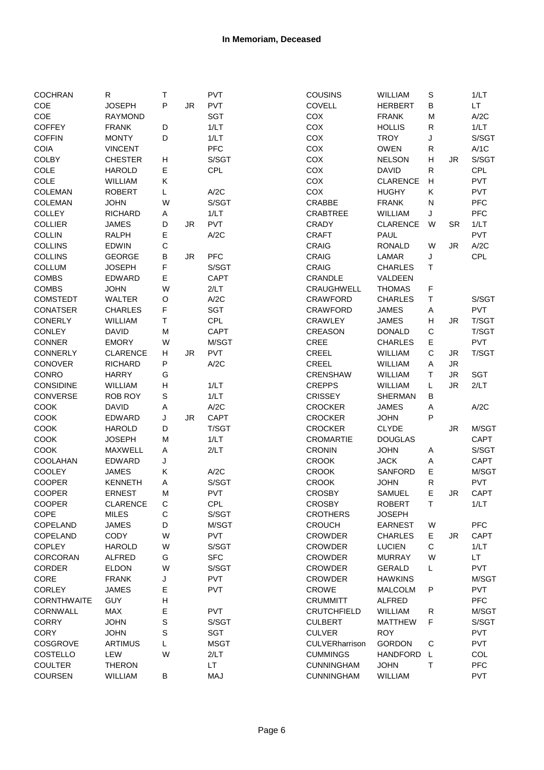## In Memoriam, Deceased

| | | | | |
|---|---|---|---|---|
| COCHRAN | R | T | | PVT |
| COE | JOSEPH | P | JR | PVT |
| COE | RAYMOND | | | SGT |
| COFFEY | FRANK | D | | 1/LT |
| COFFIN | MONTY | D | | 1/LT |
| COIA | VINCENT | | | PFC |
| COLBY | CHESTER | H | | S/SGT |
| COLE | HAROLD | E | | CPL |
| COLE | WILLIAM | K | | |
| COLEMAN | ROBERT | L | | A/2C |
| COLEMAN | JOHN | W | | S/SGT |
| COLLEY | RICHARD | A | | 1/LT |
| COLLIER | JAMES | D | JR | PVT |
| COLLIN | RALPH | E | | A/2C |
| COLLINS | EDWIN | C | | |
| COLLINS | GEORGE | B | JR | PFC |
| COLLUM | JOSEPH | F | | S/SGT |
| COMBS | EDWARD | E | | CAPT |
| COMBS | JOHN | W | | 2/LT |
| COMSTEDT | WALTER | O | | A/2C |
| CONATSER | CHARLES | F | | SGT |
| CONERLY | WILLIAM | T | | CPL |
| CONLEY | DAVID | M | | CAPT |
| CONNER | EMORY | W | | M/SGT |
| CONNERLY | CLARENCE | H | JR | PVT |
| CONOVER | RICHARD | P | | A/2C |
| CONRO | HARRY | G | | |
| CONSIDINE | WILLIAM | H | | 1/LT |
| CONVERSE | ROB ROY | S | | 1/LT |
| COOK | DAVID | A | | A/2C |
| COOK | EDWARD | J | JR | CAPT |
| COOK | HAROLD | D | | T/SGT |
| COOK | JOSEPH | M | | 1/LT |
| COOK | MAXWELL | A | | 2/LT |
| COOLAHAN | EDWARD | J | | |
| COOLEY | JAMES | K | | A/2C |
| COOPER | KENNETH | A | | S/SGT |
| COOPER | ERNEST | M | | PVT |
| COOPER | CLARENCE | C | | CPL |
| COPE | MILES | C | | S/SGT |
| COPELAND | JAMES | D | | M/SGT |
| COPELAND | CODY | W | | PVT |
| COPLEY | HAROLD | W | | S/SGT |
| CORCORAN | ALFRED | G | | SFC |
| CORDER | ELDON | W | | S/SGT |
| CORE | FRANK | J | | PVT |
| CORLEY | JAMES | E | | PVT |
| CORNTHWAITE | GUY | H | | |
| CORNWALL | MAX | E | | PVT |
| CORRY | JOHN | S | | S/SGT |
| CORY | JOHN | S | | SGT |
| COSGROVE | ARTIMUS | L | | MSGT |
| COSTELLO | LEW | W | | 2/LT |
| COULTER | THERON | | | LT |
| COURSEN | WILLIAM | B | | MAJ |
| COUSINS | WILLIAM | S | | 1/LT |
| COVELL | HERBERT | B | | LT |
| COX | FRANK | M | | A/2C |
| COX | HOLLIS | R | | 1/LT |
| COX | TROY | J | | S/SGT |
| COX | OWEN | R | | A/1C |
| COX | NELSON | H | JR | S/SGT |
| COX | DAVID | R | | CPL |
| COX | CLARENCE | H | | PVT |
| COX | HUGHY | K | | PVT |
| CRABBE | FRANK | N | | PFC |
| CRABTREE | WILLIAM | J | | PFC |
| CRADY | CLARENCE | W | SR | 1/LT |
| CRAFT | PAUL | | | PVT |
| CRAIG | RONALD | W | JR | A/2C |
| CRAIG | LAMAR | J | | CPL |
| CRAIG | CHARLES | T | | |
| CRANDLE | VALDEEN | | | |
| CRAUGHWELL | THOMAS | F | | |
| CRAWFORD | CHARLES | T | | S/SGT |
| CRAWFORD | JAMES | A | | PVT |
| CRAWLEY | JAMES | H | JR | T/SGT |
| CREASON | DONALD | C | | T/SGT |
| CREE | CHARLES | E | | PVT |
| CREEL | WILLIAM | C | JR | T/SGT |
| CREEL | WILLIAM | A | JR | |
| CRENSHAW | WILLIAM | T | JR | SGT |
| CREPPS | WILLIAM | L | JR | 2/LT |
| CRISSEY | SHERMAN | B | | |
| CROCKER | JAMES | A | | A/2C |
| CROCKER | JOHN | P | | |
| CROCKER | CLYDE | | JR | M/SGT |
| CROMARTIE | DOUGLAS | | | CAPT |
| CRONIN | JOHN | A | | S/SGT |
| CROOK | JACK | A | | CAPT |
| CROOK | SANFORD | E | | M/SGT |
| CROOK | JOHN | R | | PVT |
| CROSBY | SAMUEL | E | JR | CAPT |
| CROSBY | ROBERT | T | | 1/LT |
| CROTHERS | JOSEPH | | | |
| CROUCH | EARNEST | W | | PFC |
| CROWDER | CHARLES | E | JR | CAPT |
| CROWDER | LUCIEN | C | | 1/LT |
| CROWDER | MURRAY | W | | LT |
| CROWDER | GERALD | L | | PVT |
| CROWDER | HAWKINS | | | M/SGT |
| CROWE | MALCOLM | P | | PVT |
| CRUMMITT | ALFRED | | | PFC |
| CRUTCHFIELD | WILLIAM | R | | M/SGT |
| CULBERT | MATTHEW | F | | S/SGT |
| CULVER | ROY | | | PVT |
| CULVERharrison | GORDON | C | | PVT |
| CUMMINGS | HANDFORD | L | | COL |
| CUNNINGHAM | JOHN | T | | PFC |
| CUNNINGHAM | WILLIAM | | | PVT |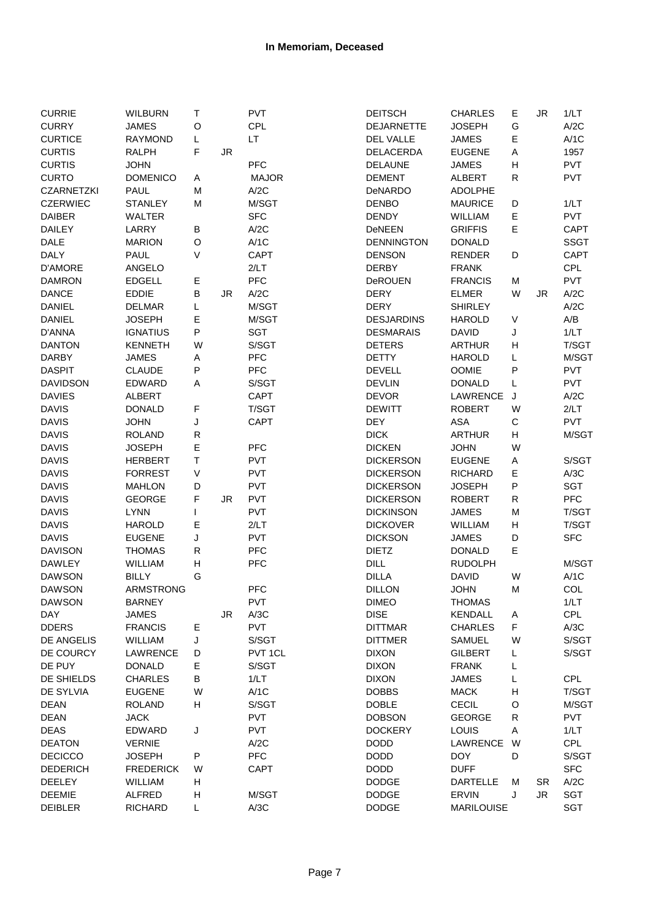## In Memoriam, Deceased

| | | | | |
|---|---|---|---|---|
| CURRIE | WILBURN | T | | PVT |
| CURRY | JAMES | O | | CPL |
| CURTICE | RAYMOND | L | | LT |
| CURTIS | RALPH | F | JR | |
| CURTIS | JOHN | | | PFC |
| CURTO | DOMENICO | A | | MAJOR |
| CZARNETZKI | PAUL | M | | A/2C |
| CZERWIEC | STANLEY | M | | M/SGT |
| DAIBER | WALTER | | | SFC |
| DAILEY | LARRY | B | | A/2C |
| DALE | MARION | O | | A/1C |
| DALY | PAUL | V | | CAPT |
| D'AMORE | ANGELO | | | 2/LT |
| DAMRON | EDGELL | E | | PFC |
| DANCE | EDDIE | B | JR | A/2C |
| DANIEL | DELMAR | L | | M/SGT |
| DANIEL | JOSEPH | E | | M/SGT |
| D'ANNA | IGNATIUS | P | | SGT |
| DANTON | KENNETH | W | | S/SGT |
| DARBY | JAMES | A | | PFC |
| DASPIT | CLAUDE | P | | PFC |
| DAVIDSON | EDWARD | A | | S/SGT |
| DAVIES | ALBERT | | | CAPT |
| DAVIS | DONALD | F | | T/SGT |
| DAVIS | JOHN | J | | CAPT |
| DAVIS | ROLAND | R | | |
| DAVIS | JOSEPH | E | | PFC |
| DAVIS | HERBERT | T | | PVT |
| DAVIS | FORREST | V | | PVT |
| DAVIS | MAHLON | D | | PVT |
| DAVIS | GEORGE | F | JR | PVT |
| DAVIS | LYNN | I | | PVT |
| DAVIS | HAROLD | E | | 2/LT |
| DAVIS | EUGENE | J | | PVT |
| DAVISON | THOMAS | R | | PFC |
| DAWLEY | WILLIAM | H | | PFC |
| DAWSON | BILLY | G | | |
| DAWSON | ARMSTRONG | | | PFC |
| DAWSON | BARNEY | | | PVT |
| DAY | JAMES | | JR | A/3C |
| DDERS | FRANCIS | E | | PVT |
| DE ANGELIS | WILLIAM | J | | S/SGT |
| DE COURCY | LAWRENCE | D | | PVT 1CL |
| DE PUY | DONALD | E | | S/SGT |
| DE SHIELDS | CHARLES | B | | 1/LT |
| DE SYLVIA | EUGENE | W | | A/1C |
| DEAN | ROLAND | H | | S/SGT |
| DEAN | JACK | | | PVT |
| DEAS | EDWARD | J | | PVT |
| DEATON | VERNIE | | | A/2C |
| DECICCO | JOSEPH | P | | PFC |
| DEDERICH | FREDERICK | W | | CAPT |
| DEELEY | WILLIAM | H | | |
| DEEMIE | ALFRED | H | | M/SGT |
| DEIBLER | RICHARD | L | | A/3C |
| DEITSCH | CHARLES | E | JR | 1/LT |
| DEJARNETTE | JOSEPH | G | | A/2C |
| DEL VALLE | JAMES | E | | A/1C |
| DELACERDA | EUGENE | A | | 1957 |
| DELAUNE | JAMES | H | | PVT |
| DEMENT | ALBERT | R | | PVT |
| DeNARDO | ADOLPHE | | | |
| DENBO | MAURICE | D | | 1/LT |
| DENDY | WILLIAM | E | | PVT |
| DeNEEN | GRIFFIS | E | | CAPT |
| DENNINGTON | DONALD | | | SSGT |
| DENSON | RENDER | D | | CAPT |
| DERBY | FRANK | | | CPL |
| DeROUEN | FRANCIS | M | | PVT |
| DERY | ELMER | W | JR | A/2C |
| DERY | SHIRLEY | | | A/2C |
| DESJARDINS | HAROLD | V | | A/B |
| DESMARAIS | DAVID | J | | 1/LT |
| DETERS | ARTHUR | H | | T/SGT |
| DETTY | HAROLD | L | | M/SGT |
| DEVELL | OOMIE | P | | PVT |
| DEVLIN | DONALD | L | | PVT |
| DEVOR | LAWRENCE | J | | A/2C |
| DEWITT | ROBERT | W | | 2/LT |
| DEY | ASA | C | | PVT |
| DICK | ARTHUR | H | | M/SGT |
| DICKEN | JOHN | W | | |
| DICKERSON | EUGENE | A | | S/SGT |
| DICKERSON | RICHARD | E | | A/3C |
| DICKERSON | JOSEPH | P | | SGT |
| DICKERSON | ROBERT | R | | PFC |
| DICKINSON | JAMES | M | | T/SGT |
| DICKOVER | WILLIAM | H | | T/SGT |
| DICKSON | JAMES | D | | SFC |
| DIETZ | DONALD | E | | |
| DILL | RUDOLPH | | | M/SGT |
| DILLA | DAVID | W | | A/1C |
| DILLON | JOHN | M | | COL |
| DIMEO | THOMAS | | | 1/LT |
| DISE | KENDALL | A | | CPL |
| DITTMAR | CHARLES | F | | A/3C |
| DITTMER | SAMUEL | W | | S/SGT |
| DIXON | GILBERT | L | | S/SGT |
| DIXON | FRANK | L | | |
| DIXON | JAMES | L | | CPL |
| DOBBS | MACK | H | | T/SGT |
| DOBLE | CECIL | O | | M/SGT |
| DOBSON | GEORGE | R | | PVT |
| DOCKERY | LOUIS | A | | 1/LT |
| DODD | LAWRENCE | W | | CPL |
| DODD | DOY | D | | S/SGT |
| DODD | DUFF | | | SFC |
| DODGE | DARTELLE | M | SR | A/2C |
| DODGE | ERVIN | J | JR | SGT |
| DODGE | MARILOUISE | | | SGT |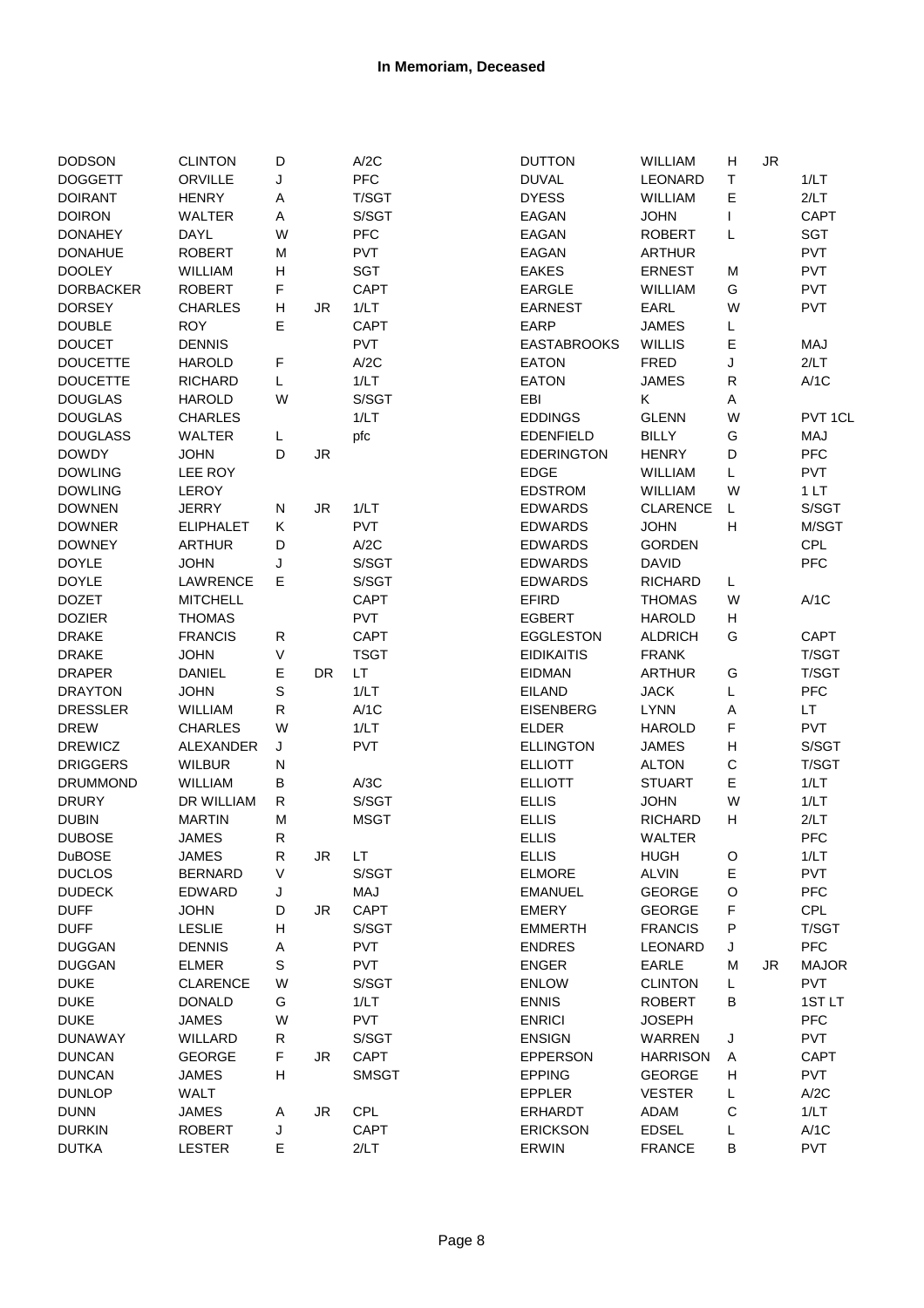# In Memoriam, Deceased

| | | | | |
|---|---|---|---|---|
| DODSON | CLINTON | D | | A/2C |
| DOGGETT | ORVILLE | J | | PFC |
| DOIRANT | HENRY | A | | T/SGT |
| DOIRON | WALTER | A | | S/SGT |
| DONAHEY | DAYL | W | | PFC |
| DONAHUE | ROBERT | M | | PVT |
| DOOLEY | WILLIAM | H | | SGT |
| DORBACKER | ROBERT | F | | CAPT |
| DORSEY | CHARLES | H | JR | 1/LT |
| DOUBLE | ROY | E | | CAPT |
| DOUCET | DENNIS | | | PVT |
| DOUCETTE | HAROLD | F | | A/2C |
| DOUCETTE | RICHARD | L | | 1/LT |
| DOUGLAS | HAROLD | W | | S/SGT |
| DOUGLAS | CHARLES | | | 1/LT |
| DOUGLASS | WALTER | L | | pfc |
| DOWDY | JOHN | D | JR | |
| DOWLING | LEE ROY | | | |
| DOWLING | LEROY | | | |
| DOWNEN | JERRY | N | JR | 1/LT |
| DOWNER | ELIPHALET | K | | PVT |
| DOWNEY | ARTHUR | D | | A/2C |
| DOYLE | JOHN | J | | S/SGT |
| DOYLE | LAWRENCE | E | | S/SGT |
| DOZET | MITCHELL | | | CAPT |
| DOZIER | THOMAS | | | PVT |
| DRAKE | FRANCIS | R | | CAPT |
| DRAKE | JOHN | V | | TSGT |
| DRAPER | DANIEL | E | DR | LT |
| DRAYTON | JOHN | S | | 1/LT |
| DRESSLER | WILLIAM | R | | A/1C |
| DREW | CHARLES | W | | 1/LT |
| DREWICZ | ALEXANDER | J | | PVT |
| DRIGGERS | WILBUR | N | | |
| DRUMMOND | WILLIAM | B | | A/3C |
| DRURY | DR WILLIAM | R | | S/SGT |
| DUBIN | MARTIN | M | | MSGT |
| DUBOSE | JAMES | R | | |
| DuBOSE | JAMES | R | JR | LT |
| DUCLOS | BERNARD | V | | S/SGT |
| DUDECK | EDWARD | J | | MAJ |
| DUFF | JOHN | D | JR | CAPT |
| DUFF | LESLIE | H | | S/SGT |
| DUGGAN | DENNIS | A | | PVT |
| DUGGAN | ELMER | S | | PVT |
| DUKE | CLARENCE | W | | S/SGT |
| DUKE | DONALD | G | | 1/LT |
| DUKE | JAMES | W | | PVT |
| DUNAWAY | WILLARD | R | | S/SGT |
| DUNCAN | GEORGE | F | JR | CAPT |
| DUNCAN | JAMES | H | | SMSGT |
| DUNLOP | WALT | | | |
| DUNN | JAMES | A | JR | CPL |
| DURKIN | ROBERT | J | | CAPT |
| DUTKA | LESTER | E | | 2/LT |
| DUTTON | WILLIAM | H | JR | |
| DUVAL | LEONARD | T | | 1/LT |
| DYESS | WILLIAM | E | | 2/LT |
| EAGAN | JOHN | I | | CAPT |
| EAGAN | ROBERT | L | | SGT |
| EAGAN | ARTHUR | | | PVT |
| EAKES | ERNEST | M | | PVT |
| EARGLE | WILLIAM | G | | PVT |
| EARNEST | EARL | W | | PVT |
| EARP | JAMES | L | | |
| EASTABROOKS | WILLIS | E | | MAJ |
| EATON | FRED | J | | 2/LT |
| EATON | JAMES | R | | A/1C |
| EBI | K | A | | |
| EDDINGS | GLENN | W | | PVT 1CL |
| EDENFIELD | BILLY | G | | MAJ |
| EDERINGTON | HENRY | D | | PFC |
| EDGE | WILLIAM | L | | PVT |
| EDSTROM | WILLIAM | W | | 1 LT |
| EDWARDS | CLARENCE | L | | S/SGT |
| EDWARDS | JOHN | H | | M/SGT |
| EDWARDS | GORDEN | | | CPL |
| EDWARDS | DAVID | | | PFC |
| EDWARDS | RICHARD | L | | |
| EFIRD | THOMAS | W | | A/1C |
| EGBERT | HAROLD | H | | |
| EGGLESTON | ALDRICH | G | | CAPT |
| EIDIKAITIS | FRANK | | | T/SGT |
| EIDMAN | ARTHUR | G | | T/SGT |
| EILAND | JACK | L | | PFC |
| EISENBERG | LYNN | A | | LT |
| ELDER | HAROLD | F | | PVT |
| ELLINGTON | JAMES | H | | S/SGT |
| ELLIOTT | ALTON | C | | T/SGT |
| ELLIOTT | STUART | E | | 1/LT |
| ELLIS | JOHN | W | | 1/LT |
| ELLIS | RICHARD | H | | 2/LT |
| ELLIS | WALTER | | | PFC |
| ELLIS | HUGH | O | | 1/LT |
| ELMORE | ALVIN | E | | PVT |
| EMANUEL | GEORGE | O | | PFC |
| EMERY | GEORGE | F | | CPL |
| EMMERTH | FRANCIS | P | | T/SGT |
| ENDRES | LEONARD | J | | PFC |
| ENGER | EARLE | M | JR | MAJOR |
| ENLOW | CLINTON | L | | PVT |
| ENNIS | ROBERT | B | | 1ST LT |
| ENRICI | JOSEPH | | | PFC |
| ENSIGN | WARREN | J | | PVT |
| EPPERSON | HARRISON | A | | CAPT |
| EPPING | GEORGE | H | | PVT |
| EPPLER | VESTER | L | | A/2C |
| ERHARDT | ADAM | C | | 1/LT |
| ERICKSON | EDSEL | L | | A/1C |
| ERWIN | FRANCE | B | | PVT |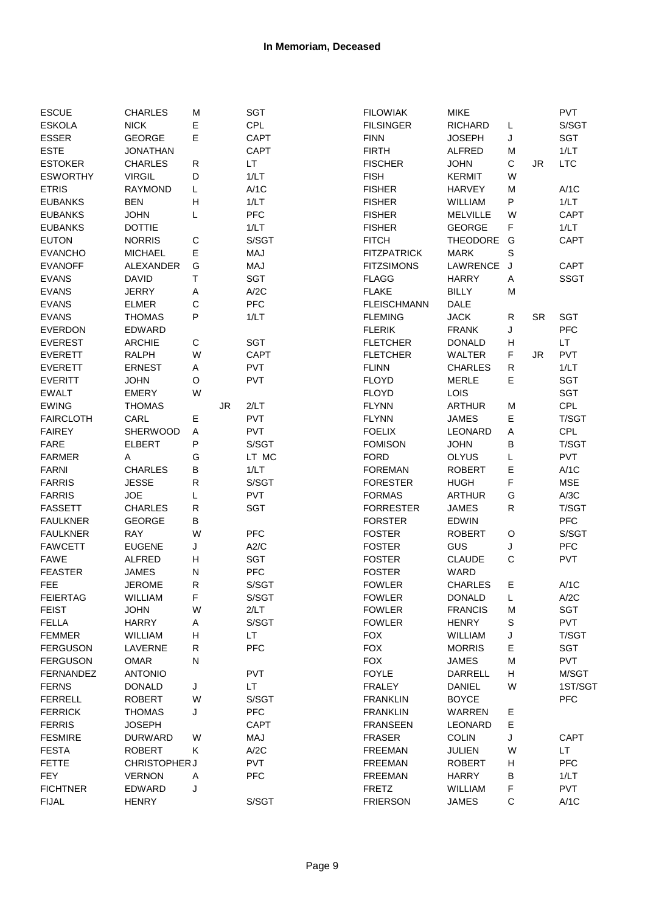# In Memoriam, Deceased

| | | | | |
|---|---|---|---|---|
| ESCUE | CHARLES | M | | SGT |
| ESKOLA | NICK | E | | CPL |
| ESSER | GEORGE | E | | CAPT |
| ESTE | JONATHAN | | | CAPT |
| ESTOKER | CHARLES | R | | LT |
| ESWORTHY | VIRGIL | D | | 1/LT |
| ETRIS | RAYMOND | L | | A/1C |
| EUBANKS | BEN | H | | 1/LT |
| EUBANKS | JOHN | L | | PFC |
| EUBANKS | DOTTIE | | | 1/LT |
| EUTON | NORRIS | C | | S/SGT |
| EVANCHO | MICHAEL | E | | MAJ |
| EVANOFF | ALEXANDER | G | | MAJ |
| EVANS | DAVID | T | | SGT |
| EVANS | JERRY | A | | A/2C |
| EVANS | ELMER | C | | PFC |
| EVANS | THOMAS | P | | 1/LT |
| EVERDON | EDWARD | | | |
| EVEREST | ARCHIE | C | | SGT |
| EVERETT | RALPH | W | | CAPT |
| EVERETT | ERNEST | A | | PVT |
| EVERITT | JOHN | O | | PVT |
| EWALT | EMERY | W | | |
| EWING | THOMAS | | JR | 2/LT |
| FAIRCLOTH | CARL | E | | PVT |
| FAIREY | SHERWOOD | A | | PVT |
| FARE | ELBERT | P | | S/SGT |
| FARMER | A | G | | LT MC |
| FARNI | CHARLES | B | | 1/LT |
| FARRIS | JESSE | R | | S/SGT |
| FARRIS | JOE | L | | PVT |
| FASSETT | CHARLES | R | | SGT |
| FAULKNER | GEORGE | B | | |
| FAULKNER | RAY | W | | PFC |
| FAWCETT | EUGENE | J | | A2/C |
| FAWE | ALFRED | H | | SGT |
| FEASTER | JAMES | N | | PFC |
| FEE | JEROME | R | | S/SGT |
| FEIERTAG | WILLIAM | F | | S/SGT |
| FEIST | JOHN | W | | 2/LT |
| FELLA | HARRY | A | | S/SGT |
| FEMMER | WILLIAM | H | | LT |
| FERGUSON | LAVERNE | R | | PFC |
| FERGUSON | OMAR | N | | |
| FERNANDEZ | ANTONIO | | | PVT |
| FERNS | DONALD | J | | LT |
| FERRELL | ROBERT | W | | S/SGT |
| FERRICK | THOMAS | J | | PFC |
| FERRIS | JOSEPH | | | CAPT |
| FESMIRE | DURWARD | W | | MAJ |
| FESTA | ROBERT | K | | A/2C |
| FETTE | CHRISTOPHER | J | | PVT |
| FEY | VERNON | A | | PFC |
| FICHTNER | EDWARD | J | | |
| FIJAL | HENRY | | | S/SGT |
| FILOWIAK | MIKE | | | PVT |
| FILSINGER | RICHARD | L | | S/SGT |
| FINN | JOSEPH | J | | SGT |
| FIRTH | ALFRED | M | | 1/LT |
| FISCHER | JOHN | C | JR | LTC |
| FISH | KERMIT | W | | |
| FISHER | HARVEY | M | | A/1C |
| FISHER | WILLIAM | P | | 1/LT |
| FISHER | MELVILLE | W | | CAPT |
| FISHER | GEORGE | F | | 1/LT |
| FITCH | THEODORE | G | | CAPT |
| FITZPATRICK | MARK | S | | |
| FITZSIMONS | LAWRENCE | J | | CAPT |
| FLAGG | HARRY | A | | SSGT |
| FLAKE | BILLY | M | | |
| FLEISCHMANN | DALE | | | |
| FLEMING | JACK | R | SR | SGT |
| FLERIK | FRANK | J | | PFC |
| FLETCHER | DONALD | H | | LT |
| FLETCHER | WALTER | F | JR | PVT |
| FLINN | CHARLES | R | | 1/LT |
| FLOYD | MERLE | E | | SGT |
| FLOYD | LOIS | | | SGT |
| FLYNN | ARTHUR | M | | CPL |
| FLYNN | JAMES | E | | T/SGT |
| FOELIX | LEONARD | A | | CPL |
| FOMISON | JOHN | B | | T/SGT |
| FORD | OLYUS | L | | PVT |
| FOREMAN | ROBERT | E | | A/1C |
| FORESTER | HUGH | F | | MSE |
| FORMAS | ARTHUR | G | | A/3C |
| FORRESTER | JAMES | R | | T/SGT |
| FORSTER | EDWIN | | | PFC |
| FOSTER | ROBERT | O | | S/SGT |
| FOSTER | GUS | J | | PFC |
| FOSTER | CLAUDE | C | | PVT |
| FOSTER | WARD | | | |
| FOWLER | CHARLES | E | | A/1C |
| FOWLER | DONALD | L | | A/2C |
| FOWLER | FRANCIS | M | | SGT |
| FOWLER | HENRY | S | | PVT |
| FOX | WILLIAM | J | | T/SGT |
| FOX | MORRIS | E | | SGT |
| FOX | JAMES | M | | PVT |
| FOYLE | DARRELL | H | | M/SGT |
| FRALEY | DANIEL | W | | 1ST/SGT |
| FRANKLIN | BOYCE | | | PFC |
| FRANKLIN | WARREN | E | | |
| FRANSEEN | LEONARD | E | | |
| FRASER | COLIN | J | | CAPT |
| FREEMAN | JULIEN | W | | LT |
| FREEMAN | ROBERT | H | | PFC |
| FREEMAN | HARRY | B | | 1/LT |
| FRETZ | WILLIAM | F | | PVT |
| FRIERSON | JAMES | C | | A/1C |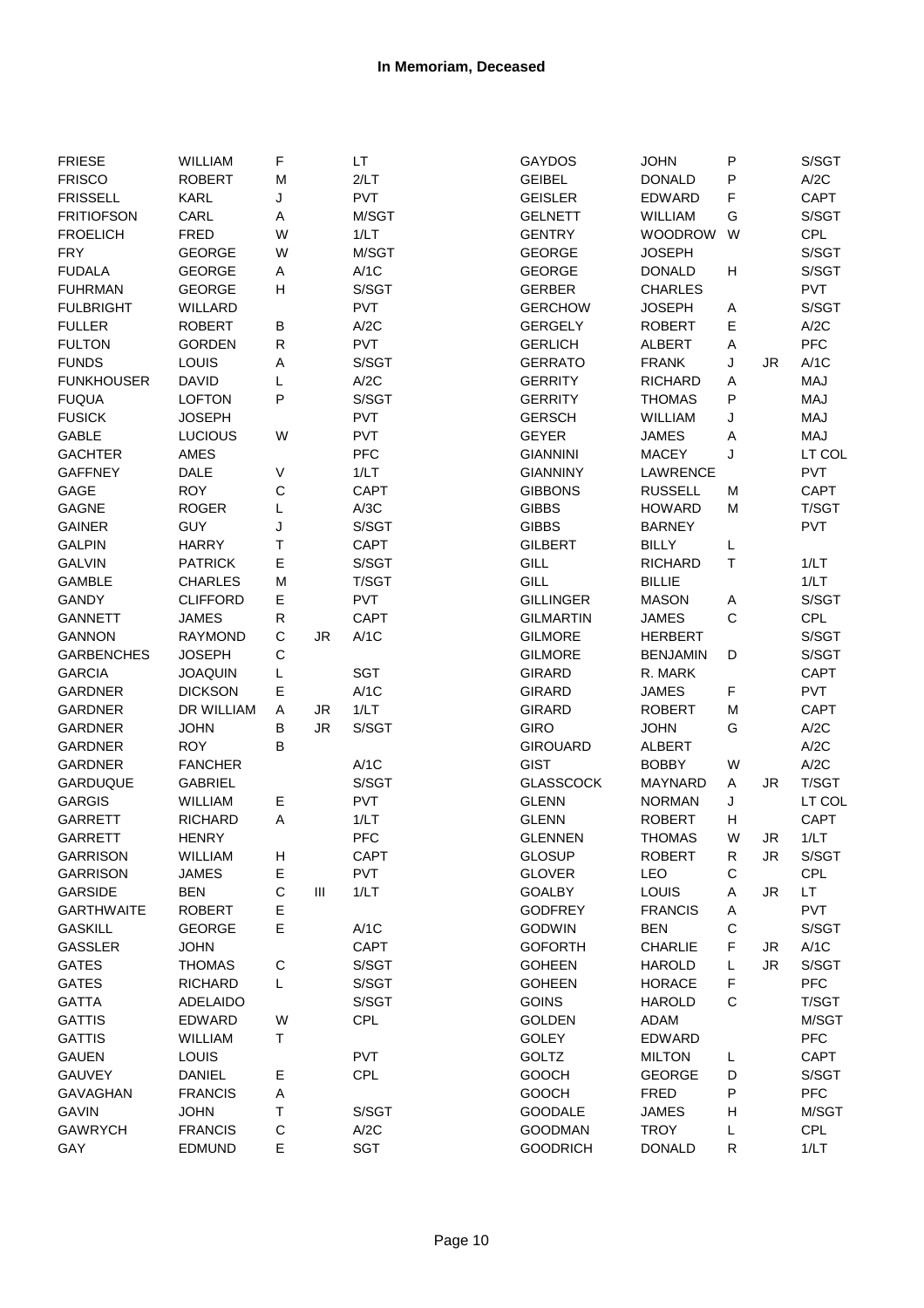## In Memoriam, Deceased

| | | | | |
|---|---|---|---|---|
| FRIESE | WILLIAM | F | | LT |
| FRISCO | ROBERT | M | | 2/LT |
| FRISSELL | KARL | J | | PVT |
| FRITIOFSON | CARL | A | | M/SGT |
| FROELICH | FRED | W | | 1/LT |
| FRY | GEORGE | W | | M/SGT |
| FUDALA | GEORGE | A | | A/1C |
| FUHRMAN | GEORGE | H | | S/SGT |
| FULBRIGHT | WILLARD | | | PVT |
| FULLER | ROBERT | B | | A/2C |
| FULTON | GORDEN | R | | PVT |
| FUNDS | LOUIS | A | | S/SGT |
| FUNKHOUSER | DAVID | L | | A/2C |
| FUQUA | LOFTON | P | | S/SGT |
| FUSICK | JOSEPH | | | PVT |
| GABLE | LUCIOUS | W | | PVT |
| GACHTER | AMES | | | PFC |
| GAFFNEY | DALE | V | | 1/LT |
| GAGE | ROY | C | | CAPT |
| GAGNE | ROGER | L | | A/3C |
| GAINER | GUY | J | | S/SGT |
| GALPIN | HARRY | T | | CAPT |
| GALVIN | PATRICK | E | | S/SGT |
| GAMBLE | CHARLES | M | | T/SGT |
| GANDY | CLIFFORD | E | | PVT |
| GANNETT | JAMES | R | | CAPT |
| GANNON | RAYMOND | C | JR | A/1C |
| GARBENCHES | JOSEPH | C | | |
| GARCIA | JOAQUIN | L | | SGT |
| GARDNER | DICKSON | E | | A/1C |
| GARDNER | DR WILLIAM | A | JR | 1/LT |
| GARDNER | JOHN | B | JR | S/SGT |
| GARDNER | ROY | B | | |
| GARDNER | FANCHER | | | A/1C |
| GARDUQUE | GABRIEL | | | S/SGT |
| GARGIS | WILLIAM | E | | PVT |
| GARRETT | RICHARD | A | | 1/LT |
| GARRETT | HENRY | | | PFC |
| GARRISON | WILLIAM | H | | CAPT |
| GARRISON | JAMES | E | | PVT |
| GARSIDE | BEN | C | III | 1/LT |
| GARTHWAITE | ROBERT | E | | |
| GASKILL | GEORGE | E | | A/1C |
| GASSLER | JOHN | | | CAPT |
| GATES | THOMAS | C | | S/SGT |
| GATES | RICHARD | L | | S/SGT |
| GATTA | ADELAIDO | | | S/SGT |
| GATTIS | EDWARD | W | | CPL |
| GATTIS | WILLIAM | T | | |
| GAUEN | LOUIS | | | PVT |
| GAUVEY | DANIEL | E | | CPL |
| GAVAGHAN | FRANCIS | A | | |
| GAVIN | JOHN | T | | S/SGT |
| GAWRYCH | FRANCIS | C | | A/2C |
| GAY | EDMUND | E | | SGT |
| GAYDOS | JOHN | P | | S/SGT |
| GEIBEL | DONALD | P | | A/2C |
| GEISLER | EDWARD | F | | CAPT |
| GELNETT | WILLIAM | G | | S/SGT |
| GENTRY | WOODROW | W | | CPL |
| GEORGE | JOSEPH | | | S/SGT |
| GEORGE | DONALD | H | | S/SGT |
| GERBER | CHARLES | | | PVT |
| GERCHOW | JOSEPH | A | | S/SGT |
| GERGELY | ROBERT | E | | A/2C |
| GERLICH | ALBERT | A | | PFC |
| GERRATO | FRANK | J | JR | A/1C |
| GERRITY | RICHARD | A | | MAJ |
| GERRITY | THOMAS | P | | MAJ |
| GERSCH | WILLIAM | J | | MAJ |
| GEYER | JAMES | A | | MAJ |
| GIANNINI | MACEY | J | | LT COL |
| GIANNINY | LAWRENCE | | | PVT |
| GIBBONS | RUSSELL | M | | CAPT |
| GIBBS | HOWARD | M | | T/SGT |
| GIBBS | BARNEY | | | PVT |
| GILBERT | BILLY | L | | |
| GILL | RICHARD | T | | 1/LT |
| GILL | BILLIE | | | 1/LT |
| GILLINGER | MASON | A | | S/SGT |
| GILMARTIN | JAMES | C | | CPL |
| GILMORE | HERBERT | | | S/SGT |
| GILMORE | BENJAMIN | D | | S/SGT |
| GIRARD | R. MARK | | | CAPT |
| GIRARD | JAMES | F | | PVT |
| GIRARD | ROBERT | M | | CAPT |
| GIRO | JOHN | G | | A/2C |
| GIROUARD | ALBERT | | | A/2C |
| GIST | BOBBY | W | | A/2C |
| GLASSCOCK | MAYNARD | A | JR | T/SGT |
| GLENN | NORMAN | J | | LT COL |
| GLENN | ROBERT | H | | CAPT |
| GLENNEN | THOMAS | W | JR | 1/LT |
| GLOSUP | ROBERT | R | JR | S/SGT |
| GLOVER | LEO | C | | CPL |
| GOALBY | LOUIS | A | JR | LT |
| GODFREY | FRANCIS | A | | PVT |
| GODWIN | BEN | C | | S/SGT |
| GOFORTH | CHARLIE | F | JR | A/1C |
| GOHEEN | HAROLD | L | JR | S/SGT |
| GOHEEN | HORACE | F | | PFC |
| GOINS | HAROLD | C | | T/SGT |
| GOLDEN | ADAM | | | M/SGT |
| GOLEY | EDWARD | | | PFC |
| GOLTZ | MILTON | L | | CAPT |
| GOOCH | GEORGE | D | | S/SGT |
| GOOCH | FRED | P | | PFC |
| GOODALE | JAMES | H | | M/SGT |
| GOODMAN | TROY | L | | CPL |
| GOODRICH | DONALD | R | | 1/LT |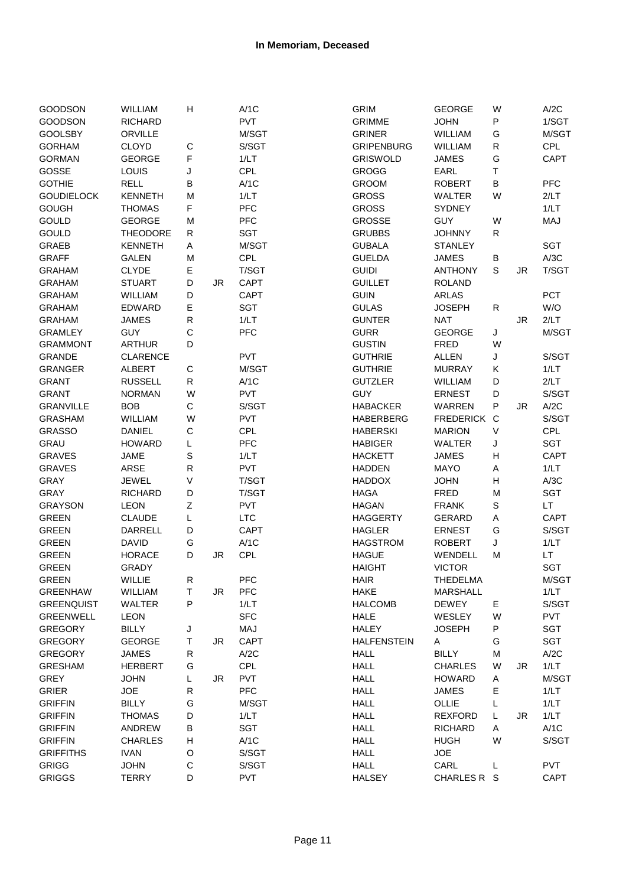# In Memoriam, Deceased

| | | | | |
|---|---|---|---|---|
| GOODSON | WILLIAM | H | | A/1C |
| GOODSON | RICHARD | | | PVT |
| GOOLSBY | ORVILLE | | | M/SGT |
| GORHAM | CLOYD | C | | S/SGT |
| GORMAN | GEORGE | F | | 1/LT |
| GOSSE | LOUIS | J | | CPL |
| GOTHIE | RELL | B | | A/1C |
| GOUDIELOCK | KENNETH | M | | 1/LT |
| GOUGH | THOMAS | F | | PFC |
| GOULD | GEORGE | M | | PFC |
| GOULD | THEODORE | R | | SGT |
| GRAEB | KENNETH | A | | M/SGT |
| GRAFF | GALEN | M | | CPL |
| GRAHAM | CLYDE | E | | T/SGT |
| GRAHAM | STUART | D | JR | CAPT |
| GRAHAM | WILLIAM | D | | CAPT |
| GRAHAM | EDWARD | E | | SGT |
| GRAHAM | JAMES | R | | 1/LT |
| GRAMLEY | GUY | C | | PFC |
| GRAMMONT | ARTHUR | D | | |
| GRANDE | CLARENCE | | | PVT |
| GRANGER | ALBERT | C | | M/SGT |
| GRANT | RUSSELL | R | | A/1C |
| GRANT | NORMAN | W | | PVT |
| GRANVILLE | BOB | C | | S/SGT |
| GRASHAM | WILLIAM | W | | PVT |
| GRASSO | DANIEL | C | | CPL |
| GRAU | HOWARD | L | | PFC |
| GRAVES | JAME | S | | 1/LT |
| GRAVES | ARSE | R | | PVT |
| GRAY | JEWEL | V | | T/SGT |
| GRAY | RICHARD | D | | T/SGT |
| GRAYSON | LEON | Z | | PVT |
| GREEN | CLAUDE | L | | LTC |
| GREEN | DARRELL | D | | CAPT |
| GREEN | DAVID | G | | A/1C |
| GREEN | HORACE | D | JR | CPL |
| GREEN | GRADY | | | |
| GREEN | WILLIE | R | | PFC |
| GREENHAW | WILLIAM | T | JR | PFC |
| GREENQUIST | WALTER | P | | 1/LT |
| GREENWELL | LEON | | | SFC |
| GREGORY | BILLY | J | | MAJ |
| GREGORY | GEORGE | T | JR | CAPT |
| GREGORY | JAMES | R | | A/2C |
| GRESHAM | HERBERT | G | | CPL |
| GREY | JOHN | L | JR | PVT |
| GRIER | JOE | R | | PFC |
| GRIFFIN | BILLY | G | | M/SGT |
| GRIFFIN | THOMAS | D | | 1/LT |
| GRIFFIN | ANDREW | B | | SGT |
| GRIFFIN | CHARLES | H | | A/1C |
| GRIFFITHS | IVAN | O | | S/SGT |
| GRIGG | JOHN | C | | S/SGT |
| GRIGGS | TERRY | D | | PVT |
| GRIM | GEORGE | W | | A/2C |
| GRIMME | JOHN | P | | 1/SGT |
| GRINER | WILLIAM | G | | M/SGT |
| GRIPENBURG | WILLIAM | R | | CPL |
| GRISWOLD | JAMES | G | | CAPT |
| GROGG | EARL | T | | |
| GROOM | ROBERT | B | | PFC |
| GROSS | WALTER | W | | 2/LT |
| GROSS | SYDNEY | | | 1/LT |
| GROSSE | GUY | W | | MAJ |
| GRUBBS | JOHNNY | R | | |
| GUBALA | STANLEY | | | SGT |
| GUELDA | JAMES | B | | A/3C |
| GUIDI | ANTHONY | S | JR | T/SGT |
| GUILLET | ROLAND | | | |
| GUIN | ARLAS | | | PCT |
| GULAS | JOSEPH | R | | W/O |
| GUNTER | NAT | | JR | 2/LT |
| GURR | GEORGE | J | | M/SGT |
| GUSTIN | FRED | W | | |
| GUTHRIE | ALLEN | J | | S/SGT |
| GUTHRIE | MURRAY | K | | 1/LT |
| GUTZLER | WILLIAM | D | | 2/LT |
| GUY | ERNEST | D | | S/SGT |
| HABACKER | WARREN | P | JR | A/2C |
| HABERBERG | FREDERICK | C | | S/SGT |
| HABERSKI | MARION | V | | CPL |
| HABIGER | WALTER | J | | SGT |
| HACKETT | JAMES | H | | CAPT |
| HADDEN | MAYO | A | | 1/LT |
| HADDOX | JOHN | H | | A/3C |
| HAGA | FRED | M | | SGT |
| HAGAN | FRANK | S | | LT |
| HAGGERTY | GERARD | A | | CAPT |
| HAGLER | ERNEST | G | | S/SGT |
| HAGSTROM | ROBERT | J | | 1/LT |
| HAGUE | WENDELL | M | | LT |
| HAIGHT | VICTOR | | | SGT |
| HAIR | THEDELMA | | | M/SGT |
| HAKE | MARSHALL | | | 1/LT |
| HALCOMB | DEWEY | E | | S/SGT |
| HALE | WESLEY | W | | PVT |
| HALEY | JOSEPH | P | | SGT |
| HALFENSTEIN | A | G | | SGT |
| HALL | BILLY | M | | A/2C |
| HALL | CHARLES | W | JR | 1/LT |
| HALL | HOWARD | A | | M/SGT |
| HALL | JAMES | E | | 1/LT |
| HALL | OLLIE | L | | 1/LT |
| HALL | REXFORD | L | JR | 1/LT |
| HALL | RICHARD | A | | A/1C |
| HALL | HUGH | W | | S/SGT |
| HALL | JOE | | | |
| HALL | CARL | L | | PVT |
| HALSEY | CHARLES R | S | | CAPT |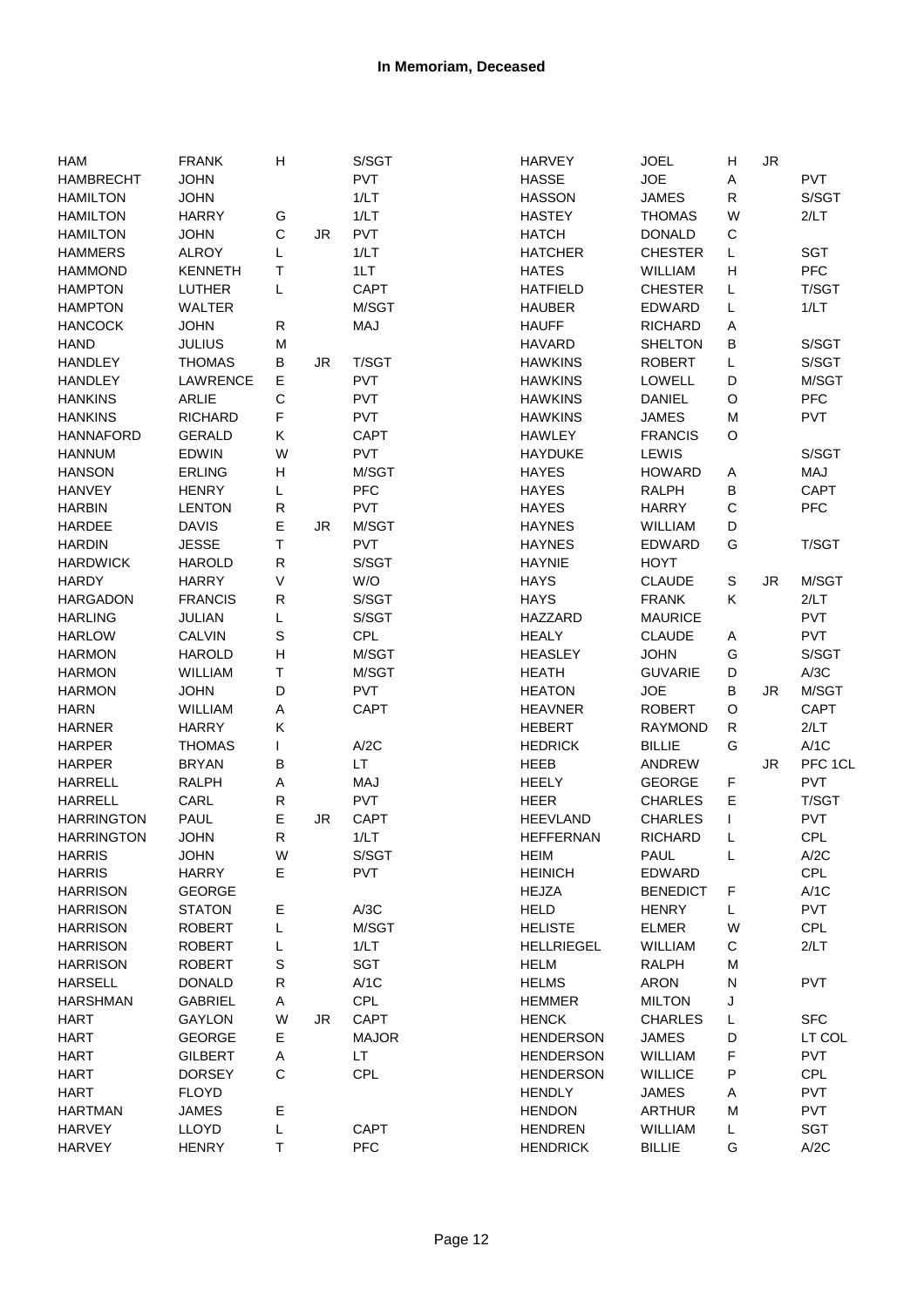**In Memoriam, Deceased**

| | | | | |
|---|---|---|---|---|
| HAM | FRANK | H | | S/SGT |
| HAMBRECHT | JOHN | | | PVT |
| HAMILTON | JOHN | | | 1/LT |
| HAMILTON | HARRY | G | | 1/LT |
| HAMILTON | JOHN | C | JR | PVT |
| HAMMERS | ALROY | L | | 1/LT |
| HAMMOND | KENNETH | T | | 1LT |
| HAMPTON | LUTHER | L | | CAPT |
| HAMPTON | WALTER | | | M/SGT |
| HANCOCK | JOHN | R | | MAJ |
| HAND | JULIUS | M | | |
| HANDLEY | THOMAS | B | JR | T/SGT |
| HANDLEY | LAWRENCE | E | | PVT |
| HANKINS | ARLIE | C | | PVT |
| HANKINS | RICHARD | F | | PVT |
| HANNAFORD | GERALD | K | | CAPT |
| HANNUM | EDWIN | W | | PVT |
| HANSON | ERLING | H | | M/SGT |
| HANVEY | HENRY | L | | PFC |
| HARBIN | LENTON | R | | PVT |
| HARDEE | DAVIS | E | JR | M/SGT |
| HARDIN | JESSE | T | | PVT |
| HARDWICK | HAROLD | R | | S/SGT |
| HARDY | HARRY | V | | W/O |
| HARGADON | FRANCIS | R | | S/SGT |
| HARLING | JULIAN | L | | S/SGT |
| HARLOW | CALVIN | S | | CPL |
| HARMON | HAROLD | H | | M/SGT |
| HARMON | WILLIAM | T | | M/SGT |
| HARMON | JOHN | D | | PVT |
| HARN | WILLIAM | A | | CAPT |
| HARNER | HARRY | K | | |
| HARPER | THOMAS | I | | A/2C |
| HARPER | BRYAN | B | | LT |
| HARRELL | RALPH | A | | MAJ |
| HARRELL | CARL | R | | PVT |
| HARRINGTON | PAUL | E | JR | CAPT |
| HARRINGTON | JOHN | R | | 1/LT |
| HARRIS | JOHN | W | | S/SGT |
| HARRIS | HARRY | E | | PVT |
| HARRISON | GEORGE | | | |
| HARRISON | STATON | E | | A/3C |
| HARRISON | ROBERT | L | | M/SGT |
| HARRISON | ROBERT | L | | 1/LT |
| HARRISON | ROBERT | S | | SGT |
| HARSELL | DONALD | R | | A/1C |
| HARSHMAN | GABRIEL | A | | CPL |
| HART | GAYLON | W | JR | CAPT |
| HART | GEORGE | E | | MAJOR |
| HART | GILBERT | A | | LT |
| HART | DORSEY | C | | CPL |
| HART | FLOYD | | | |
| HARTMAN | JAMES | E | | |
| HARVEY | LLOYD | L | | CAPT |
| HARVEY | HENRY | T | | PFC |
| HARVEY | JOEL | H | JR | |
| HASSE | JOE | A | | PVT |
| HASSON | JAMES | R | | S/SGT |
| HASTEY | THOMAS | W | | 2/LT |
| HATCH | DONALD | C | | |
| HATCHER | CHESTER | L | | SGT |
| HATES | WILLIAM | H | | PFC |
| HATFIELD | CHESTER | L | | T/SGT |
| HAUBER | EDWARD | L | | 1/LT |
| HAUFF | RICHARD | A | | |
| HAVARD | SHELTON | B | | S/SGT |
| HAWKINS | ROBERT | L | | S/SGT |
| HAWKINS | LOWELL | D | | M/SGT |
| HAWKINS | DANIEL | O | | PFC |
| HAWKINS | JAMES | M | | PVT |
| HAWLEY | FRANCIS | O | | |
| HAYDUKE | LEWIS | | | S/SGT |
| HAYES | HOWARD | A | | MAJ |
| HAYES | RALPH | B | | CAPT |
| HAYES | HARRY | C | | PFC |
| HAYNES | WILLIAM | D | | |
| HAYNES | EDWARD | G | | T/SGT |
| HAYNIE | HOYT | | | |
| HAYS | CLAUDE | S | JR | M/SGT |
| HAYS | FRANK | K | | 2/LT |
| HAZZARD | MAURICE | | | PVT |
| HEALY | CLAUDE | A | | PVT |
| HEASLEY | JOHN | G | | S/SGT |
| HEATH | GUVARIE | D | | A/3C |
| HEATON | JOE | B | JR | M/SGT |
| HEAVNER | ROBERT | O | | CAPT |
| HEBERT | RAYMOND | R | | 2/LT |
| HEDRICK | BILLIE | G | | A/1C |
| HEEB | ANDREW | | JR | PFC 1CL |
| HEELY | GEORGE | F | | PVT |
| HEER | CHARLES | E | | T/SGT |
| HEEVLAND | CHARLES | I | | PVT |
| HEFFERNAN | RICHARD | L | | CPL |
| HEIM | PAUL | L | | A/2C |
| HEINICH | EDWARD | | | CPL |
| HEJZA | BENEDICT | F | | A/1C |
| HELD | HENRY | L | | PVT |
| HELISTE | ELMER | W | | CPL |
| HELLRIEGEL | WILLIAM | C | | 2/LT |
| HELM | RALPH | M | | |
| HELMS | ARON | N | | PVT |
| HEMMER | MILTON | J | | |
| HENCK | CHARLES | L | | SFC |
| HENDERSON | JAMES | D | | LT COL |
| HENDERSON | WILLIAM | F | | PVT |
| HENDERSON | WILLICE | P | | CPL |
| HENDLY | JAMES | A | | PVT |
| HENDON | ARTHUR | M | | PVT |
| HENDREN | WILLIAM | L | | SGT |
| HENDRICK | BILLIE | G | | A/2C |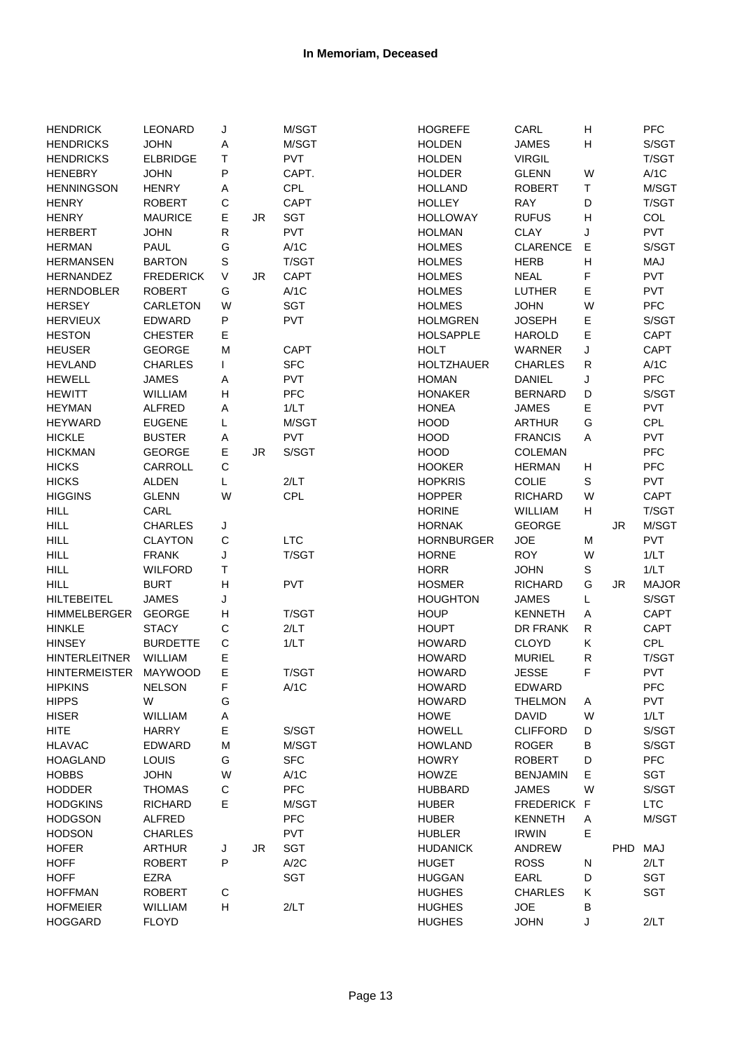# In Memoriam, Deceased

| | | | | |
|---|---|---|---|---|
| HENDRICK | LEONARD | J | | M/SGT |
| HENDRICKS | JOHN | A | | M/SGT |
| HENDRICKS | ELBRIDGE | T | | PVT |
| HENEBRY | JOHN | P | | CAPT. |
| HENNINGSON | HENRY | A | | CPL |
| HENRY | ROBERT | C | | CAPT |
| HENRY | MAURICE | E | JR | SGT |
| HERBERT | JOHN | R | | PVT |
| HERMAN | PAUL | G | | A/1C |
| HERMANSEN | BARTON | S | | T/SGT |
| HERNANDEZ | FREDERICK | V | JR | CAPT |
| HERNDOBLER | ROBERT | G | | A/1C |
| HERSEY | CARLETON | W | | SGT |
| HERVIEUX | EDWARD | P | | PVT |
| HESTON | CHESTER | E | | |
| HEUSER | GEORGE | M | | CAPT |
| HEVLAND | CHARLES | I | | SFC |
| HEWELL | JAMES | A | | PVT |
| HEWITT | WILLIAM | H | | PFC |
| HEYMAN | ALFRED | A | | 1/LT |
| HEYWARD | EUGENE | L | | M/SGT |
| HICKLE | BUSTER | A | | PVT |
| HICKMAN | GEORGE | E | JR | S/SGT |
| HICKS | CARROLL | C | | |
| HICKS | ALDEN | L | | 2/LT |
| HIGGINS | GLENN | W | | CPL |
| HILL | CARL | | | |
| HILL | CHARLES | J | | |
| HILL | CLAYTON | C | | LTC |
| HILL | FRANK | J | | T/SGT |
| HILL | WILFORD | T | | |
| HILL | BURT | H | | PVT |
| HILTEBEITEL | JAMES | J | | |
| HIMMELBERGER | GEORGE | H | | T/SGT |
| HINKLE | STACY | C | | 2/LT |
| HINSEY | BURDETTE | C | | 1/LT |
| HINTERLEITNER | WILLIAM | E | | |
| HINTERMEISTER | MAYWOOD | E | | T/SGT |
| HIPKINS | NELSON | F | | A/1C |
| HIPPS | W | G | | |
| HISER | WILLIAM | A | | |
| HITE | HARRY | E | | S/SGT |
| HLAVAC | EDWARD | M | | M/SGT |
| HOAGLAND | LOUIS | G | | SFC |
| HOBBS | JOHN | W | | A/1C |
| HODDER | THOMAS | C | | PFC |
| HODGKINS | RICHARD | E | | M/SGT |
| HODGSON | ALFRED | | | PFC |
| HODSON | CHARLES | | | PVT |
| HOFER | ARTHUR | J | JR | SGT |
| HOFF | ROBERT | P | | A/2C |
| HOFF | EZRA | | | SGT |
| HOFFMAN | ROBERT | C | | |
| HOFMEIER | WILLIAM | H | | 2/LT |
| HOGGARD | FLOYD | | | |
| HOGREFE | CARL | H | | PFC |
| HOLDEN | JAMES | H | | S/SGT |
| HOLDEN | VIRGIL | | | T/SGT |
| HOLDER | GLENN | W | | A/1C |
| HOLLAND | ROBERT | T | | M/SGT |
| HOLLEY | RAY | D | | T/SGT |
| HOLLOWAY | RUFUS | H | | COL |
| HOLMAN | CLAY | J | | PVT |
| HOLMES | CLARENCE | E | | S/SGT |
| HOLMES | HERB | H | | MAJ |
| HOLMES | NEAL | F | | PVT |
| HOLMES | LUTHER | E | | PVT |
| HOLMES | JOHN | W | | PFC |
| HOLMGREN | JOSEPH | E | | S/SGT |
| HOLSAPPLE | HAROLD | E | | CAPT |
| HOLT | WARNER | J | | CAPT |
| HOLTZHAUER | CHARLES | R | | A/1C |
| HOMAN | DANIEL | J | | PFC |
| HONAKER | BERNARD | D | | S/SGT |
| HONEA | JAMES | E | | PVT |
| HOOD | ARTHUR | G | | CPL |
| HOOD | FRANCIS | A | | PVT |
| HOOD | COLEMAN | | | PFC |
| HOOKER | HERMAN | H | | PFC |
| HOPKRIS | COLIE | S | | PVT |
| HOPPER | RICHARD | W | | CAPT |
| HORINE | WILLIAM | H | | T/SGT |
| HORNAK | GEORGE | | JR | M/SGT |
| HORNBURGER | JOE | M | | PVT |
| HORNE | ROY | W | | 1/LT |
| HORR | JOHN | S | | 1/LT |
| HOSMER | RICHARD | G | JR | MAJOR |
| HOUGHTON | JAMES | L | | S/SGT |
| HOUP | KENNETH | A | | CAPT |
| HOUPT | DR FRANK | R | | CAPT |
| HOWARD | CLOYD | K | | CPL |
| HOWARD | MURIEL | R | | T/SGT |
| HOWARD | JESSE | F | | PVT |
| HOWARD | EDWARD | | | PFC |
| HOWARD | THELMON | A | | PVT |
| HOWE | DAVID | W | | 1/LT |
| HOWELL | CLIFFORD | D | | S/SGT |
| HOWLAND | ROGER | B | | S/SGT |
| HOWRY | ROBERT | D | | PFC |
| HOWZE | BENJAMIN | E | | SGT |
| HUBBARD | JAMES | W | | S/SGT |
| HUBER | FREDERICK | F | | LTC |
| HUBER | KENNETH | A | | M/SGT |
| HUBLER | IRWIN | E | | |
| HUDANICK | ANDREW | | PHD | MAJ |
| HUGET | ROSS | N | | 2/LT |
| HUGGAN | EARL | D | | SGT |
| HUGHES | CHARLES | K | | SGT |
| HUGHES | JOE | B | | |
| HUGHES | JOHN | J | | 2/LT |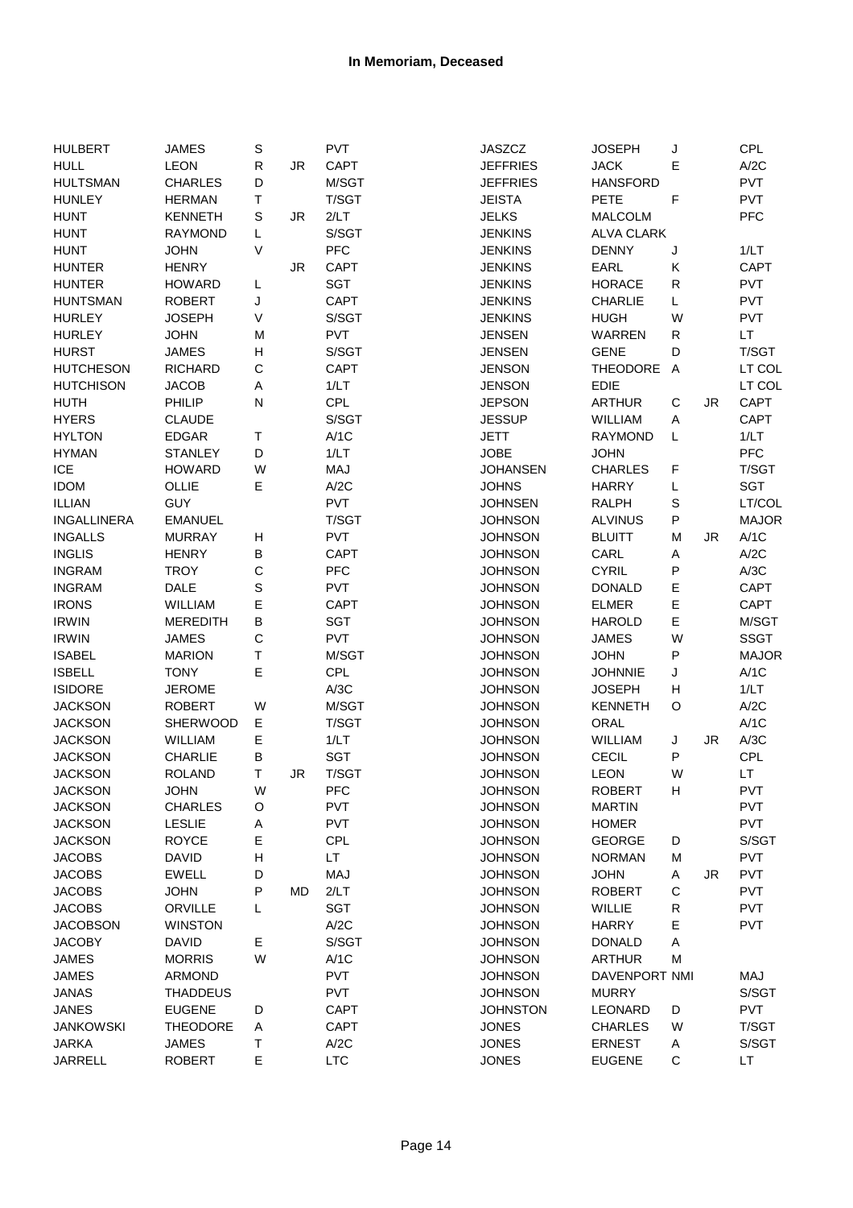## In Memoriam, Deceased

| | | | | |
|---|---|---|---|---|
| HULBERT | JAMES | S | | PVT |
| HULL | LEON | R | JR | CAPT |
| HULTSMAN | CHARLES | D | | M/SGT |
| HUNLEY | HERMAN | T | | T/SGT |
| HUNT | KENNETH | S | JR | 2/LT |
| HUNT | RAYMOND | L | | S/SGT |
| HUNT | JOHN | V | | PFC |
| HUNTER | HENRY | | JR | CAPT |
| HUNTER | HOWARD | L | | SGT |
| HUNTSMAN | ROBERT | J | | CAPT |
| HURLEY | JOSEPH | V | | S/SGT |
| HURLEY | JOHN | M | | PVT |
| HURST | JAMES | H | | S/SGT |
| HUTCHESON | RICHARD | C | | CAPT |
| HUTCHISON | JACOB | A | | 1/LT |
| HUTH | PHILIP | N | | CPL |
| HYERS | CLAUDE | | | S/SGT |
| HYLTON | EDGAR | T | | A/1C |
| HYMAN | STANLEY | D | | 1/LT |
| ICE | HOWARD | W | | MAJ |
| IDOM | OLLIE | E | | A/2C |
| ILLIAN | GUY | | | PVT |
| INGALLINERA | EMANUEL | | | T/SGT |
| INGALLS | MURRAY | H | | PVT |
| INGLIS | HENRY | B | | CAPT |
| INGRAM | TROY | C | | PFC |
| INGRAM | DALE | S | | PVT |
| IRONS | WILLIAM | E | | CAPT |
| IRWIN | MEREDITH | B | | SGT |
| IRWIN | JAMES | C | | PVT |
| ISABEL | MARION | T | | M/SGT |
| ISBELL | TONY | E | | CPL |
| ISIDORE | JEROME | | | A/3C |
| JACKSON | ROBERT | W | | M/SGT |
| JACKSON | SHERWOOD | E | | T/SGT |
| JACKSON | WILLIAM | E | | 1/LT |
| JACKSON | CHARLIE | B | | SGT |
| JACKSON | ROLAND | T | JR | T/SGT |
| JACKSON | JOHN | W | | PFC |
| JACKSON | CHARLES | O | | PVT |
| JACKSON | LESLIE | A | | PVT |
| JACKSON | ROYCE | E | | CPL |
| JACOBS | DAVID | H | | LT |
| JACOBS | EWELL | D | | MAJ |
| JACOBS | JOHN | P | MD | 2/LT |
| JACOBS | ORVILLE | L | | SGT |
| JACOBSON | WINSTON | | | A/2C |
| JACOBY | DAVID | E | | S/SGT |
| JAMES | MORRIS | W | | A/1C |
| JAMES | ARMOND | | | PVT |
| JANAS | THADDEUS | | | PVT |
| JANES | EUGENE | D | | CAPT |
| JANKOWSKI | THEODORE | A | | CAPT |
| JARKA | JAMES | T | | A/2C |
| JARRELL | ROBERT | E | | LTC |
| JASZCZ | JOSEPH | J | | CPL |
| JEFFRIES | JACK | E | | A/2C |
| JEFFRIES | HANSFORD | | | PVT |
| JEISTA | PETE | F | | PVT |
| JELKS | MALCOLM | | | PFC |
| JENKINS | ALVA CLARK | | | |
| JENKINS | DENNY | J | | 1/LT |
| JENKINS | EARL | K | | CAPT |
| JENKINS | HORACE | R | | PVT |
| JENKINS | CHARLIE | L | | PVT |
| JENKINS | HUGH | W | | PVT |
| JENSEN | WARREN | R | | LT |
| JENSEN | GENE | D | | T/SGT |
| JENSON | THEODORE | A | | LT COL |
| JENSON | EDIE | | | LT COL |
| JEPSON | ARTHUR | C | JR | CAPT |
| JESSUP | WILLIAM | A | | CAPT |
| JETT | RAYMOND | L | | 1/LT |
| JOBE | JOHN | | | PFC |
| JOHANSEN | CHARLES | F | | T/SGT |
| JOHNS | HARRY | L | | SGT |
| JOHNSEN | RALPH | S | | LT/COL |
| JOHNSON | ALVINUS | P | | MAJOR |
| JOHNSON | BLUITT | M | JR | A/1C |
| JOHNSON | CARL | A | | A/2C |
| JOHNSON | CYRIL | P | | A/3C |
| JOHNSON | DONALD | E | | CAPT |
| JOHNSON | ELMER | E | | CAPT |
| JOHNSON | HAROLD | E | | M/SGT |
| JOHNSON | JAMES | W | | SSGT |
| JOHNSON | JOHN | P | | MAJOR |
| JOHNSON | JOHNNIE | J | | A/1C |
| JOHNSON | JOSEPH | H | | 1/LT |
| JOHNSON | KENNETH | O | | A/2C |
| JOHNSON | ORAL | | | A/1C |
| JOHNSON | WILLIAM | J | JR | A/3C |
| JOHNSON | CECIL | P | | CPL |
| JOHNSON | LEON | W | | LT |
| JOHNSON | ROBERT | H | | PVT |
| JOHNSON | MARTIN | | | PVT |
| JOHNSON | HOMER | | | PVT |
| JOHNSON | GEORGE | D | | S/SGT |
| JOHNSON | NORMAN | M | | PVT |
| JOHNSON | JOHN | A | JR | PVT |
| JOHNSON | ROBERT | C | | PVT |
| JOHNSON | WILLIE | R | | PVT |
| JOHNSON | HARRY | E | | PVT |
| JOHNSON | DONALD | A | | |
| JOHNSON | ARTHUR | M | | |
| JOHNSON | DAVENPORT NMI | | | MAJ |
| JOHNSON | MURRY | | | S/SGT |
| JOHNSTON | LEONARD | D | | PVT |
| JONES | CHARLES | W | | T/SGT |
| JONES | ERNEST | A | | S/SGT |
| JONES | EUGENE | C | | LT |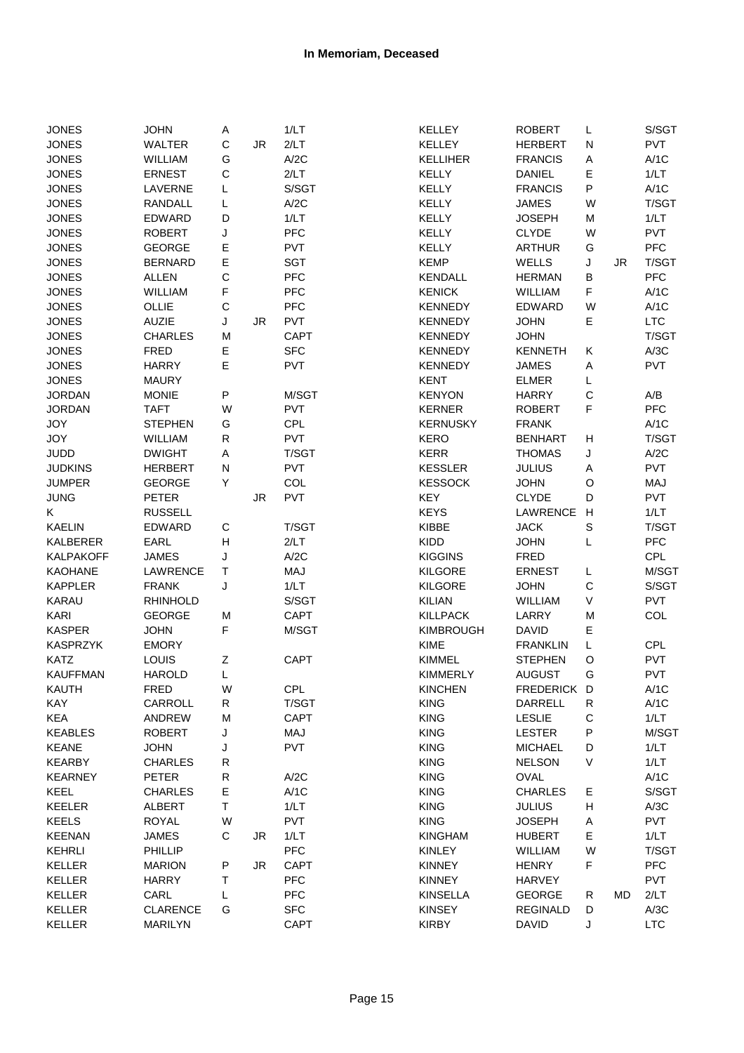# In Memoriam, Deceased

| | | | | |
|---|---|---|---|---|
| JONES | JOHN | A | | 1/LT |
| JONES | WALTER | C | JR | 2/LT |
| JONES | WILLIAM | G | | A/2C |
| JONES | ERNEST | C | | 2/LT |
| JONES | LAVERNE | L | | S/SGT |
| JONES | RANDALL | L | | A/2C |
| JONES | EDWARD | D | | 1/LT |
| JONES | ROBERT | J | | PFC |
| JONES | GEORGE | E | | PVT |
| JONES | BERNARD | E | | SGT |
| JONES | ALLEN | C | | PFC |
| JONES | WILLIAM | F | | PFC |
| JONES | OLLIE | C | | PFC |
| JONES | AUZIE | J | JR | PVT |
| JONES | CHARLES | M | | CAPT |
| JONES | FRED | E | | SFC |
| JONES | HARRY | E | | PVT |
| JONES | MAURY | | | |
| JORDAN | MONIE | P | | M/SGT |
| JORDAN | TAFT | W | | PVT |
| JOY | STEPHEN | G | | CPL |
| JOY | WILLIAM | R | | PVT |
| JUDD | DWIGHT | A | | T/SGT |
| JUDKINS | HERBERT | N | | PVT |
| JUMPER | GEORGE | Y | | COL |
| JUNG | PETER | | JR | PVT |
| K | RUSSELL | | | |
| KAELIN | EDWARD | C | | T/SGT |
| KALBERER | EARL | H | | 2/LT |
| KALPAKOFF | JAMES | J | | A/2C |
| KAOHANE | LAWRENCE | T | | MAJ |
| KAPPLER | FRANK | J | | 1/LT |
| KARAU | RHINHOLD | | | S/SGT |
| KARI | GEORGE | M | | CAPT |
| KASPER | JOHN | F | | M/SGT |
| KASPRZYK | EMORY | | | |
| KATZ | LOUIS | Z | | CAPT |
| KAUFFMAN | HAROLD | L | | |
| KAUTH | FRED | W | | CPL |
| KAY | CARROLL | R | | T/SGT |
| KEA | ANDREW | M | | CAPT |
| KEABLES | ROBERT | J | | MAJ |
| KEANE | JOHN | J | | PVT |
| KEARBY | CHARLES | R | | |
| KEARNEY | PETER | R | | A/2C |
| KEEL | CHARLES | E | | A/1C |
| KEELER | ALBERT | T | | 1/LT |
| KEELS | ROYAL | W | | PVT |
| KEENAN | JAMES | C | JR | 1/LT |
| KEHRLI | PHILLIP | | | PFC |
| KELLER | MARION | P | JR | CAPT |
| KELLER | HARRY | T | | PFC |
| KELLER | CARL | L | | PFC |
| KELLER | CLARENCE | G | | SFC |
| KELLER | MARILYN | | | CAPT |
| KELLEY | ROBERT | L | | S/SGT |
| KELLEY | HERBERT | N | | PVT |
| KELLIHER | FRANCIS | A | | A/1C |
| KELLY | DANIEL | E | | 1/LT |
| KELLY | FRANCIS | P | | A/1C |
| KELLY | JAMES | W | | T/SGT |
| KELLY | JOSEPH | M | | 1/LT |
| KELLY | CLYDE | W | | PVT |
| KELLY | ARTHUR | G | | PFC |
| KEMP | WELLS | J | JR | T/SGT |
| KENDALL | HERMAN | B | | PFC |
| KENICK | WILLIAM | F | | A/1C |
| KENNEDY | EDWARD | W | | A/1C |
| KENNEDY | JOHN | E | | LTC |
| KENNEDY | JOHN | | | T/SGT |
| KENNEDY | KENNETH | K | | A/3C |
| KENNEDY | JAMES | A | | PVT |
| KENT | ELMER | L | | |
| KENYON | HARRY | C | | A/B |
| KERNER | ROBERT | F | | PFC |
| KERNUSKY | FRANK | | | A/1C |
| KERO | BENHART | H | | T/SGT |
| KERR | THOMAS | J | | A/2C |
| KESSLER | JULIUS | A | | PVT |
| KESSOCK | JOHN | O | | MAJ |
| KEY | CLYDE | D | | PVT |
| KEYS | LAWRENCE | H | | 1/LT |
| KIBBE | JACK | S | | T/SGT |
| KIDD | JOHN | L | | PFC |
| KIGGINS | FRED | | | CPL |
| KILGORE | ERNEST | L | | M/SGT |
| KILGORE | JOHN | C | | S/SGT |
| KILIAN | WILLIAM | V | | PVT |
| KILLPACK | LARRY | M | | COL |
| KIMBROUGH | DAVID | E | | |
| KIME | FRANKLIN | L | | CPL |
| KIMMEL | STEPHEN | O | | PVT |
| KIMMERLY | AUGUST | G | | PVT |
| KINCHEN | FREDERICK | D | | A/1C |
| KING | DARRELL | R | | A/1C |
| KING | LESLIE | C | | 1/LT |
| KING | LESTER | P | | M/SGT |
| KING | MICHAEL | D | | 1/LT |
| KING | NELSON | V | | 1/LT |
| KING | OVAL | | | A/1C |
| KING | CHARLES | E | | S/SGT |
| KING | JULIUS | H | | A/3C |
| KING | JOSEPH | A | | PVT |
| KINGHAM | HUBERT | E | | 1/LT |
| KINLEY | WILLIAM | W | | T/SGT |
| KINNEY | HENRY | F | | PFC |
| KINNEY | HARVEY | | | PVT |
| KINSELLA | GEORGE | R | MD | 2/LT |
| KINSEY | REGINALD | D | | A/3C |
| KIRBY | DAVID | J | | LTC |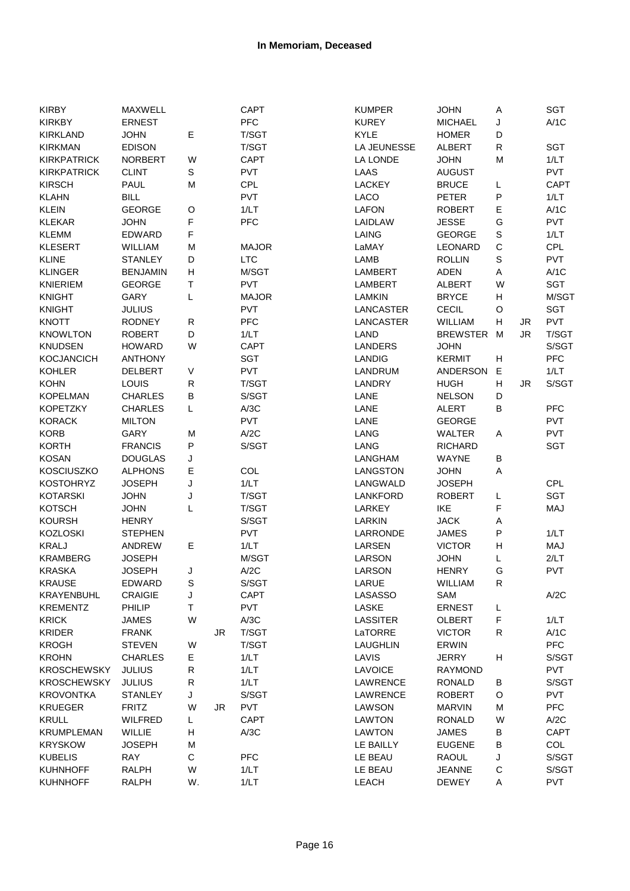**In Memoriam, Deceased**

| | | | | |
|---|---|---|---|---|
| KIRBY | MAXWELL | | | CAPT |
| KIRKBY | ERNEST | | | PFC |
| KIRKLAND | JOHN | E | | T/SGT |
| KIRKMAN | EDISON | | | T/SGT |
| KIRKPATRICK | NORBERT | W | | CAPT |
| KIRKPATRICK | CLINT | S | | PVT |
| KIRSCH | PAUL | M | | CPL |
| KLAHN | BILL | | | PVT |
| KLEIN | GEORGE | O | | 1/LT |
| KLEKAR | JOHN | F | | PFC |
| KLEMM | EDWARD | F | | |
| KLESERT | WILLIAM | M | | MAJOR |
| KLINE | STANLEY | D | | LTC |
| KLINGER | BENJAMIN | H | | M/SGT |
| KNIERIEM | GEORGE | T | | PVT |
| KNIGHT | GARY | L | | MAJOR |
| KNIGHT | JULIUS | | | PVT |
| KNOTT | RODNEY | R | | PFC |
| KNOWLTON | ROBERT | D | | 1/LT |
| KNUDSEN | HOWARD | W | | CAPT |
| KOCJANCICH | ANTHONY | | | SGT |
| KOHLER | DELBERT | V | | PVT |
| KOHN | LOUIS | R | | T/SGT |
| KOPELMAN | CHARLES | B | | S/SGT |
| KOPETZKY | CHARLES | L | | A/3C |
| KORACK | MILTON | | | PVT |
| KORB | GARY | M | | A/2C |
| KORTH | FRANCIS | P | | S/SGT |
| KOSAN | DOUGLAS | J | | |
| KOSCIUSZKO | ALPHONS | E | | COL |
| KOSTOHRYZ | JOSEPH | J | | 1/LT |
| KOTARSKI | JOHN | J | | T/SGT |
| KOTSCH | JOHN | L | | T/SGT |
| KOURSH | HENRY | | | S/SGT |
| KOZLOSKI | STEPHEN | | | PVT |
| KRALJ | ANDREW | E | | 1/LT |
| KRAMBERG | JOSEPH | | | M/SGT |
| KRASKA | JOSEPH | J | | A/2C |
| KRAUSE | EDWARD | S | | S/SGT |
| KRAYENBUHL | CRAIGIE | J | | CAPT |
| KREMENTZ | PHILIP | T | | PVT |
| KRICK | JAMES | W | | A/3C |
| KRIDER | FRANK | | JR | T/SGT |
| KROGH | STEVEN | W | | T/SGT |
| KROHN | CHARLES | E | | 1/LT |
| KROSCHEWSKY | JULIUS | R | | 1/LT |
| KROSCHEWSKY | JULIUS | R | | 1/LT |
| KROVONTKA | STANLEY | J | | S/SGT |
| KRUEGER | FRITZ | W | JR | PVT |
| KRULL | WILFRED | L | | CAPT |
| KRUMPLEMAN | WILLIE | H | | A/3C |
| KRYSKOW | JOSEPH | M | | |
| KUBELIS | RAY | C | | PFC |
| KUHNHOFF | RALPH | W | | 1/LT |
| KUHNHOFF | RALPH | W. | | 1/LT |
| KUMPER | JOHN | A | | SGT |
| KUREY | MICHAEL | J | | A/1C |
| KYLE | HOMER | D | | |
| LA JEUNESSE | ALBERT | R | | SGT |
| LA LONDE | JOHN | M | | 1/LT |
| LAAS | AUGUST | | | PVT |
| LACKEY | BRUCE | L | | CAPT |
| LACO | PETER | P | | 1/LT |
| LAFON | ROBERT | E | | A/1C |
| LAIDLAW | JESSE | G | | PVT |
| LAING | GEORGE | S | | 1/LT |
| LaMAY | LEONARD | C | | CPL |
| LAMB | ROLLIN | S | | PVT |
| LAMBERT | ADEN | A | | A/1C |
| LAMBERT | ALBERT | W | | SGT |
| LAMKIN | BRYCE | H | | M/SGT |
| LANCASTER | CECIL | O | | SGT |
| LANCASTER | WILLIAM | H | JR | PVT |
| LAND | BREWSTER | M | JR | T/SGT |
| LANDERS | JOHN | | | S/SGT |
| LANDIG | KERMIT | H | | PFC |
| LANDRUM | ANDERSON | E | | 1/LT |
| LANDRY | HUGH | H | JR | S/SGT |
| LANE | NELSON | D | | |
| LANE | ALERT | B | | PFC |
| LANE | GEORGE | | | PVT |
| LANG | WALTER | A | | PVT |
| LANG | RICHARD | | | SGT |
| LANGHAM | WAYNE | B | | |
| LANGSTON | JOHN | A | | |
| LANGWALD | JOSEPH | | | CPL |
| LANKFORD | ROBERT | L | | SGT |
| LARKEY | IKE | F | | MAJ |
| LARKIN | JACK | A | | |
| LARRONDE | JAMES | P | | 1/LT |
| LARSEN | VICTOR | H | | MAJ |
| LARSON | JOHN | L | | 2/LT |
| LARSON | HENRY | G | | PVT |
| LARUE | WILLIAM | R | | |
| LASASSO | SAM | | | A/2C |
| LASKE | ERNEST | L | | |
| LASSITER | OLBERT | F | | 1/LT |
| LaTORRE | VICTOR | R | | A/1C |
| LAUGHLIN | ERWIN | | | PFC |
| LAVIS | JERRY | H | | S/SGT |
| LAVOICE | RAYMOND | | | PVT |
| LAWRENCE | RONALD | B | | S/SGT |
| LAWRENCE | ROBERT | O | | PVT |
| LAWSON | MARVIN | M | | PFC |
| LAWTON | RONALD | W | | A/2C |
| LAWTON | JAMES | B | | CAPT |
| LE BAILLY | EUGENE | B | | COL |
| LE BEAU | RAOUL | J | | S/SGT |
| LE BEAU | JEANNE | C | | S/SGT |
| LEACH | DEWEY | A | | PVT |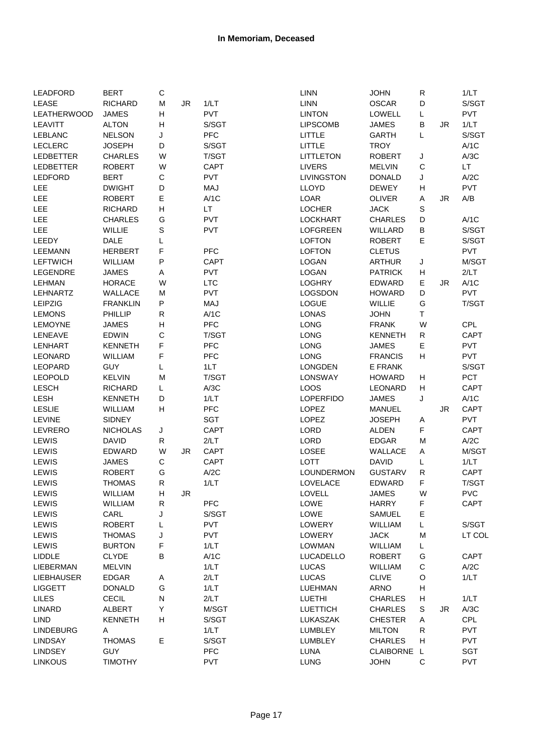## In Memoriam, Deceased

| | | | | |
|---|---|---|---|---|
| LEADFORD | BERT | C | | |
| LEASE | RICHARD | M | JR | 1/LT |
| LEATHERWOOD | JAMES | H | | PVT |
| LEAVITT | ALTON | H | | S/SGT |
| LEBLANC | NELSON | J | | PFC |
| LECLERC | JOSEPH | D | | S/SGT |
| LEDBETTER | CHARLES | W | | T/SGT |
| LEDBETTER | ROBERT | W | | CAPT |
| LEDFORD | BERT | C | | PVT |
| LEE | DWIGHT | D | | MAJ |
| LEE | ROBERT | E | | A/1C |
| LEE | RICHARD | H | | LT |
| LEE | CHARLES | G | | PVT |
| LEE | WILLIE | S | | PVT |
| LEEDY | DALE | L | | |
| LEEMANN | HERBERT | F | | PFC |
| LEFTWICH | WILLIAM | P | | CAPT |
| LEGENDRE | JAMES | A | | PVT |
| LEHMAN | HORACE | W | | LTC |
| LEHNARTZ | WALLACE | M | | PVT |
| LEIPZIG | FRANKLIN | P | | MAJ |
| LEMONS | PHILLIP | R | | A/1C |
| LEMOYNE | JAMES | H | | PFC |
| LENEAVE | EDWIN | C | | T/SGT |
| LENHART | KENNETH | F | | PFC |
| LEONARD | WILLIAM | F | | PFC |
| LEOPARD | GUY | L | | 1LT |
| LEOPOLD | KELVIN | M | | T/SGT |
| LESCH | RICHARD | L | | A/3C |
| LESH | KENNETH | D | | 1/LT |
| LESLIE | WILLIAM | H | | PFC |
| LEVINE | SIDNEY | | | SGT |
| LEVRERO | NICHOLAS | J | | CAPT |
| LEWIS | DAVID | R | | 2/LT |
| LEWIS | EDWARD | W | JR | CAPT |
| LEWIS | JAMES | C | | CAPT |
| LEWIS | ROBERT | G | | A/2C |
| LEWIS | THOMAS | R | | 1/LT |
| LEWIS | WILLIAM | H | JR | |
| LEWIS | WILLIAM | R | | PFC |
| LEWIS | CARL | J | | S/SGT |
| LEWIS | ROBERT | L | | PVT |
| LEWIS | THOMAS | J | | PVT |
| LEWIS | BURTON | F | | 1/LT |
| LIDDLE | CLYDE | B | | A/1C |
| LIEBERMAN | MELVIN | | | 1/LT |
| LIEBHAUSER | EDGAR | A | | 2/LT |
| LIGGETT | DONALD | G | | 1/LT |
| LILES | CECIL | N | | 2/LT |
| LINARD | ALBERT | Y | | M/SGT |
| LIND | KENNETH | H | | S/SGT |
| LINDEBURG | A | | | 1/LT |
| LINDSAY | THOMAS | E | | S/SGT |
| LINDSEY | GUY | | | PFC |
| LINKOUS | TIMOTHY | | | PVT |
| LINN | JOHN | R | | 1/LT |
| LINN | OSCAR | D | | S/SGT |
| LINTON | LOWELL | L | | PVT |
| LIPSCOMB | JAMES | B | JR | 1/LT |
| LITTLE | GARTH | L | | S/SGT |
| LITTLE | TROY | | | A/1C |
| LITTLETON | ROBERT | J | | A/3C |
| LIVERS | MELVIN | C | | LT |
| LIVINGSTON | DONALD | J | | A/2C |
| LLOYD | DEWEY | H | | PVT |
| LOAR | OLIVER | A | JR | A/B |
| LOCHER | JACK | S | | |
| LOCKHART | CHARLES | D | | A/1C |
| LOFGREEN | WILLARD | B | | S/SGT |
| LOFTON | ROBERT | E | | S/SGT |
| LOFTON | CLETUS | | | PVT |
| LOGAN | ARTHUR | J | | M/SGT |
| LOGAN | PATRICK | H | | 2/LT |
| LOGHRY | EDWARD | E | JR | A/1C |
| LOGSDON | HOWARD | D | | PVT |
| LOGUE | WILLIE | G | | T/SGT |
| LONAS | JOHN | T | | |
| LONG | FRANK | W | | CPL |
| LONG | KENNETH | R | | CAPT |
| LONG | JAMES | E | | PVT |
| LONG | FRANCIS | H | | PVT |
| LONGDEN | E FRANK | | | S/SGT |
| LONSWAY | HOWARD | H | | PCT |
| LOOS | LEONARD | H | | CAPT |
| LOPERFIDO | JAMES | J | | A/1C |
| LOPEZ | MANUEL | | JR | CAPT |
| LOPEZ | JOSEPH | A | | PVT |
| LORD | ALDEN | F | | CAPT |
| LORD | EDGAR | M | | A/2C |
| LOSEE | WALLACE | A | | M/SGT |
| LOTT | DAVID | L | | 1/LT |
| LOUNDERMON | GUSTARV | R | | CAPT |
| LOVELACE | EDWARD | F | | T/SGT |
| LOVELL | JAMES | W | | PVC |
| LOWE | HARRY | F | | CAPT |
| LOWE | SAMUEL | E | | |
| LOWERY | WILLIAM | L | | S/SGT |
| LOWERY | JACK | M | | LT COL |
| LOWMAN | WILLIAM | L | | |
| LUCADELLO | ROBERT | G | | CAPT |
| LUCAS | WILLIAM | C | | A/2C |
| LUCAS | CLIVE | O | | 1/LT |
| LUEHMAN | ARNO | H | | |
| LUETHI | CHARLES | H | | 1/LT |
| LUETTICH | CHARLES | S | JR | A/3C |
| LUKASZAK | CHESTER | A | | CPL |
| LUMBLEY | MILTON | R | | PVT |
| LUMBLEY | CHARLES | H | | PVT |
| LUNA | CLAIBORNE | L | | SGT |
| LUNG | JOHN | C | | PVT |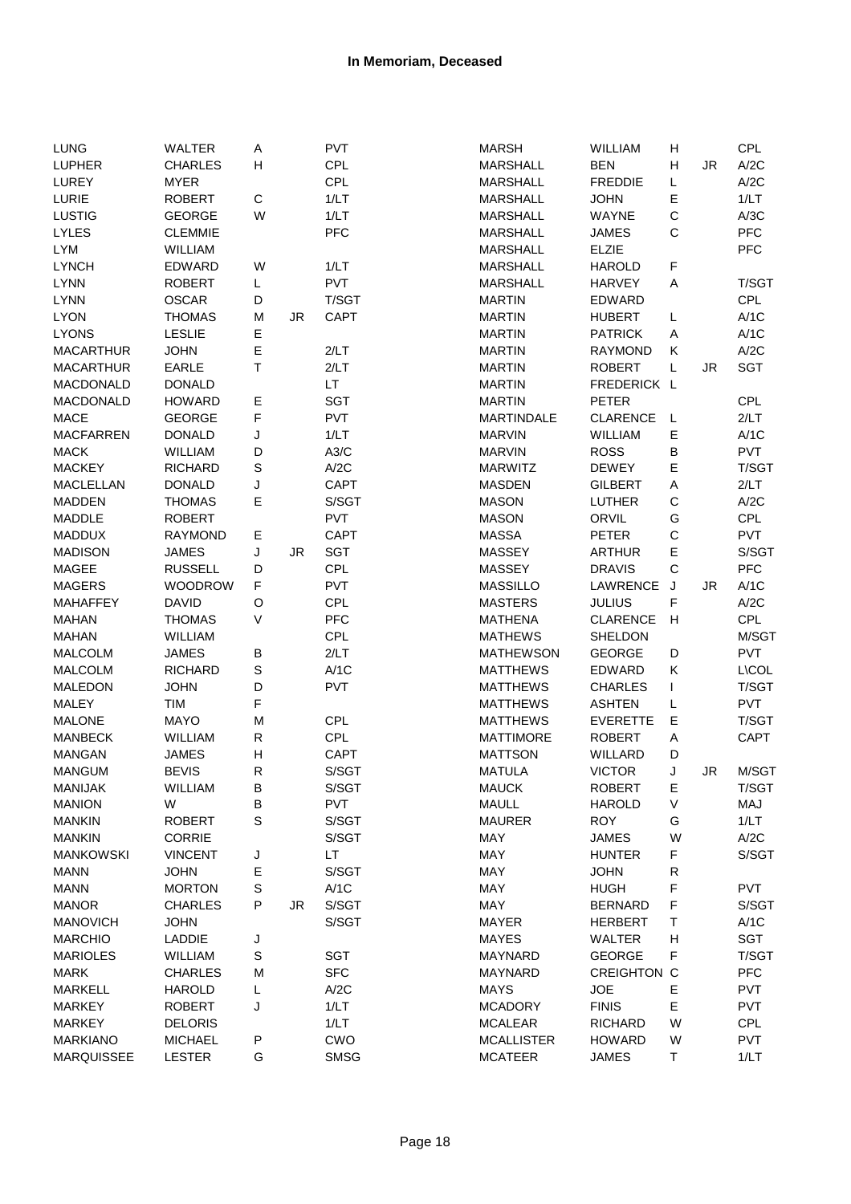# In Memoriam, Deceased

| | | | | |
|---|---|---|---|---|
| LUNG | WALTER | A | | PVT |
| LUPHER | CHARLES | H | | CPL |
| LUREY | MYER | | | CPL |
| LURIE | ROBERT | C | | 1/LT |
| LUSTIG | GEORGE | W | | 1/LT |
| LYLES | CLEMMIE | | | PFC |
| LYM | WILLIAM | | | |
| LYNCH | EDWARD | W | | 1/LT |
| LYNN | ROBERT | L | | PVT |
| LYNN | OSCAR | D | | T/SGT |
| LYON | THOMAS | M | JR | CAPT |
| LYONS | LESLIE | E | | |
| MACARTHUR | JOHN | E | | 2/LT |
| MACARTHUR | EARLE | T | | 2/LT |
| MACDONALD | DONALD | | | LT |
| MACDONALD | HOWARD | E | | SGT |
| MACE | GEORGE | F | | PVT |
| MACFARREN | DONALD | J | | 1/LT |
| MACK | WILLIAM | D | | A3/C |
| MACKEY | RICHARD | S | | A/2C |
| MACLELLAN | DONALD | J | | CAPT |
| MADDEN | THOMAS | E | | S/SGT |
| MADDLE | ROBERT | | | PVT |
| MADDUX | RAYMOND | E | | CAPT |
| MADISON | JAMES | J | JR | SGT |
| MAGEE | RUSSELL | D | | CPL |
| MAGERS | WOODROW | F | | PVT |
| MAHAFFEY | DAVID | O | | CPL |
| MAHAN | THOMAS | V | | PFC |
| MAHAN | WILLIAM | | | CPL |
| MALCOLM | JAMES | B | | 2/LT |
| MALCOLM | RICHARD | S | | A/1C |
| MALEDON | JOHN | D | | PVT |
| MALEY | TIM | F | | |
| MALONE | MAYO | M | | CPL |
| MANBECK | WILLIAM | R | | CPL |
| MANGAN | JAMES | H | | CAPT |
| MANGUM | BEVIS | R | | S/SGT |
| MANIJAK | WILLIAM | B | | S/SGT |
| MANION | W | B | | PVT |
| MANKIN | ROBERT | S | | S/SGT |
| MANKIN | CORRIE | | | S/SGT |
| MANKOWSKI | VINCENT | J | | LT |
| MANN | JOHN | E | | S/SGT |
| MANN | MORTON | S | | A/1C |
| MANOR | CHARLES | P | JR | S/SGT |
| MANOVICH | JOHN | | | S/SGT |
| MARCHIO | LADDIE | J | | |
| MARIOLES | WILLIAM | S | | SGT |
| MARK | CHARLES | M | | SFC |
| MARKELL | HAROLD | L | | A/2C |
| MARKEY | ROBERT | J | | 1/LT |
| MARKEY | DELORIS | | | 1/LT |
| MARKIANO | MICHAEL | P | | CWO |
| MARQUISSEE | LESTER | G | | SMSG |
| MARSH | WILLIAM | H | | CPL |
| MARSHALL | BEN | H | JR | A/2C |
| MARSHALL | FREDDIE | L | | A/2C |
| MARSHALL | JOHN | E | | 1/LT |
| MARSHALL | WAYNE | C | | A/3C |
| MARSHALL | JAMES | C | | PFC |
| MARSHALL | ELZIE | | | PFC |
| MARSHALL | HAROLD | F | | |
| MARSHALL | HARVEY | A | | T/SGT |
| MARTIN | EDWARD | | | CPL |
| MARTIN | HUBERT | L | | A/1C |
| MARTIN | PATRICK | A | | A/1C |
| MARTIN | RAYMOND | K | | A/2C |
| MARTIN | ROBERT | L | JR | SGT |
| MARTIN | FREDERICK | L | | |
| MARTIN | PETER | | | CPL |
| MARTINDALE | CLARENCE | L | | 2/LT |
| MARVIN | WILLIAM | E | | A/1C |
| MARVIN | ROSS | B | | PVT |
| MARWITZ | DEWEY | E | | T/SGT |
| MASDEN | GILBERT | A | | 2/LT |
| MASON | LUTHER | C | | A/2C |
| MASON | ORVIL | G | | CPL |
| MASSA | PETER | C | | PVT |
| MASSEY | ARTHUR | E | | S/SGT |
| MASSEY | DRAVIS | C | | PFC |
| MASSILLO | LAWRENCE | J | JR | A/1C |
| MASTERS | JULIUS | F | | A/2C |
| MATHENA | CLARENCE | H | | CPL |
| MATHEWS | SHELDON | | | M/SGT |
| MATHEWSON | GEORGE | D | | PVT |
| MATTHEWS | EDWARD | K | | L\COL |
| MATTHEWS | CHARLES | I | | T/SGT |
| MATTHEWS | ASHTEN | L | | PVT |
| MATTHEWS | EVERETTE | E | | T/SGT |
| MATTIMORE | ROBERT | A | | CAPT |
| MATTSON | WILLARD | D | | |
| MATULA | VICTOR | J | JR | M/SGT |
| MAUCK | ROBERT | E | | T/SGT |
| MAULL | HAROLD | V | | MAJ |
| MAURER | ROY | G | | 1/LT |
| MAY | JAMES | W | | A/2C |
| MAY | HUNTER | F | | S/SGT |
| MAY | JOHN | R | | |
| MAY | HUGH | F | | PVT |
| MAY | BERNARD | F | | S/SGT |
| MAYER | HERBERT | T | | A/1C |
| MAYES | WALTER | H | | SGT |
| MAYNARD | GEORGE | F | | T/SGT |
| MAYNARD | CREIGHTON | C | | PFC |
| MAYS | JOE | E | | PVT |
| MCADORY | FINIS | E | | PVT |
| MCALEAR | RICHARD | W | | CPL |
| MCALLISTER | HOWARD | W | | PVT |
| MCATEER | JAMES | T | | 1/LT |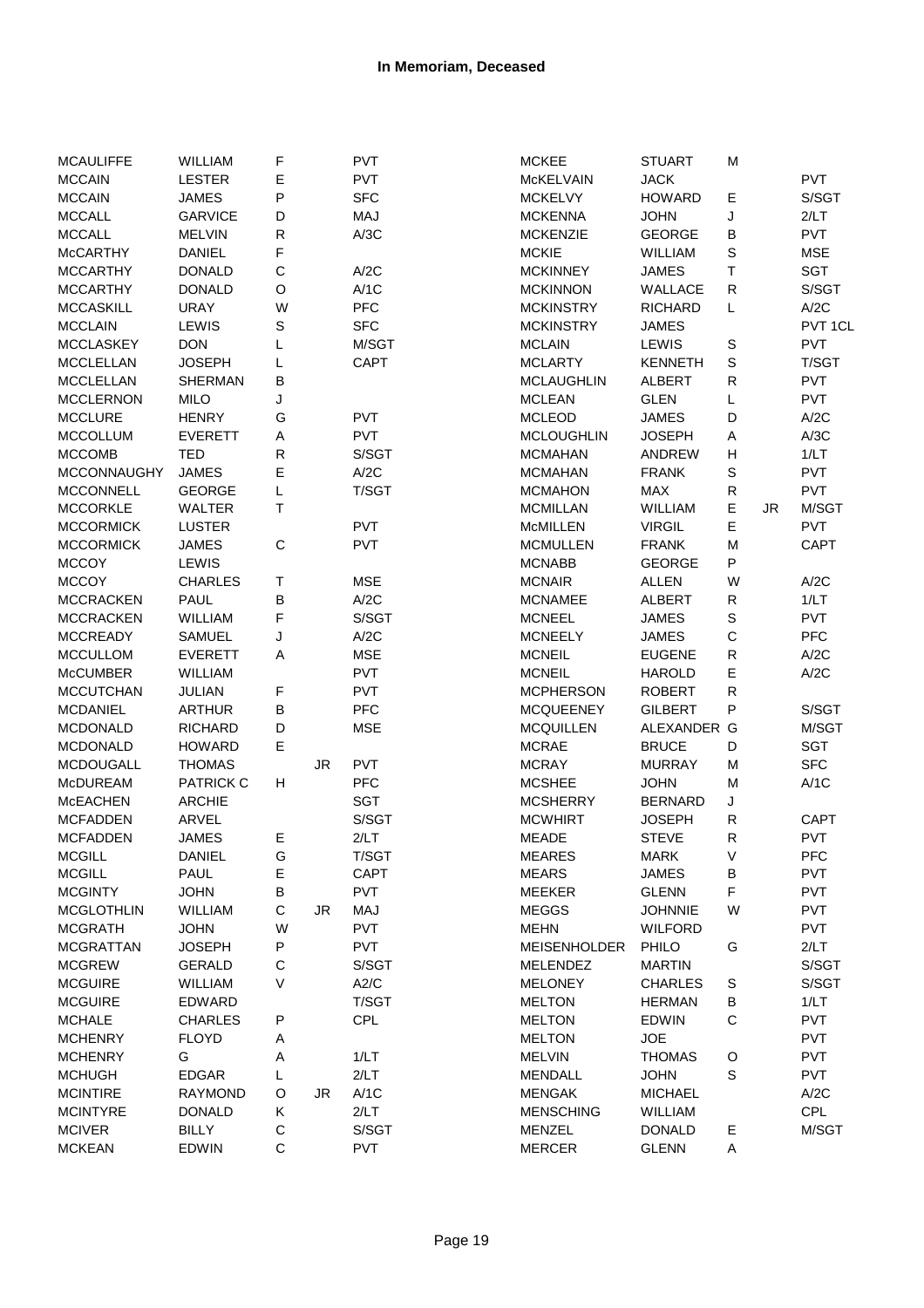## In Memoriam, Deceased

| | | | | |
|---|---|---|---|---|
| MCAULIFFE | WILLIAM | F | | PVT |
| MCCAIN | LESTER | E | | PVT |
| MCCAIN | JAMES | P | | SFC |
| MCCALL | GARVICE | D | | MAJ |
| MCCALL | MELVIN | R | | A/3C |
| McCARTHY | DANIEL | F | | |
| MCCARTHY | DONALD | C | | A/2C |
| MCCARTHY | DONALD | O | | A/1C |
| MCCASKILL | URAY | W | | PFC |
| MCCLAIN | LEWIS | S | | SFC |
| MCCLASKEY | DON | L | | M/SGT |
| MCCLELLAN | JOSEPH | L | | CAPT |
| MCCLELLAN | SHERMAN | B | | |
| MCCLERNON | MILO | J | | |
| MCCLURE | HENRY | G | | PVT |
| MCCOLLUM | EVERETT | A | | PVT |
| MCCOMB | TED | R | | S/SGT |
| MCCONNAUGHY | JAMES | E | | A/2C |
| MCCONNELL | GEORGE | L | | T/SGT |
| MCCORKLE | WALTER | T | | |
| MCCORMICK | LUSTER | | | PVT |
| MCCORMICK | JAMES | C | | PVT |
| MCCOY | LEWIS | | | |
| MCCOY | CHARLES | T | | MSE |
| MCCRACKEN | PAUL | B | | A/2C |
| MCCRACKEN | WILLIAM | F | | S/SGT |
| MCCREADY | SAMUEL | J | | A/2C |
| MCCULLOM | EVERETT | A | | MSE |
| McCUMBER | WILLIAM | | | PVT |
| MCCUTCHAN | JULIAN | F | | PVT |
| MCDANIEL | ARTHUR | B | | PFC |
| MCDONALD | RICHARD | D | | MSE |
| MCDONALD | HOWARD | E | | |
| MCDOUGALL | THOMAS | | JR | PVT |
| McDUREAM | PATRICK C | H | | PFC |
| McEACHEN | ARCHIE | | | SGT |
| MCFADDEN | ARVEL | | | S/SGT |
| MCFADDEN | JAMES | E | | 2/LT |
| MCGILL | DANIEL | G | | T/SGT |
| MCGILL | PAUL | E | | CAPT |
| MCGINTY | JOHN | B | | PVT |
| MCGLOTHLIN | WILLIAM | C | JR | MAJ |
| MCGRATH | JOHN | W | | PVT |
| MCGRATTAN | JOSEPH | P | | PVT |
| MCGREW | GERALD | C | | S/SGT |
| MCGUIRE | WILLIAM | V | | A2/C |
| MCGUIRE | EDWARD | | | T/SGT |
| MCHALE | CHARLES | P | | CPL |
| MCHENRY | FLOYD | A | | |
| MCHENRY | G | A | | 1/LT |
| MCHUGH | EDGAR | L | | 2/LT |
| MCINTIRE | RAYMOND | O | JR | A/1C |
| MCINTYRE | DONALD | K | | 2/LT |
| MCIVER | BILLY | C | | S/SGT |
| MCKEAN | EDWIN | C | | PVT |
| MCKEE | STUART | M | | |
| McKELVAIN | JACK | | | PVT |
| MCKELVY | HOWARD | E | | S/SGT |
| MCKENNA | JOHN | J | | 2/LT |
| MCKENZIE | GEORGE | B | | PVT |
| MCKIE | WILLIAM | S | | MSE |
| MCKINNEY | JAMES | T | | SGT |
| MCKINNON | WALLACE | R | | S/SGT |
| MCKINSTRY | RICHARD | L | | A/2C |
| MCKINSTRY | JAMES | | | PVT 1CL |
| MCLAIN | LEWIS | S | | PVT |
| MCLARTY | KENNETH | S | | T/SGT |
| MCLAUGHLIN | ALBERT | R | | PVT |
| MCLEAN | GLEN | L | | PVT |
| MCLEOD | JAMES | D | | A/2C |
| MCLOUGHLIN | JOSEPH | A | | A/3C |
| MCMAHAN | ANDREW | H | | 1/LT |
| MCMAHAN | FRANK | S | | PVT |
| MCMAHON | MAX | R | | PVT |
| MCMILLAN | WILLIAM | E | JR | M/SGT |
| McMILLEN | VIRGIL | E | | PVT |
| MCMULLEN | FRANK | M | | CAPT |
| MCNABB | GEORGE | P | | |
| MCNAIR | ALLEN | W | | A/2C |
| MCNAMEE | ALBERT | R | | 1/LT |
| MCNEEL | JAMES | S | | PVT |
| MCNEELY | JAMES | C | | PFC |
| MCNEIL | EUGENE | R | | A/2C |
| MCNEIL | HAROLD | E | | A/2C |
| MCPHERSON | ROBERT | R | | |
| MCQUEENEY | GILBERT | P | | S/SGT |
| MCQUILLEN | ALEXANDER | G | | M/SGT |
| MCRAE | BRUCE | D | | SGT |
| MCRAY | MURRAY | M | | SFC |
| MCSHEE | JOHN | M | | A/1C |
| MCSHERRY | BERNARD | J | | |
| MCWHIRT | JOSEPH | R | | CAPT |
| MEADE | STEVE | R | | PVT |
| MEARES | MARK | V | | PFC |
| MEARS | JAMES | B | | PVT |
| MEEKER | GLENN | F | | PVT |
| MEGGS | JOHNNIE | W | | PVT |
| MEHN | WILFORD | | | PVT |
| MEISENHOLDER | PHILO | G | | 2/LT |
| MELENDEZ | MARTIN | | | S/SGT |
| MELONEY | CHARLES | S | | S/SGT |
| MELTON | HERMAN | B | | 1/LT |
| MELTON | EDWIN | C | | PVT |
| MELTON | JOE | | | PVT |
| MELVIN | THOMAS | O | | PVT |
| MENDALL | JOHN | S | | PVT |
| MENGAK | MICHAEL | | | A/2C |
| MENSCHING | WILLIAM | | | CPL |
| MENZEL | DONALD | E | | M/SGT |
| MERCER | GLENN | A | | |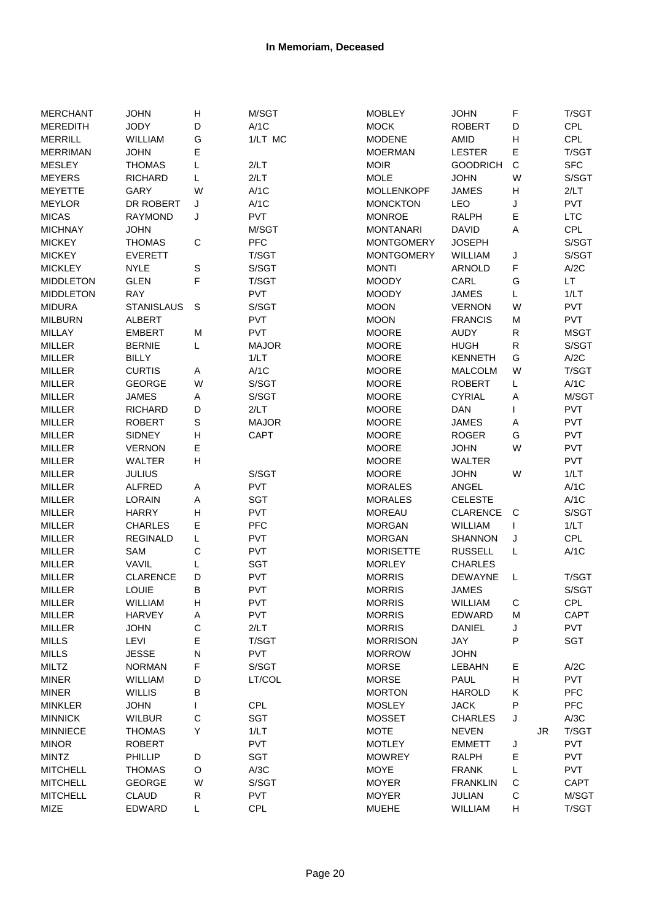## In Memoriam, Deceased

| | | | | |
|---|---|---|---|---|
| MERCHANT | JOHN | H | | M/SGT |
| MEREDITH | JODY | D | | A/1C |
| MERRILL | WILLIAM | G | | 1/LT MC |
| MERRIMAN | JOHN | E | | |
| MESLEY | THOMAS | L | | 2/LT |
| MEYERS | RICHARD | L | | 2/LT |
| MEYETTE | GARY | W | | A/1C |
| MEYLOR | DR ROBERT | J | | A/1C |
| MICAS | RAYMOND | J | | PVT |
| MICHNAY | JOHN | | | M/SGT |
| MICKEY | THOMAS | C | | PFC |
| MICKEY | EVERETT | | | T/SGT |
| MICKLEY | NYLE | S | | S/SGT |
| MIDDLETON | GLEN | F | | T/SGT |
| MIDDLETON | RAY | | | PVT |
| MIDURA | STANISLAUS | S | | S/SGT |
| MILBURN | ALBERT | | | PVT |
| MILLAY | EMBERT | M | | PVT |
| MILLER | BERNIE | L | | MAJOR |
| MILLER | BILLY | | | 1/LT |
| MILLER | CURTIS | A | | A/1C |
| MILLER | GEORGE | W | | S/SGT |
| MILLER | JAMES | A | | S/SGT |
| MILLER | RICHARD | D | | 2/LT |
| MILLER | ROBERT | S | | MAJOR |
| MILLER | SIDNEY | H | | CAPT |
| MILLER | VERNON | E | | |
| MILLER | WALTER | H | | |
| MILLER | JULIUS | | | S/SGT |
| MILLER | ALFRED | A | | PVT |
| MILLER | LORAIN | A | | SGT |
| MILLER | HARRY | H | | PVT |
| MILLER | CHARLES | E | | PFC |
| MILLER | REGINALD | L | | PVT |
| MILLER | SAM | C | | PVT |
| MILLER | VAVIL | L | | SGT |
| MILLER | CLARENCE | D | | PVT |
| MILLER | LOUIE | B | | PVT |
| MILLER | WILLIAM | H | | PVT |
| MILLER | HARVEY | A | | PVT |
| MILLER | JOHN | C | | 2/LT |
| MILLS | LEVI | E | | T/SGT |
| MILLS | JESSE | N | | PVT |
| MILTZ | NORMAN | F | | S/SGT |
| MINER | WILLIAM | D | | LT/COL |
| MINER | WILLIS | B | | |
| MINKLER | JOHN | I | | CPL |
| MINNICK | WILBUR | C | | SGT |
| MINNIECE | THOMAS | Y | | 1/LT |
| MINOR | ROBERT | | | PVT |
| MINTZ | PHILLIP | D | | SGT |
| MITCHELL | THOMAS | O | | A/3C |
| MITCHELL | GEORGE | W | | S/SGT |
| MITCHELL | CLAUD | R | | PVT |
| MIZE | EDWARD | L | | CPL |
| MOBLEY | JOHN | F | | T/SGT |
| MOCK | ROBERT | D | | CPL |
| MODENE | AMID | H | | CPL |
| MOERMAN | LESTER | E | | T/SGT |
| MOIR | GOODRICH | C | | SFC |
| MOLE | JOHN | W | | S/SGT |
| MOLLENKOPF | JAMES | H | | 2/LT |
| MONCKTON | LEO | J | | PVT |
| MONROE | RALPH | E | | LTC |
| MONTANARI | DAVID | A | | CPL |
| MONTGOMERY | JOSEPH | | | S/SGT |
| MONTGOMERY | WILLIAM | J | | S/SGT |
| MONTI | ARNOLD | F | | A/2C |
| MOODY | CARL | G | | LT. |
| MOODY | JAMES | L | | 1/LT |
| MOON | VERNON | W | | PVT |
| MOON | FRANCIS | M | | PVT |
| MOORE | AUDY | R | | MSGT |
| MOORE | HUGH | R | | S/SGT |
| MOORE | KENNETH | G | | A/2C |
| MOORE | MALCOLM | W | | T/SGT |
| MOORE | ROBERT | L | | A/1C |
| MOORE | CYRIAL | A | | M/SGT |
| MOORE | DAN | I | | PVT |
| MOORE | JAMES | A | | PVT |
| MOORE | ROGER | G | | PVT |
| MOORE | JOHN | W | | PVT |
| MOORE | WALTER | | | PVT |
| MOORE | JOHN | W | | 1/LT |
| MORALES | ANGEL | | | A/1C |
| MORALES | CELESTE | | | A/1C |
| MOREAU | CLARENCE | C | | S/SGT |
| MORGAN | WILLIAM | I | | 1/LT |
| MORGAN | SHANNON | J | | CPL |
| MORISETTE | RUSSELL | L | | A/1C |
| MORLEY | CHARLES | | | |
| MORRIS | DEWAYNE | L | | T/SGT |
| MORRIS | JAMES | | | S/SGT |
| MORRIS | WILLIAM | C | | CPL |
| MORRIS | EDWARD | M | | CAPT |
| MORRIS | DANIEL | J | | PVT |
| MORRISON | JAY | P | | SGT |
| MORROW | JOHN | | | |
| MORSE | LEBAHN | E | | A/2C |
| MORSE | PAUL | H | | PVT |
| MORTON | HAROLD | K | | PFC |
| MOSLEY | JACK | P | | PFC |
| MOSSET | CHARLES | J | | A/3C |
| MOTE | NEVEN | | JR | T/SGT |
| MOTLEY | EMMETT | J | | PVT |
| MOWREY | RALPH | E | | PVT |
| MOYE | FRANK | L | | PVT |
| MOYER | FRANKLIN | C | | CAPT |
| MOYER | JULIAN | C | | M/SGT |
| MUEHE | WILLIAM | H | | T/SGT |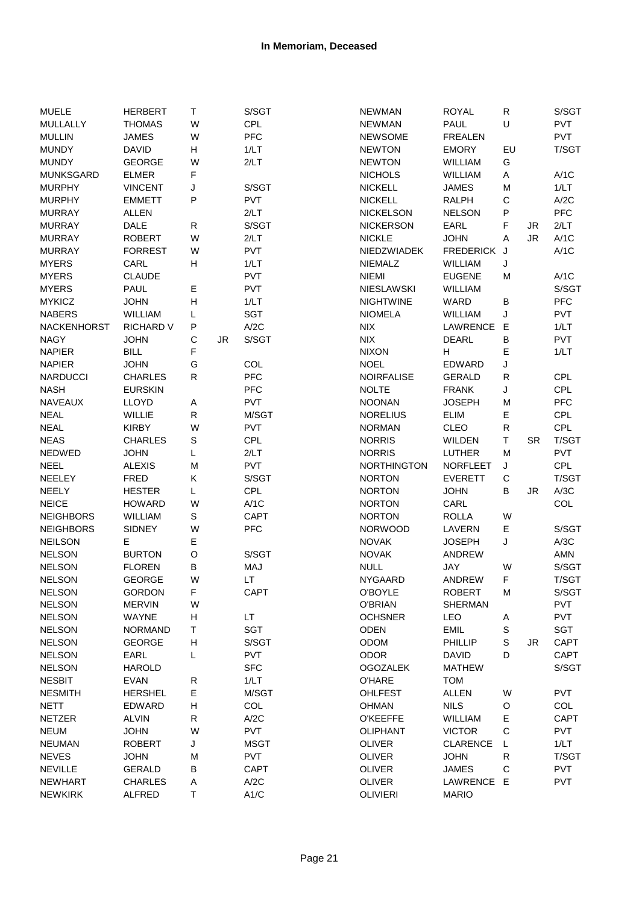## In Memoriam, Deceased

| | | | | |
|---|---|---|---|---|
| MUELE | HERBERT | T | | S/SGT |
| MULLALLY | THOMAS | W | | CPL |
| MULLIN | JAMES | W | | PFC |
| MUNDY | DAVID | H | | 1/LT |
| MUNDY | GEORGE | W | | 2/LT |
| MUNKSGARD | ELMER | F | | |
| MURPHY | VINCENT | J | | S/SGT |
| MURPHY | EMMETT | P | | PVT |
| MURRAY | ALLEN | | | 2/LT |
| MURRAY | DALE | R | | S/SGT |
| MURRAY | ROBERT | W | | 2/LT |
| MURRAY | FORREST | W | | PVT |
| MYERS | CARL | H | | 1/LT |
| MYERS | CLAUDE | | | PVT |
| MYERS | PAUL | E | | PVT |
| MYKICZ | JOHN | H | | 1/LT |
| NABERS | WILLIAM | L | | SGT |
| NACKENHORST | RICHARD V | P | | A/2C |
| NAGY | JOHN | C | JR | S/SGT |
| NAPIER | BILL | F | | |
| NAPIER | JOHN | G | | COL |
| NARDUCCI | CHARLES | R | | PFC |
| NASH | EURSKIN | | | PFC |
| NAVEAUX | LLOYD | A | | PVT |
| NEAL | WILLIE | R | | M/SGT |
| NEAL | KIRBY | W | | PVT |
| NEAS | CHARLES | S | | CPL |
| NEDWED | JOHN | L | | 2/LT |
| NEEL | ALEXIS | M | | PVT |
| NEELEY | FRED | K | | S/SGT |
| NEELY | HESTER | L | | CPL |
| NEICE | HOWARD | W | | A/1C |
| NEIGHBORS | WILLIAM | S | | CAPT |
| NEIGHBORS | SIDNEY | W | | PFC |
| NEILSON | E | E | | |
| NELSON | BURTON | O | | S/SGT |
| NELSON | FLOREN | B | | MAJ |
| NELSON | GEORGE | W | | LT |
| NELSON | GORDON | F | | CAPT |
| NELSON | MERVIN | W | | |
| NELSON | WAYNE | H | | LT |
| NELSON | NORMAND | T | | SGT |
| NELSON | GEORGE | H | | S/SGT |
| NELSON | EARL | L | | PVT |
| NELSON | HAROLD | | | SFC |
| NESBIT | EVAN | R | | 1/LT |
| NESMITH | HERSHEL | E | | M/SGT |
| NETT | EDWARD | H | | COL |
| NETZER | ALVIN | R | | A/2C |
| NEUM | JOHN | W | | PVT |
| NEUMAN | ROBERT | J | | MSGT |
| NEVES | JOHN | M | | PVT |
| NEVILLE | GERALD | B | | CAPT |
| NEWHART | CHARLES | A | | A/2C |
| NEWKIRK | ALFRED | T | | A1/C |
| NEWMAN | ROYAL | R | | S/SGT |
| NEWMAN | PAUL | U | | PVT |
| NEWSOME | FREALEN | | | PVT |
| NEWTON | EMORY | EU | | T/SGT |
| NEWTON | WILLIAM | G | | |
| NICHOLS | WILLIAM | A | | A/1C |
| NICKELL | JAMES | M | | 1/LT |
| NICKELL | RALPH | C | | A/2C |
| NICKELSON | NELSON | P | | PFC |
| NICKERSON | EARL | F | JR | 2/LT |
| NICKLE | JOHN | A | JR | A/1C |
| NIEDZWIADEK | FREDERICK | J | | A/1C |
| NIEMALZ | WILLIAM | J | | |
| NIEMI | EUGENE | M | | A/1C |
| NIESLAWSKI | WILLIAM | | | S/SGT |
| NIGHTWINE | WARD | B | | PFC |
| NIOMELA | WILLIAM | J | | PVT |
| NIX | LAWRENCE | E | | 1/LT |
| NIX | DEARL | B | | PVT |
| NIXON | H | E | | 1/LT |
| NOEL | EDWARD | J | | |
| NOIRFALISE | GERALD | R | | CPL |
| NOLTE | FRANK | J | | CPL |
| NOONAN | JOSEPH | M | | PFC |
| NORELIUS | ELIM | E | | CPL |
| NORMAN | CLEO | R | | CPL |
| NORRIS | WILDEN | T | SR | T/SGT |
| NORRIS | LUTHER | M | | PVT |
| NORTHINGTON | NORFLEET | J | | CPL |
| NORTON | EVERETT | C | | T/SGT |
| NORTON | JOHN | B | JR | A/3C |
| NORTON | CARL | | | COL |
| NORTON | ROLLA | W | | |
| NORWOOD | LAVERN | E | | S/SGT |
| NOVAK | JOSEPH | J | | A/3C |
| NOVAK | ANDREW | | | AMN |
| NULL | JAY | W | | S/SGT |
| NYGAARD | ANDREW | F | | T/SGT |
| O'BOYLE | ROBERT | M | | S/SGT |
| O'BRIAN | SHERMAN | | | PVT |
| OCHSNER | LEO | A | | PVT |
| ODEN | EMIL | S | | SGT |
| ODOM | PHILLIP | S | JR | CAPT |
| ODOR | DAVID | D | | CAPT |
| OGOZALEK | MATHEW | | | S/SGT |
| O'HARE | TOM | | | |
| OHLFEST | ALLEN | W | | PVT |
| OHMAN | NILS | O | | COL |
| O'KEEFFE | WILLIAM | E | | CAPT |
| OLIPHANT | VICTOR | C | | PVT |
| OLIVER | CLARENCE | L | | 1/LT |
| OLIVER | JOHN | R | | T/SGT |
| OLIVER | JAMES | C | | PVT |
| OLIVER | LAWRENCE | E | | PVT |
| OLIVIERI | MARIO | | | |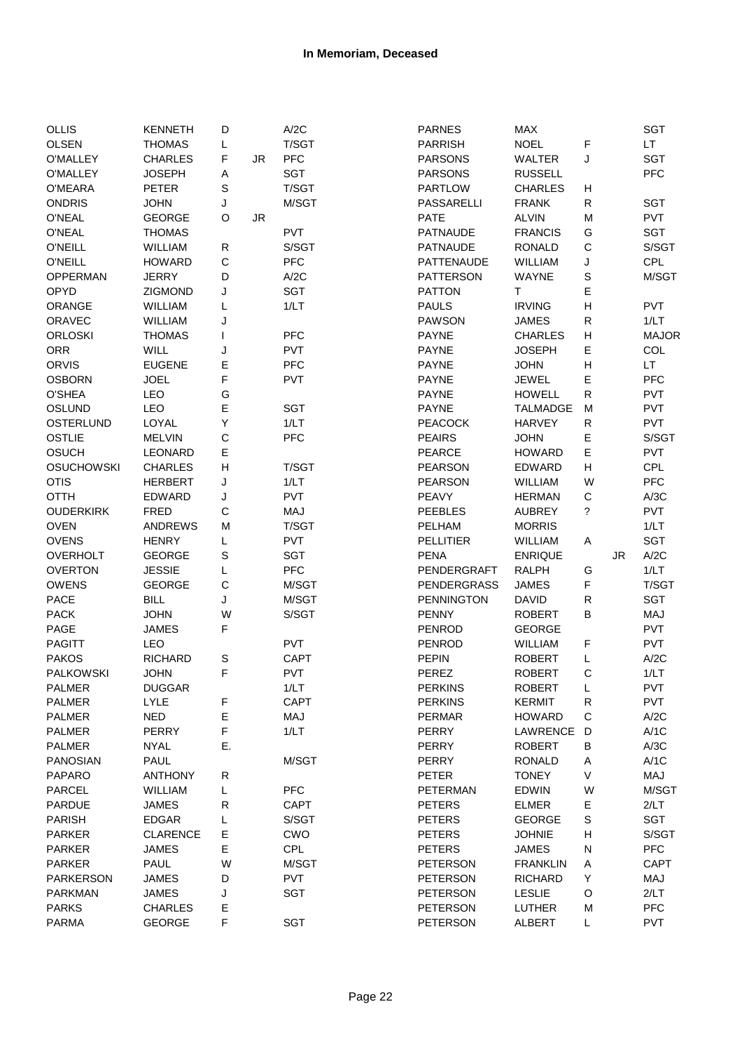## In Memoriam, Deceased

| | | | | |
|---|---|---|---|---|
| OLLIS | KENNETH | D | | A/2C |
| OLSEN | THOMAS | L | | T/SGT |
| O'MALLEY | CHARLES | F | JR | PFC |
| O'MALLEY | JOSEPH | A | | SGT |
| O'MEARA | PETER | S | | T/SGT |
| ONDRIS | JOHN | J | | M/SGT |
| O'NEAL | GEORGE | O | JR | |
| O'NEAL | THOMAS | | | PVT |
| O'NEILL | WILLIAM | R | | S/SGT |
| O'NEILL | HOWARD | C | | PFC |
| OPPERMAN | JERRY | D | | A/2C |
| OPYD | ZIGMOND | J | | SGT |
| ORANGE | WILLIAM | L | | 1/LT |
| ORAVEC | WILLIAM | J | | |
| ORLOSKI | THOMAS | I | | PFC |
| ORR | WILL | J | | PVT |
| ORVIS | EUGENE | E | | PFC |
| OSBORN | JOEL | F | | PVT |
| O'SHEA | LEO | G | | |
| OSLUND | LEO | E | | SGT |
| OSTERLUND | LOYAL | Y | | 1/LT |
| OSTLIE | MELVIN | C | | PFC |
| OSUCH | LEONARD | E | | |
| OSUCHOWSKI | CHARLES | H | | T/SGT |
| OTIS | HERBERT | J | | 1/LT |
| OTTH | EDWARD | J | | PVT |
| OUDERKIRK | FRED | C | | MAJ |
| OVEN | ANDREWS | M | | T/SGT |
| OVENS | HENRY | L | | PVT |
| OVERHOLT | GEORGE | S | | SGT |
| OVERTON | JESSIE | L | | PFC |
| OWENS | GEORGE | C | | M/SGT |
| PACE | BILL | J | | M/SGT |
| PACK | JOHN | W | | S/SGT |
| PAGE | JAMES | F | | |
| PAGITT | LEO | | | PVT |
| PAKOS | RICHARD | S | | CAPT |
| PALKOWSKI | JOHN | F | | PVT |
| PALMER | DUGGAR | | | 1/LT |
| PALMER | LYLE | F | | CAPT |
| PALMER | NED | E | | MAJ |
| PALMER | PERRY | F | | 1/LT |
| PALMER | NYAL | E. | | |
| PANOSIAN | PAUL | | | M/SGT |
| PAPARO | ANTHONY | R | | |
| PARCEL | WILLIAM | L | | PFC |
| PARDUE | JAMES | R | | CAPT |
| PARISH | EDGAR | L | | S/SGT |
| PARKER | CLARENCE | E | | CWO |
| PARKER | JAMES | E | | CPL |
| PARKER | PAUL | W | | M/SGT |
| PARKERSON | JAMES | D | | PVT |
| PARKMAN | JAMES | J | | SGT |
| PARKS | CHARLES | E | | |
| PARMA | GEORGE | F | | SGT |
| PARNES | MAX | | | SGT |
| PARRISH | NOEL | F | | LT |
| PARSONS | WALTER | J | | SGT |
| PARSONS | RUSSELL | | | PFC |
| PARTLOW | CHARLES | H | | |
| PASSARELLI | FRANK | R | | SGT |
| PATE | ALVIN | M | | PVT |
| PATNAUDE | FRANCIS | G | | SGT |
| PATNAUDE | RONALD | C | | S/SGT |
| PATTENAUDE | WILLIAM | J | | CPL |
| PATTERSON | WAYNE | S | | M/SGT |
| PATTON | T | E | | |
| PAULS | IRVING | H | | PVT |
| PAWSON | JAMES | R | | 1/LT |
| PAYNE | CHARLES | H | | MAJOR |
| PAYNE | JOSEPH | E | | COL |
| PAYNE | JOHN | H | | LT |
| PAYNE | JEWEL | E | | PFC |
| PAYNE | HOWELL | R | | PVT |
| PAYNE | TALMADGE | M | | PVT |
| PEACOCK | HARVEY | R | | PVT |
| PEAIRS | JOHN | E | | S/SGT |
| PEARCE | HOWARD | E | | PVT |
| PEARSON | EDWARD | H | | CPL |
| PEARSON | WILLIAM | W | | PFC |
| PEAVY | HERMAN | C | | A/3C |
| PEEBLES | AUBREY | ? | | PVT |
| PELHAM | MORRIS | | | 1/LT |
| PELLITIER | WILLIAM | A | | SGT |
| PENA | ENRIQUE | | JR | A/2C |
| PENDERGRAFT | RALPH | G | | 1/LT |
| PENDERGRASS | JAMES | F | | T/SGT |
| PENNINGTON | DAVID | R | | SGT |
| PENNY | ROBERT | B | | MAJ |
| PENROD | GEORGE | | | PVT |
| PENROD | WILLIAM | F | | PVT |
| PEPIN | ROBERT | L | | A/2C |
| PEREZ | ROBERT | C | | 1/LT |
| PERKINS | ROBERT | L | | PVT |
| PERKINS | KERMIT | R | | PVT |
| PERMAR | HOWARD | C | | A/2C |
| PERRY | LAWRENCE | D | | A/1C |
| PERRY | ROBERT | B | | A/3C |
| PERRY | RONALD | A | | A/1C |
| PETER | TONEY | V | | MAJ |
| PETERMAN | EDWIN | W | | M/SGT |
| PETERS | ELMER | E | | 2/LT |
| PETERS | GEORGE | S | | SGT |
| PETERS | JOHNIE | H | | S/SGT |
| PETERS | JAMES | N | | PFC |
| PETERSON | FRANKLIN | A | | CAPT |
| PETERSON | RICHARD | Y | | MAJ |
| PETERSON | LESLIE | O | | 2/LT |
| PETERSON | LUTHER | M | | PFC |
| PETERSON | ALBERT | L | | PVT |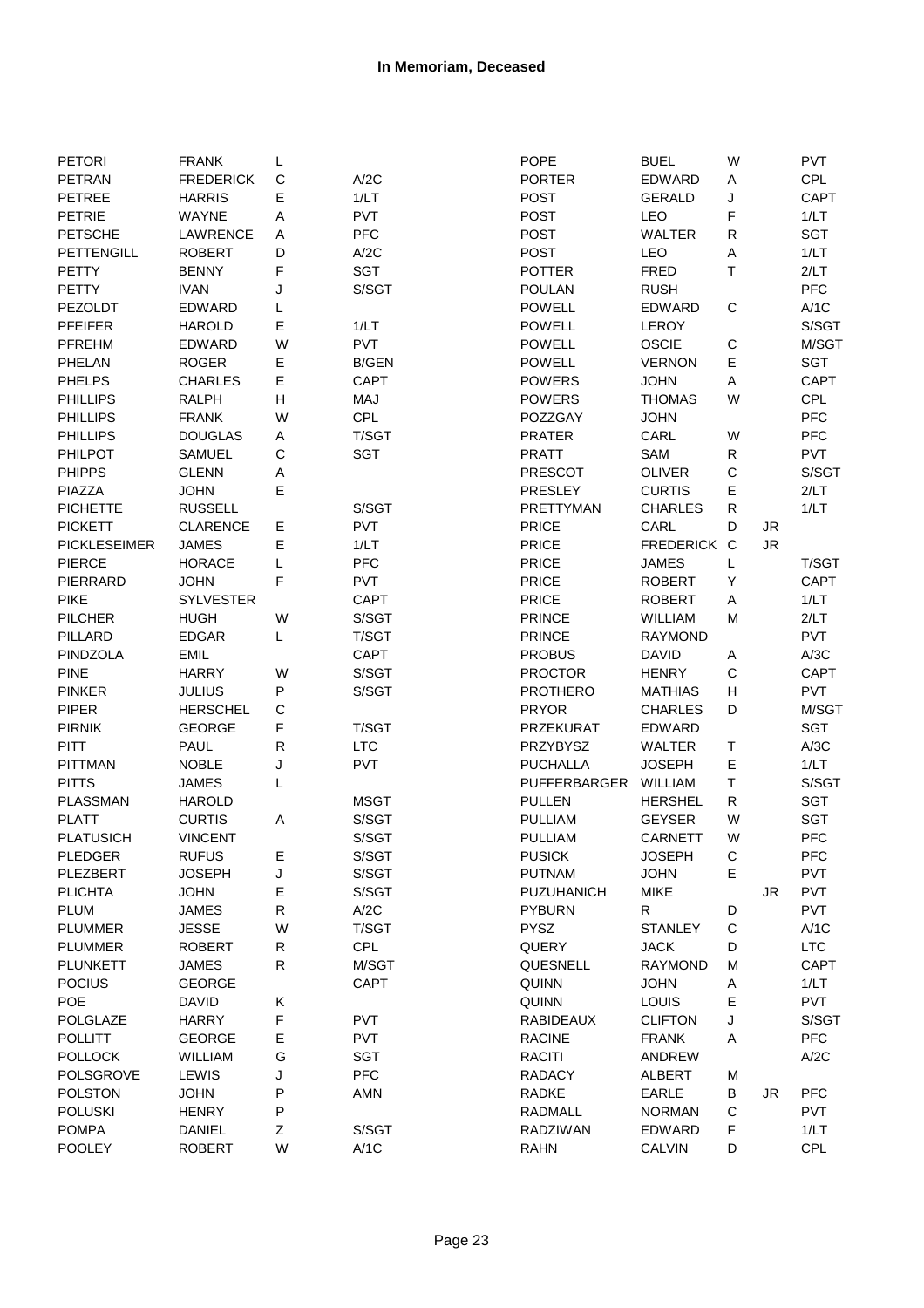## In Memoriam, Deceased

| | | | | |
|---|---|---|---|---|
| PETORI | FRANK | L | | |
| PETRAN | FREDERICK | C | | A/2C |
| PETREE | HARRIS | E | | 1/LT |
| PETRIE | WAYNE | A | | PVT |
| PETSCHE | LAWRENCE | A | | PFC |
| PETTENGILL | ROBERT | D | | A/2C |
| PETTY | BENNY | F | | SGT |
| PETTY | IVAN | J | | S/SGT |
| PEZOLDT | EDWARD | L | | |
| PFEIFER | HAROLD | E | | 1/LT |
| PFREHM | EDWARD | W | | PVT |
| PHELAN | ROGER | E | | B/GEN |
| PHELPS | CHARLES | E | | CAPT |
| PHILLIPS | RALPH | H | | MAJ |
| PHILLIPS | FRANK | W | | CPL |
| PHILLIPS | DOUGLAS | A | | T/SGT |
| PHILPOT | SAMUEL | C | | SGT |
| PHIPPS | GLENN | A | | |
| PIAZZA | JOHN | E | | |
| PICHETTE | RUSSELL | | | S/SGT |
| PICKETT | CLARENCE | E | | PVT |
| PICKLESEIMER | JAMES | E | | 1/LT |
| PIERCE | HORACE | L | | PFC |
| PIERRARD | JOHN | F | | PVT |
| PIKE | SYLVESTER | | | CAPT |
| PILCHER | HUGH | W | | S/SGT |
| PILLARD | EDGAR | L | | T/SGT |
| PINDZOLA | EMIL | | | CAPT |
| PINE | HARRY | W | | S/SGT |
| PINKER | JULIUS | P | | S/SGT |
| PIPER | HERSCHEL | C | | |
| PIRNIK | GEORGE | F | | T/SGT |
| PITT | PAUL | R | | LTC |
| PITTMAN | NOBLE | J | | PVT |
| PITTS | JAMES | L | | |
| PLASSMAN | HAROLD | | | MSGT |
| PLATT | CURTIS | A | | S/SGT |
| PLATUSICH | VINCENT | | | S/SGT |
| PLEDGER | RUFUS | E | | S/SGT |
| PLEZBERT | JOSEPH | J | | S/SGT |
| PLICHTA | JOHN | E | | S/SGT |
| PLUM | JAMES | R | | A/2C |
| PLUMMER | JESSE | W | | T/SGT |
| PLUMMER | ROBERT | R | | CPL |
| PLUNKETT | JAMES | R | | M/SGT |
| POCIUS | GEORGE | | | CAPT |
| POE | DAVID | K | | |
| POLGLAZE | HARRY | F | | PVT |
| POLLITT | GEORGE | E | | PVT |
| POLLOCK | WILLIAM | G | | SGT |
| POLSGROVE | LEWIS | J | | PFC |
| POLSTON | JOHN | P | | AMN |
| POLUSKI | HENRY | P | | |
| POMPA | DANIEL | Z | | S/SGT |
| POOLEY | ROBERT | W | | A/1C |
| POPE | BUEL | W | | PVT |
| PORTER | EDWARD | A | | CPL |
| POST | GERALD | J | | CAPT |
| POST | LEO | F | | 1/LT |
| POST | WALTER | R | | SGT |
| POST | LEO | A | | 1/LT |
| POTTER | FRED | T | | 2/LT |
| POULAN | RUSH | | | PFC |
| POWELL | EDWARD | C | | A/1C |
| POWELL | LEROY | | | S/SGT |
| POWELL | OSCIE | C | | M/SGT |
| POWELL | VERNON | E | | SGT |
| POWERS | JOHN | A | | CAPT |
| POWERS | THOMAS | W | | CPL |
| POZZGAY | JOHN | | | PFC |
| PRATER | CARL | W | | PFC |
| PRATT | SAM | R | | PVT |
| PRESCOT | OLIVER | C | | S/SGT |
| PRESLEY | CURTIS | E | | 2/LT |
| PRETTYMAN | CHARLES | R | | 1/LT |
| PRICE | CARL | D | JR | |
| PRICE | FREDERICK | C | JR | |
| PRICE | JAMES | L | | T/SGT |
| PRICE | ROBERT | Y | | CAPT |
| PRICE | ROBERT | A | | 1/LT |
| PRINCE | WILLIAM | M | | 2/LT |
| PRINCE | RAYMOND | | | PVT |
| PROBUS | DAVID | A | | A/3C |
| PROCTOR | HENRY | C | | CAPT |
| PROTHERO | MATHIAS | H | | PVT |
| PRYOR | CHARLES | D | | M/SGT |
| PRZEKURAT | EDWARD | | | SGT |
| PRZYBYSZ | WALTER | T | | A/3C |
| PUCHALLA | JOSEPH | E | | 1/LT |
| PUFFERBARGER | WILLIAM | T | | S/SGT |
| PULLEN | HERSHEL | R | | SGT |
| PULLIAM | GEYSER | W | | SGT |
| PULLIAM | CARNETT | W | | PFC |
| PUSICK | JOSEPH | C | | PFC |
| PUTNAM | JOHN | E | | PVT |
| PUZUHANICH | MIKE | | JR | PVT |
| PYBURN | R | D | | PVT |
| PYSZ | STANLEY | C | | A/1C |
| QUERY | JACK | D | | LTC |
| QUESNELL | RAYMOND | M | | CAPT |
| QUINN | JOHN | A | | 1/LT |
| QUINN | LOUIS | E | | PVT |
| RABIDEAUX | CLIFTON | J | | S/SGT |
| RACINE | FRANK | A | | PFC |
| RACITI | ANDREW | | | A/2C |
| RADACY | ALBERT | M | | |
| RADKE | EARLE | B | JR | PFC |
| RADMALL | NORMAN | C | | PVT |
| RADZIWAN | EDWARD | F | | 1/LT |
| RAHN | CALVIN | D | | CPL |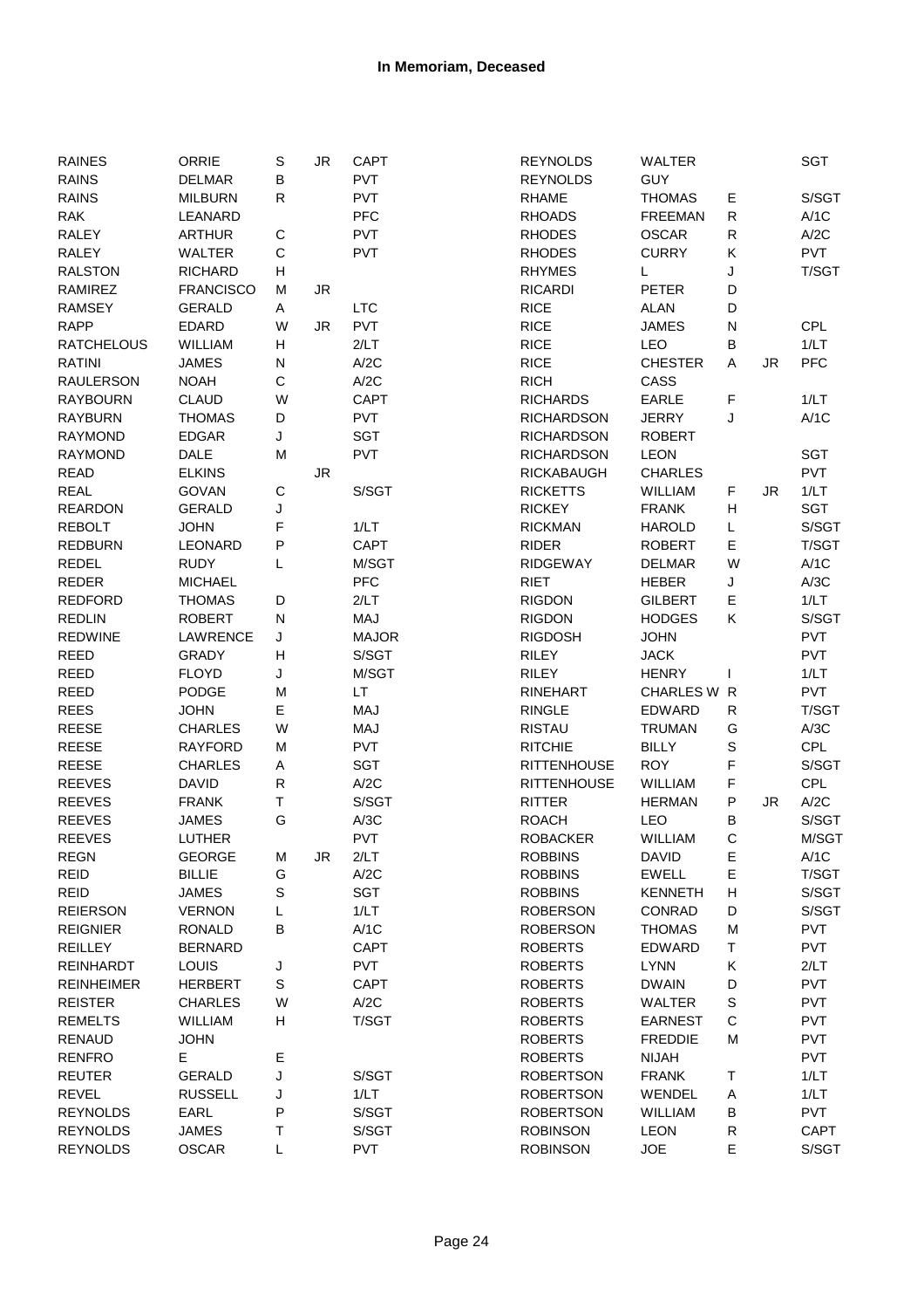# In Memoriam, Deceased

| | | | | |
|---|---|---|---|---|
| RAINES | ORRIE | S | JR | CAPT |
| RAINS | DELMAR | B | | PVT |
| RAINS | MILBURN | R | | PVT |
| RAK | LEANARD | | | PFC |
| RALEY | ARTHUR | C | | PVT |
| RALEY | WALTER | C | | PVT |
| RALSTON | RICHARD | H | | |
| RAMIREZ | FRANCISCO | M | JR | |
| RAMSEY | GERALD | A | | LTC |
| RAPP | EDARD | W | JR | PVT |
| RATCHELOUS | WILLIAM | H | | 2/LT |
| RATINI | JAMES | N | | A/2C |
| RAULERSON | NOAH | C | | A/2C |
| RAYBOURN | CLAUD | W | | CAPT |
| RAYBURN | THOMAS | D | | PVT |
| RAYMOND | EDGAR | J | | SGT |
| RAYMOND | DALE | M | | PVT |
| READ | ELKINS | | JR | |
| REAL | GOVAN | C | | S/SGT |
| REARDON | GERALD | J | | |
| REBOLT | JOHN | F | | 1/LT |
| REDBURN | LEONARD | P | | CAPT |
| REDEL | RUDY | L | | M/SGT |
| REDER | MICHAEL | | | PFC |
| REDFORD | THOMAS | D | | 2/LT |
| REDLIN | ROBERT | N | | MAJ |
| REDWINE | LAWRENCE | J | | MAJOR |
| REED | GRADY | H | | S/SGT |
| REED | FLOYD | J | | M/SGT |
| REED | PODGE | M | | LT |
| REES | JOHN | E | | MAJ |
| REESE | CHARLES | W | | MAJ |
| REESE | RAYFORD | M | | PVT |
| REESE | CHARLES | A | | SGT |
| REEVES | DAVID | R | | A/2C |
| REEVES | FRANK | T | | S/SGT |
| REEVES | JAMES | G | | A/3C |
| REEVES | LUTHER | | | PVT |
| REGN | GEORGE | M | JR | 2/LT |
| REID | BILLIE | G | | A/2C |
| REID | JAMES | S | | SGT |
| REIERSON | VERNON | L | | 1/LT |
| REIGNIER | RONALD | B | | A/1C |
| REILLEY | BERNARD | | | CAPT |
| REINHARDT | LOUIS | J | | PVT |
| REINHEIMER | HERBERT | S | | CAPT |
| REISTER | CHARLES | W | | A/2C |
| REMELTS | WILLIAM | H | | T/SGT |
| RENAUD | JOHN | | | |
| RENFRO | E | E | | |
| REUTER | GERALD | J | | S/SGT |
| REVEL | RUSSELL | J | | 1/LT |
| REYNOLDS | EARL | P | | S/SGT |
| REYNOLDS | JAMES | T | | S/SGT |
| REYNOLDS | OSCAR | L | | PVT |
| REYNOLDS | WALTER | | | SGT |
| REYNOLDS | GUY | | | |
| RHAME | THOMAS | E | | S/SGT |
| RHOADS | FREEMAN | R | | A/1C |
| RHODES | OSCAR | R | | A/2C |
| RHODES | CURRY | K | | PVT |
| RHYMES | L | J | | T/SGT |
| RICARDI | PETER | D | | |
| RICE | ALAN | D | | |
| RICE | JAMES | N | | CPL |
| RICE | LEO | B | | 1/LT |
| RICE | CHESTER | A | JR | PFC |
| RICH | CASS | | | |
| RICHARDS | EARLE | F | | 1/LT |
| RICHARDSON | JERRY | J | | A/1C |
| RICHARDSON | ROBERT | | | |
| RICHARDSON | LEON | | | SGT |
| RICKABAUGH | CHARLES | | | PVT |
| RICKETTS | WILLIAM | F | JR | 1/LT |
| RICKEY | FRANK | H | | SGT |
| RICKMAN | HAROLD | L | | S/SGT |
| RIDER | ROBERT | E | | T/SGT |
| RIDGEWAY | DELMAR | W | | A/1C |
| RIET | HEBER | J | | A/3C |
| RIGDON | GILBERT | E | | 1/LT |
| RIGDON | HODGES | K | | S/SGT |
| RIGDOSH | JOHN | | | PVT |
| RILEY | JACK | | | PVT |
| RILEY | HENRY | I | | 1/LT |
| RINEHART | CHARLES W | R | | PVT |
| RINGLE | EDWARD | R | | T/SGT |
| RISTAU | TRUMAN | G | | A/3C |
| RITCHIE | BILLY | S | | CPL |
| RITTENHOUSE | ROY | F | | S/SGT |
| RITTENHOUSE | WILLIAM | F | | CPL |
| RITTER | HERMAN | P | JR | A/2C |
| ROACH | LEO | B | | S/SGT |
| ROBACKER | WILLIAM | C | | M/SGT |
| ROBBINS | DAVID | E | | A/1C |
| ROBBINS | EWELL | E | | T/SGT |
| ROBBINS | KENNETH | H | | S/SGT |
| ROBERSON | CONRAD | D | | S/SGT |
| ROBERSON | THOMAS | M | | PVT |
| ROBERTS | EDWARD | T | | PVT |
| ROBERTS | LYNN | K | | 2/LT |
| ROBERTS | DWAIN | D | | PVT |
| ROBERTS | WALTER | S | | PVT |
| ROBERTS | EARNEST | C | | PVT |
| ROBERTS | FREDDIE | M | | PVT |
| ROBERTS | NIJAH | | | PVT |
| ROBERTSON | FRANK | T | | 1/LT |
| ROBERTSON | WENDEL | A | | 1/LT |
| ROBERTSON | WILLIAM | B | | PVT |
| ROBINSON | LEON | R | | CAPT |
| ROBINSON | JOE | E | | S/SGT |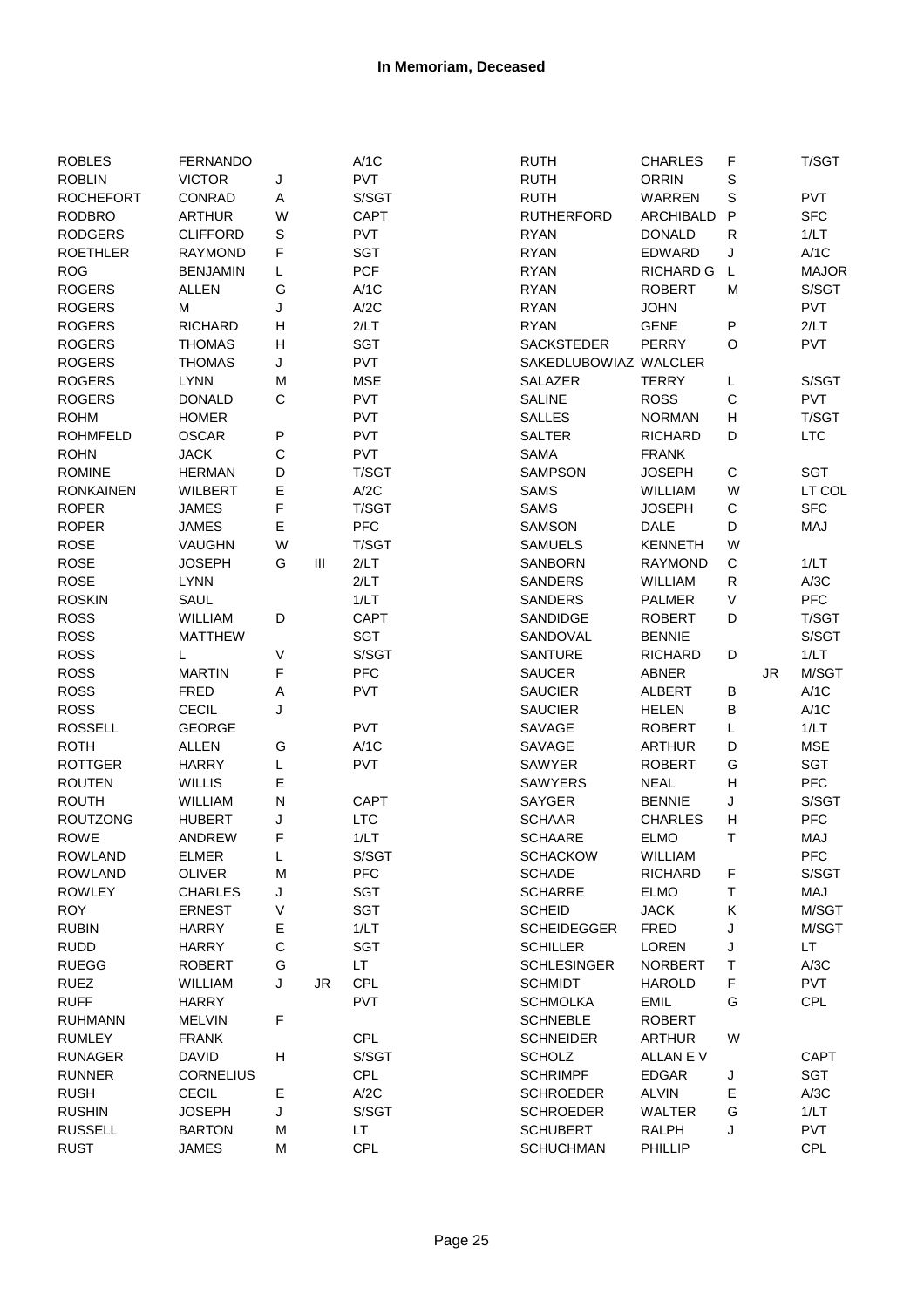## In Memoriam, Deceased

| | | | | |
|---|---|---|---|---|
| ROBLES | FERNANDO | | | A/1C |
| ROBLIN | VICTOR | J | | PVT |
| ROCHEFORT | CONRAD | A | | S/SGT |
| RODBRO | ARTHUR | W | | CAPT |
| RODGERS | CLIFFORD | S | | PVT |
| ROETHLER | RAYMOND | F | | SGT |
| ROG | BENJAMIN | L | | PCF |
| ROGERS | ALLEN | G | | A/1C |
| ROGERS | M | J | | A/2C |
| ROGERS | RICHARD | H | | 2/LT |
| ROGERS | THOMAS | H | | SGT |
| ROGERS | THOMAS | J | | PVT |
| ROGERS | LYNN | M | | MSE |
| ROGERS | DONALD | C | | PVT |
| ROHM | HOMER | | | PVT |
| ROHMFELD | OSCAR | P | | PVT |
| ROHN | JACK | C | | PVT |
| ROMINE | HERMAN | D | | T/SGT |
| RONKAINEN | WILBERT | E | | A/2C |
| ROPER | JAMES | F | | T/SGT |
| ROPER | JAMES | E | | PFC |
| ROSE | VAUGHN | W | | T/SGT |
| ROSE | JOSEPH | G | III | 2/LT |
| ROSE | LYNN | | | 2/LT |
| ROSKIN | SAUL | | | 1/LT |
| ROSS | WILLIAM | D | | CAPT |
| ROSS | MATTHEW | | | SGT |
| ROSS | L | V | | S/SGT |
| ROSS | MARTIN | F | | PFC |
| ROSS | FRED | A | | PVT |
| ROSS | CECIL | J | | |
| ROSSELL | GEORGE | | | PVT |
| ROTH | ALLEN | G | | A/1C |
| ROTTGER | HARRY | L | | PVT |
| ROUTEN | WILLIS | E | | |
| ROUTH | WILLIAM | N | | CAPT |
| ROUTZONG | HUBERT | J | | LTC |
| ROWE | ANDREW | F | | 1/LT |
| ROWLAND | ELMER | L | | S/SGT |
| ROWLAND | OLIVER | M | | PFC |
| ROWLEY | CHARLES | J | | SGT |
| ROY | ERNEST | V | | SGT |
| RUBIN | HARRY | E | | 1/LT |
| RUDD | HARRY | C | | SGT |
| RUEGG | ROBERT | G | | LT |
| RUEZ | WILLIAM | J | JR | CPL |
| RUFF | HARRY | | | PVT |
| RUHMANN | MELVIN | F | | |
| RUMLEY | FRANK | | | CPL |
| RUNAGER | DAVID | H | | S/SGT |
| RUNNER | CORNELIUS | | | CPL |
| RUSH | CECIL | E | | A/2C |
| RUSHIN | JOSEPH | J | | S/SGT |
| RUSSELL | BARTON | M | | LT |
| RUST | JAMES | M | | CPL |
| RUTH | CHARLES | F | | T/SGT |
| RUTH | ORRIN | S | | |
| RUTH | WARREN | S | | PVT |
| RUTHERFORD | ARCHIBALD | P | | SFC |
| RYAN | DONALD | R | | 1/LT |
| RYAN | EDWARD | J | | A/1C |
| RYAN | RICHARD G | L | | MAJOR |
| RYAN | ROBERT | M | | S/SGT |
| RYAN | JOHN | | | PVT |
| RYAN | GENE | P | | 2/LT |
| SACKSTEDER | PERRY | O | | PVT |
| SAKEDLUBOWIAZ | WALCLER | | | |
| SALAZER | TERRY | L | | S/SGT |
| SALINE | ROSS | C | | PVT |
| SALLES | NORMAN | H | | T/SGT |
| SALTER | RICHARD | D | | LTC |
| SAMA | FRANK | | | |
| SAMPSON | JOSEPH | C | | SGT |
| SAMS | WILLIAM | W | | LT COL |
| SAMS | JOSEPH | C | | SFC |
| SAMSON | DALE | D | | MAJ |
| SAMUELS | KENNETH | W | | |
| SANBORN | RAYMOND | C | | 1/LT |
| SANDERS | WILLIAM | R | | A/3C |
| SANDERS | PALMER | V | | PFC |
| SANDIDGE | ROBERT | D | | T/SGT |
| SANDOVAL | BENNIE | | | S/SGT |
| SANTURE | RICHARD | D | | 1/LT |
| SAUCER | ABNER | | JR | M/SGT |
| SAUCIER | ALBERT | B | | A/1C |
| SAUCIER | HELEN | B | | A/1C |
| SAVAGE | ROBERT | L | | 1/LT |
| SAVAGE | ARTHUR | D | | MSE |
| SAWYER | ROBERT | G | | SGT |
| SAWYERS | NEAL | H | | PFC |
| SAYGER | BENNIE | J | | S/SGT |
| SCHAAR | CHARLES | H | | PFC |
| SCHAARE | ELMO | T | | MAJ |
| SCHACKOW | WILLIAM | | | PFC |
| SCHADE | RICHARD | F | | S/SGT |
| SCHARRE | ELMO | T | | MAJ |
| SCHEID | JACK | K | | M/SGT |
| SCHEIDEGGER | FRED | J | | M/SGT |
| SCHILLER | LOREN | J | | LT |
| SCHLESINGER | NORBERT | T | | A/3C |
| SCHMIDT | HAROLD | F | | PVT |
| SCHMOLKA | EMIL | G | | CPL |
| SCHNEBLE | ROBERT | | | |
| SCHNEIDER | ARTHUR | W | | |
| SCHOLZ | ALLAN E V | | | CAPT |
| SCHRIMPF | EDGAR | J | | SGT |
| SCHROEDER | ALVIN | E | | A/3C |
| SCHROEDER | WALTER | G | | 1/LT |
| SCHUBERT | RALPH | J | | PVT |
| SCHUCHMAN | PHILLIP | | | CPL |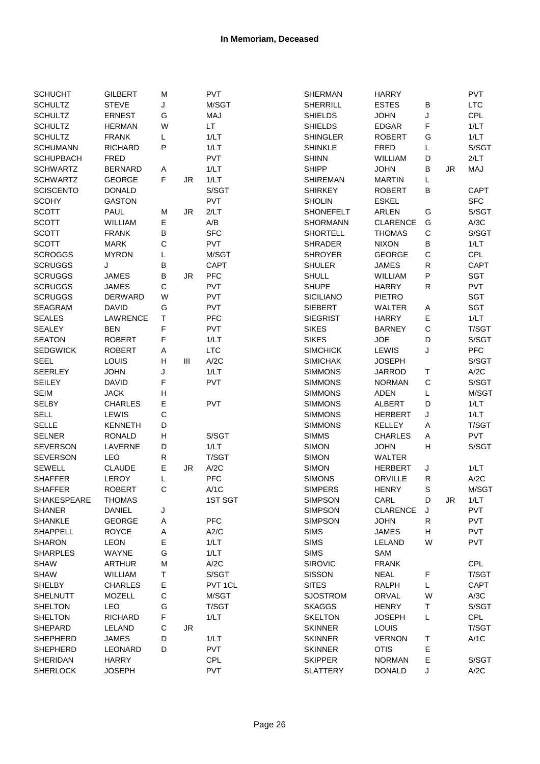## In Memoriam, Deceased

| | | | | |
|---|---|---|---|---|
| SCHUCHT | GILBERT | M | | PVT |
| SCHULTZ | STEVE | J | | M/SGT |
| SCHULTZ | ERNEST | G | | MAJ |
| SCHULTZ | HERMAN | W | | LT |
| SCHULTZ | FRANK | L | | 1/LT |
| SCHUMANN | RICHARD | P | | 1/LT |
| SCHUPBACH | FRED | | | PVT |
| SCHWARTZ | BERNARD | A | | 1/LT |
| SCHWARTZ | GEORGE | F | JR | 1/LT |
| SCISCENTO | DONALD | | | S/SGT |
| SCOHY | GASTON | | | PVT |
| SCOTT | PAUL | M | JR | 2/LT |
| SCOTT | WILLIAM | E | | A/B |
| SCOTT | FRANK | B | | SFC |
| SCOTT | MARK | C | | PVT |
| SCROGGS | MYRON | L | | M/SGT |
| SCRUGGS | J | B | | CAPT |
| SCRUGGS | JAMES | B | JR | PFC |
| SCRUGGS | JAMES | C | | PVT |
| SCRUGGS | DERWARD | W | | PVT |
| SEAGRAM | DAVID | G | | PVT |
| SEALES | LAWRENCE | T | | PFC |
| SEALEY | BEN | F | | PVT |
| SEATON | ROBERT | F | | 1/LT |
| SEDGWICK | ROBERT | A | | LTC |
| SEEL | LOUIS | H | III | A/2C |
| SEERLEY | JOHN | J | | 1/LT |
| SEILEY | DAVID | F | | PVT |
| SEIM | JACK | H | | |
| SELBY | CHARLES | E | | PVT |
| SELL | LEWIS | C | | |
| SELLE | KENNETH | D | | |
| SELNER | RONALD | H | | S/SGT |
| SEVERSON | LAVERNE | D | | 1/LT |
| SEVERSON | LEO | R | | T/SGT |
| SEWELL | CLAUDE | E | JR | A/2C |
| SHAFFER | LEROY | L | | PFC |
| SHAFFER | ROBERT | C | | A/1C |
| SHAKESPEARE | THOMAS | | | 1ST SGT |
| SHANER | DANIEL | J | | |
| SHANKLE | GEORGE | A | | PFC |
| SHAPPELL | ROYCE | A | | A2/C |
| SHARON | LEON | E | | 1/LT |
| SHARPLES | WAYNE | G | | 1/LT |
| SHAW | ARTHUR | M | | A/2C |
| SHAW | WILLIAM | T | | S/SGT |
| SHELBY | CHARLES | E | | PVT 1CL |
| SHELNUTT | MOZELL | C | | M/SGT |
| SHELTON | LEO | G | | T/SGT |
| SHELTON | RICHARD | F | | 1/LT |
| SHEPARD | LELAND | C | JR | |
| SHEPHERD | JAMES | D | | 1/LT |
| SHEPHERD | LEONARD | D | | PVT |
| SHERIDAN | HARRY | | | CPL |
| SHERLOCK | JOSEPH | | | PVT |
| SHERMAN | HARRY | | | PVT |
| SHERRILL | ESTES | B | | LTC |
| SHIELDS | JOHN | J | | CPL |
| SHIELDS | EDGAR | F | | 1/LT |
| SHINGLER | ROBERT | G | | 1/LT |
| SHINKLE | FRED | L | | S/SGT |
| SHINN | WILLIAM | D | | 2/LT |
| SHIPP | JOHN | B | JR | MAJ |
| SHIREMAN | MARTIN | L | | |
| SHIRKEY | ROBERT | B | | CAPT |
| SHOLIN | ESKEL | | | SFC |
| SHONEFELT | ARLEN | G | | S/SGT |
| SHORMANN | CLARENCE | G | | A/3C |
| SHORTELL | THOMAS | C | | S/SGT |
| SHRADER | NIXON | B | | 1/LT |
| SHROYER | GEORGE | C | | CPL |
| SHULER | JAMES | R | | CAPT |
| SHULL | WILLIAM | P | | SGT |
| SHUPE | HARRY | R | | PVT |
| SICILIANO | PIETRO | | | SGT |
| SIEBERT | WALTER | A | | SGT |
| SIEGRIST | HARRY | E | | 1/LT |
| SIKES | BARNEY | C | | T/SGT |
| SIKES | JOE | D | | S/SGT |
| SIMCHICK | LEWIS | J | | PFC |
| SIMICHAK | JOSEPH | | | S/SGT |
| SIMMONS | JARROD | T | | A/2C |
| SIMMONS | NORMAN | C | | S/SGT |
| SIMMONS | ADEN | L | | M/SGT |
| SIMMONS | ALBERT | D | | 1/LT |
| SIMMONS | HERBERT | J | | 1/LT |
| SIMMONS | KELLEY | A | | T/SGT |
| SIMMS | CHARLES | A | | PVT |
| SIMON | JOHN | H | | S/SGT |
| SIMON | WALTER | | | |
| SIMON | HERBERT | J | | 1/LT |
| SIMONS | ORVILLE | R | | A/2C |
| SIMPERS | HENRY | S | | M/SGT |
| SIMPSON | CARL | D | JR | 1/LT |
| SIMPSON | CLARENCE | J | | PVT |
| SIMPSON | JOHN | R | | PVT |
| SIMS | JAMES | H | | PVT |
| SIMS | LELAND | W | | PVT |
| SIMS | SAM | | | |
| SIROVIC | FRANK | | | CPL |
| SISSON | NEAL | F | | T/SGT |
| SITES | RALPH | L | | CAPT |
| SJOSTROM | ORVAL | W | | A/3C |
| SKAGGS | HENRY | T | | S/SGT |
| SKELTON | JOSEPH | L | | CPL |
| SKINNER | LOUIS | | | T/SGT |
| SKINNER | VERNON | T | | A/1C |
| SKINNER | OTIS | E | | |
| SKIPPER | NORMAN | E | | S/SGT |
| SLATTERY | DONALD | J | | A/2C |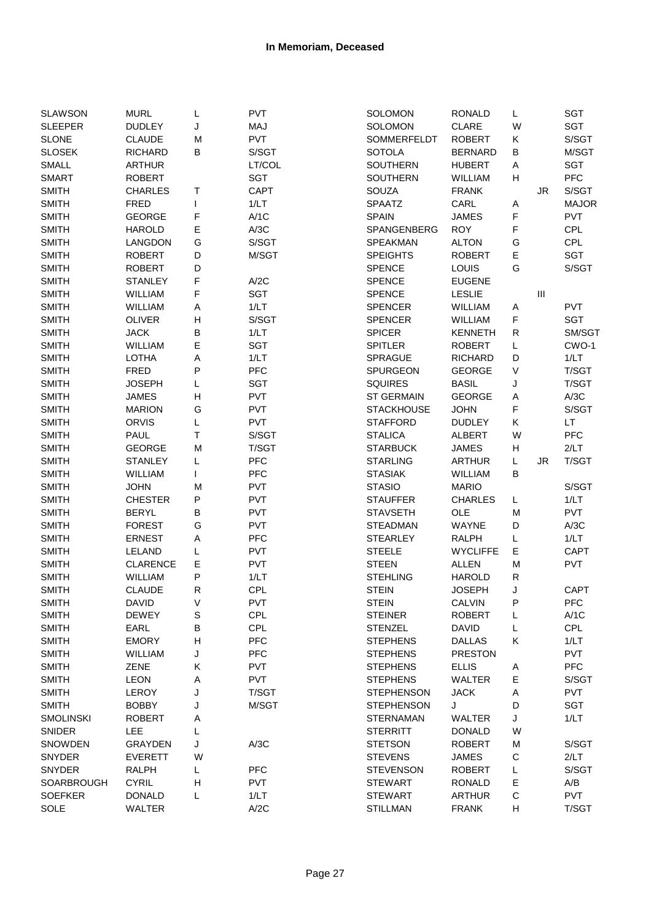## In Memoriam, Deceased

| | | | | |
|---|---|---|---|---|
| SLAWSON | MURL | L | | PVT |
| SLEEPER | DUDLEY | J | | MAJ |
| SLONE | CLAUDE | M | | PVT |
| SLOSEK | RICHARD | B | | S/SGT |
| SMALL | ARTHUR | | | LT/COL |
| SMART | ROBERT | | | SGT |
| SMITH | CHARLES | T | | CAPT |
| SMITH | FRED | I | | 1/LT |
| SMITH | GEORGE | F | | A/1C |
| SMITH | HAROLD | E | | A/3C |
| SMITH | LANGDON | G | | S/SGT |
| SMITH | ROBERT | D | | M/SGT |
| SMITH | ROBERT | D | | |
| SMITH | STANLEY | F | | A/2C |
| SMITH | WILLIAM | F | | SGT |
| SMITH | WILLIAM | A | | 1/LT |
| SMITH | OLIVER | H | | S/SGT |
| SMITH | JACK | B | | 1/LT |
| SMITH | WILLIAM | E | | SGT |
| SMITH | LOTHA | A | | 1/LT |
| SMITH | FRED | P | | PFC |
| SMITH | JOSEPH | L | | SGT |
| SMITH | JAMES | H | | PVT |
| SMITH | MARION | G | | PVT |
| SMITH | ORVIS | L | | PVT |
| SMITH | PAUL | T | | S/SGT |
| SMITH | GEORGE | M | | T/SGT |
| SMITH | STANLEY | L | | PFC |
| SMITH | WILLIAM | I | | PFC |
| SMITH | JOHN | M | | PVT |
| SMITH | CHESTER | P | | PVT |
| SMITH | BERYL | B | | PVT |
| SMITH | FOREST | G | | PVT |
| SMITH | ERNEST | A | | PFC |
| SMITH | LELAND | L | | PVT |
| SMITH | CLARENCE | E | | PVT |
| SMITH | WILLIAM | P | | 1/LT |
| SMITH | CLAUDE | R | | CPL |
| SMITH | DAVID | V | | PVT |
| SMITH | DEWEY | S | | CPL |
| SMITH | EARL | B | | CPL |
| SMITH | EMORY | H | | PFC |
| SMITH | WILLIAM | J | | PFC |
| SMITH | ZENE | K | | PVT |
| SMITH | LEON | A | | PVT |
| SMITH | LEROY | J | | T/SGT |
| SMITH | BOBBY | J | | M/SGT |
| SMOLINSKI | ROBERT | A | | |
| SNIDER | LEE | L | | |
| SNOWDEN | GRAYDEN | J | | A/3C |
| SNYDER | EVERETT | W | | |
| SNYDER | RALPH | L | | PFC |
| SOARBROUGH | CYRIL | H | | PVT |
| SOEFKER | DONALD | L | | 1/LT |
| SOLE | WALTER | | | A/2C |
| SOLOMON | RONALD | L | | SGT |
| SOLOMON | CLARE | W | | SGT |
| SOMMERFELDT | ROBERT | K | | S/SGT |
| SOTOLA | BERNARD | B | | M/SGT |
| SOUTHERN | HUBERT | A | | SGT |
| SOUTHERN | WILLIAM | H | | PFC |
| SOUZA | FRANK | | JR | S/SGT |
| SPAATZ | CARL | A | | MAJOR |
| SPAIN | JAMES | F | | PVT |
| SPANGENBERG | ROY | F | | CPL |
| SPEAKMAN | ALTON | G | | CPL |
| SPEIGHTS | ROBERT | E | | SGT |
| SPENCE | LOUIS | G | | S/SGT |
| SPENCE | EUGENE | | | |
| SPENCE | LESLIE | | III | |
| SPENCER | WILLIAM | A | | PVT |
| SPENCER | WILLIAM | F | | SGT |
| SPICER | KENNETH | R | | SM/SGT |
| SPITLER | ROBERT | L | | CWO-1 |
| SPRAGUE | RICHARD | D | | 1/LT |
| SPURGEON | GEORGE | V | | T/SGT |
| SQUIRES | BASIL | J | | T/SGT |
| ST GERMAIN | GEORGE | A | | A/3C |
| STACKHOUSE | JOHN | F | | S/SGT |
| STAFFORD | DUDLEY | K | | LT |
| STALICA | ALBERT | W | | PFC |
| STARBUCK | JAMES | H | | 2/LT |
| STARLING | ARTHUR | L | JR | T/SGT |
| STASIAK | WILLIAM | B | | |
| STASIO | MARIO | | | S/SGT |
| STAUFFER | CHARLES | L | | 1/LT |
| STAVSETH | OLE | M | | PVT |
| STEADMAN | WAYNE | D | | A/3C |
| STEARLEY | RALPH | L | | 1/LT |
| STEELE | WYCLIFFE | E | | CAPT |
| STEEN | ALLEN | M | | PVT |
| STEHLING | HAROLD | R | | |
| STEIN | JOSEPH | J | | CAPT |
| STEIN | CALVIN | P | | PFC |
| STEINER | ROBERT | L | | A/1C |
| STENZEL | DAVID | L | | CPL |
| STEPHENS | DALLAS | K | | 1/LT |
| STEPHENS | PRESTON | | | PVT |
| STEPHENS | ELLIS | A | | PFC |
| STEPHENS | WALTER | E | | S/SGT |
| STEPHENSON | JACK | A | | PVT |
| STEPHENSON | J | D | | SGT |
| STERNAMAN | WALTER | J | | 1/LT |
| STERRITT | DONALD | W | | |
| STETSON | ROBERT | M | | S/SGT |
| STEVENS | JAMES | C | | 2/LT |
| STEVENSON | ROBERT | L | | S/SGT |
| STEWART | RONALD | E | | A/B |
| STEWART | ARTHUR | C | | PVT |
| STILLMAN | FRANK | H | | T/SGT |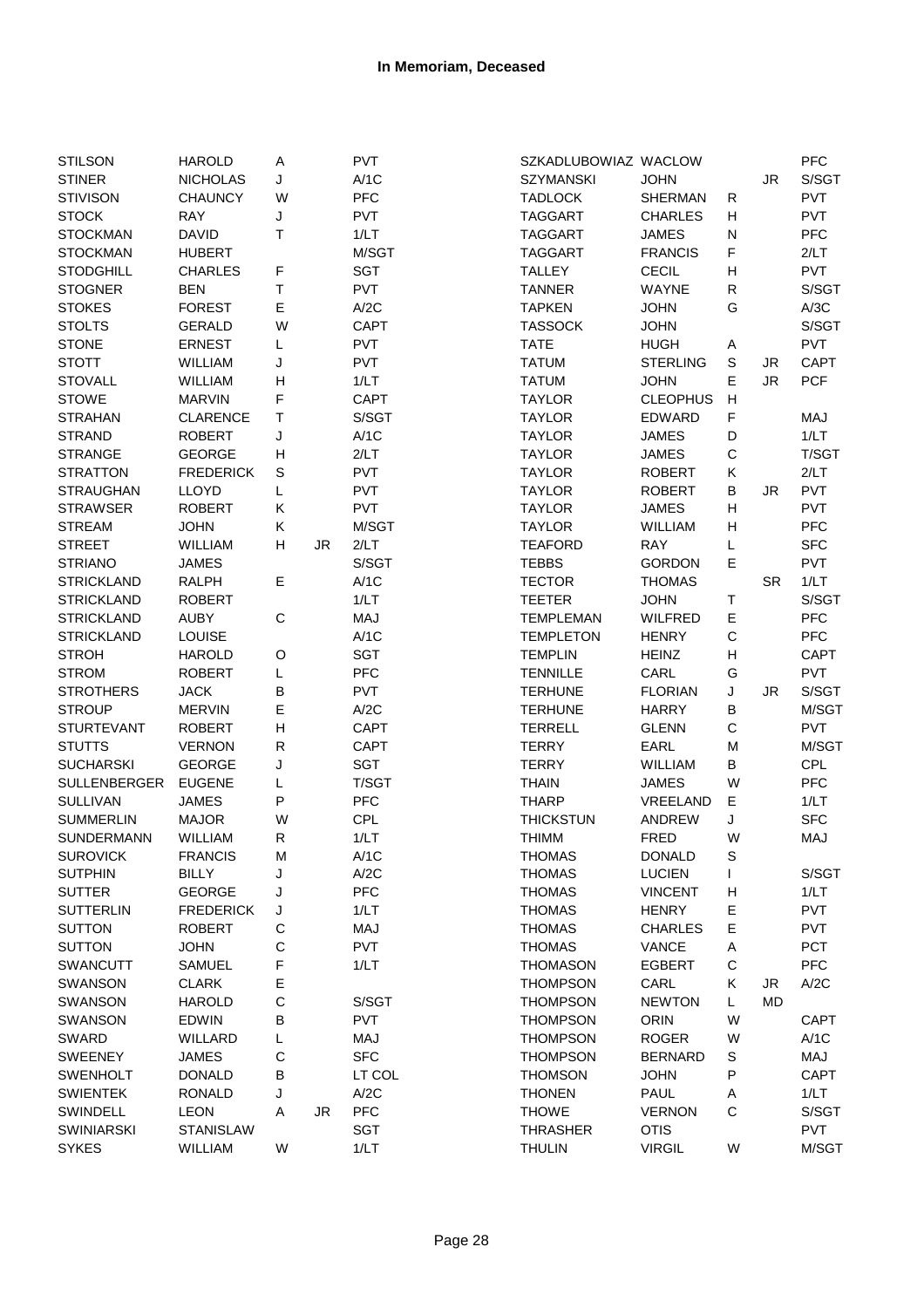# In Memoriam, Deceased

| | | | | |
|---|---|---|---|---|
| STILSON | HAROLD | A | | PVT |
| STINER | NICHOLAS | J | | A/1C |
| STIVISON | CHAUNCY | W | | PFC |
| STOCK | RAY | J | | PVT |
| STOCKMAN | DAVID | T | | 1/LT |
| STOCKMAN | HUBERT | | | M/SGT |
| STODGHILL | CHARLES | F | | SGT |
| STOGNER | BEN | T | | PVT |
| STOKES | FOREST | E | | A/2C |
| STOLTS | GERALD | W | | CAPT |
| STONE | ERNEST | L | | PVT |
| STOTT | WILLIAM | J | | PVT |
| STOVALL | WILLIAM | H | | 1/LT |
| STOWE | MARVIN | F | | CAPT |
| STRAHAN | CLARENCE | T | | S/SGT |
| STRAND | ROBERT | J | | A/1C |
| STRANGE | GEORGE | H | | 2/LT |
| STRATTON | FREDERICK | S | | PVT |
| STRAUGHAN | LLOYD | L | | PVT |
| STRAWSER | ROBERT | K | | PVT |
| STREAM | JOHN | K | | M/SGT |
| STREET | WILLIAM | H | JR | 2/LT |
| STRIANO | JAMES | | | S/SGT |
| STRICKLAND | RALPH | E | | A/1C |
| STRICKLAND | ROBERT | | | 1/LT |
| STRICKLAND | AUBY | C | | MAJ |
| STRICKLAND | LOUISE | | | A/1C |
| STROH | HAROLD | O | | SGT |
| STROM | ROBERT | L | | PFC |
| STROTHERS | JACK | B | | PVT |
| STROUP | MERVIN | E | | A/2C |
| STURTEVANT | ROBERT | H | | CAPT |
| STUTTS | VERNON | R | | CAPT |
| SUCHARSKI | GEORGE | J | | SGT |
| SULLENBERGER | EUGENE | L | | T/SGT |
| SULLIVAN | JAMES | P | | PFC |
| SUMMERLIN | MAJOR | W | | CPL |
| SUNDERMANN | WILLIAM | R | | 1/LT |
| SUROVICK | FRANCIS | M | | A/1C |
| SUTPHIN | BILLY | J | | A/2C |
| SUTTER | GEORGE | J | | PFC |
| SUTTERLIN | FREDERICK | J | | 1/LT |
| SUTTON | ROBERT | C | | MAJ |
| SUTTON | JOHN | C | | PVT |
| SWANCUTT | SAMUEL | F | | 1/LT |
| SWANSON | CLARK | E | | |
| SWANSON | HAROLD | C | | S/SGT |
| SWANSON | EDWIN | B | | PVT |
| SWARD | WILLARD | L | | MAJ |
| SWEENEY | JAMES | C | | SFC |
| SWENHOLT | DONALD | B | | LT COL |
| SWIENTEK | RONALD | J | | A/2C |
| SWINDELL | LEON | A | JR | PFC |
| SWINIARSKI | STANISLAW | | | SGT |
| SYKES | WILLIAM | W | | 1/LT |
| SZKADLUBOWIAZ | WACLOW | | | PFC |
| SZYMANSKI | JOHN | | JR | S/SGT |
| TADLOCK | SHERMAN | R | | PVT |
| TAGGART | CHARLES | H | | PVT |
| TAGGART | JAMES | N | | PFC |
| TAGGART | FRANCIS | F | | 2/LT |
| TALLEY | CECIL | H | | PVT |
| TANNER | WAYNE | R | | S/SGT |
| TAPKEN | JOHN | G | | A/3C |
| TASSOCK | JOHN | | | S/SGT |
| TATE | HUGH | A | | PVT |
| TATUM | STERLING | S | JR | CAPT |
| TATUM | JOHN | E | JR | PCF |
| TAYLOR | CLEOPHUS | H | | |
| TAYLOR | EDWARD | F | | MAJ |
| TAYLOR | JAMES | D | | 1/LT |
| TAYLOR | JAMES | C | | T/SGT |
| TAYLOR | ROBERT | K | | 2/LT |
| TAYLOR | ROBERT | B | JR | PVT |
| TAYLOR | JAMES | H | | PVT |
| TAYLOR | WILLIAM | H | | PFC |
| TEAFORD | RAY | L | | SFC |
| TEBBS | GORDON | E | | PVT |
| TECTOR | THOMAS | | SR | 1/LT |
| TEETER | JOHN | T | | S/SGT |
| TEMPLEMAN | WILFRED | E | | PFC |
| TEMPLETON | HENRY | C | | PFC |
| TEMPLIN | HEINZ | H | | CAPT |
| TENNILLE | CARL | G | | PVT |
| TERHUNE | FLORIAN | J | JR | S/SGT |
| TERHUNE | HARRY | B | | M/SGT |
| TERRELL | GLENN | C | | PVT |
| TERRY | EARL | M | | M/SGT |
| TERRY | WILLIAM | B | | CPL |
| THAIN | JAMES | W | | PFC |
| THARP | VREELAND | E | | 1/LT |
| THICKSTUN | ANDREW | J | | SFC |
| THIMM | FRED | W | | MAJ |
| THOMAS | DONALD | S | | |
| THOMAS | LUCIEN | I | | S/SGT |
| THOMAS | VINCENT | H | | 1/LT |
| THOMAS | HENRY | E | | PVT |
| THOMAS | CHARLES | E | | PVT |
| THOMAS | VANCE | A | | PCT |
| THOMASON | EGBERT | C | | PFC |
| THOMPSON | CARL | K | JR | A/2C |
| THOMPSON | NEWTON | L | MD | |
| THOMPSON | ORIN | W | | CAPT |
| THOMPSON | ROGER | W | | A/1C |
| THOMPSON | BERNARD | S | | MAJ |
| THOMSON | JOHN | P | | CAPT |
| THONEN | PAUL | A | | 1/LT |
| THOWE | VERNON | C | | S/SGT |
| THRASHER | OTIS | | | PVT |
| THULIN | VIRGIL | W | | M/SGT |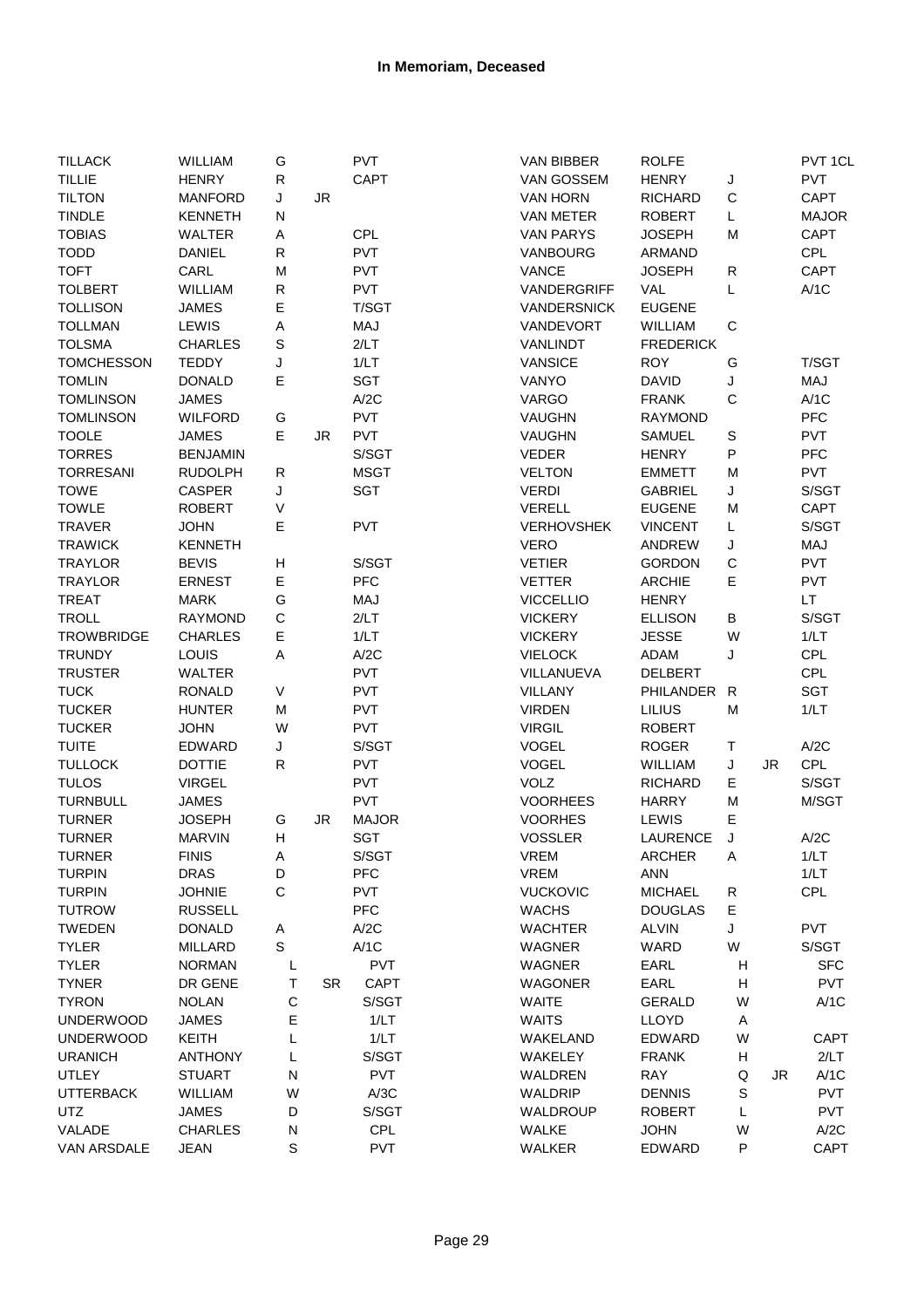### In Memoriam, Deceased

| | | | | |
|---|---|---|---|---|
| TILLACK | WILLIAM | G | | PVT |
| TILLIE | HENRY | R | | CAPT |
| TILTON | MANFORD | J | JR | |
| TINDLE | KENNETH | N | | |
| TOBIAS | WALTER | A | | CPL |
| TODD | DANIEL | R | | PVT |
| TOFT | CARL | M | | PVT |
| TOLBERT | WILLIAM | R | | PVT |
| TOLLISON | JAMES | E | | T/SGT |
| TOLLMAN | LEWIS | A | | MAJ |
| TOLSMA | CHARLES | S | | 2/LT |
| TOMCHESSON | TEDDY | J | | 1/LT |
| TOMLIN | DONALD | E | | SGT |
| TOMLINSON | JAMES | | | A/2C |
| TOMLINSON | WILFORD | G | | PVT |
| TOOLE | JAMES | E | JR | PVT |
| TORRES | BENJAMIN | | | S/SGT |
| TORRESANI | RUDOLPH | R | | MSGT |
| TOWE | CASPER | J | | SGT |
| TOWLE | ROBERT | V | | |
| TRAVER | JOHN | E | | PVT |
| TRAWICK | KENNETH | | | |
| TRAYLOR | BEVIS | H | | S/SGT |
| TRAYLOR | ERNEST | E | | PFC |
| TREAT | MARK | G | | MAJ |
| TROLL | RAYMOND | C | | 2/LT |
| TROWBRIDGE | CHARLES | E | | 1/LT |
| TRUNDY | LOUIS | A | | A/2C |
| TRUSTER | WALTER | | | PVT |
| TUCK | RONALD | V | | PVT |
| TUCKER | HUNTER | M | | PVT |
| TUCKER | JOHN | W | | PVT |
| TUITE | EDWARD | J | | S/SGT |
| TULLOCK | DOTTIE | R | | PVT |
| TULOS | VIRGEL | | | PVT |
| TURNBULL | JAMES | | | PVT |
| TURNER | JOSEPH | G | JR | MAJOR |
| TURNER | MARVIN | H | | SGT |
| TURNER | FINIS | A | | S/SGT |
| TURPIN | DRAS | D | | PFC |
| TURPIN | JOHNIE | C | | PVT |
| TUTROW | RUSSELL | | | PFC |
| TWEDEN | DONALD | A | | A/2C |
| TYLER | MILLARD | S | | A/1C |
| TYLER | NORMAN | L | | PVT |
| TYNER | DR GENE | T | SR | CAPT |
| TYRON | NOLAN | C | | S/SGT |
| UNDERWOOD | JAMES | E | | 1/LT |
| UNDERWOOD | KEITH | L | | 1/LT |
| URANICH | ANTHONY | L | | S/SGT |
| UTLEY | STUART | N | | PVT |
| UTTERBACK | WILLIAM | W | | A/3C |
| UTZ | JAMES | D | | S/SGT |
| VALADE | CHARLES | N | | CPL |
| VAN ARSDALE | JEAN | S | | PVT |
| VAN BIBBER | ROLFE | | | PVT 1CL |
| VAN GOSSEM | HENRY | J | | PVT |
| VAN HORN | RICHARD | C | | CAPT |
| VAN METER | ROBERT | L | | MAJOR |
| VAN PARYS | JOSEPH | M | | CAPT |
| VANBOURG | ARMAND | | | CPL |
| VANCE | JOSEPH | R | | CAPT |
| VANDERGRIFF | VAL | L | | A/1C |
| VANDERSNICK | EUGENE | | | |
| VANDEVORT | WILLIAM | C | | |
| VANLINDT | FREDERICK | | | |
| VANSICE | ROY | G | | T/SGT |
| VANYO | DAVID | J | | MAJ |
| VARGO | FRANK | C | | A/1C |
| VAUGHN | RAYMOND | | | PFC |
| VAUGHN | SAMUEL | S | | PVT |
| VEDER | HENRY | P | | PFC |
| VELTON | EMMETT | M | | PVT |
| VERDI | GABRIEL | J | | S/SGT |
| VERELL | EUGENE | M | | CAPT |
| VERHOVSHEK | VINCENT | L | | S/SGT |
| VERO | ANDREW | J | | MAJ |
| VETIER | GORDON | C | | PVT |
| VETTER | ARCHIE | E | | PVT |
| VICCELLIO | HENRY | | | LT |
| VICKERY | ELLISON | B | | S/SGT |
| VICKERY | JESSE | W | | 1/LT |
| VIELOCK | ADAM | J | | CPL |
| VILLANUEVA | DELBERT | | | CPL |
| VILLANY | PHILANDER | R | | SGT |
| VIRDEN | LILIUS | M | | 1/LT |
| VIRGIL | ROBERT | | | |
| VOGEL | ROGER | T | | A/2C |
| VOGEL | WILLIAM | J | JR | CPL |
| VOLZ | RICHARD | E | | S/SGT |
| VOORHEES | HARRY | M | | M/SGT |
| VOORHES | LEWIS | E | | |
| VOSSLER | LAURENCE | J | | A/2C |
| VREM | ARCHER | A | | 1/LT |
| VREM | ANN | | | 1/LT |
| VUCKOVIC | MICHAEL | R | | CPL |
| WACHS | DOUGLAS | E | | |
| WACHTER | ALVIN | J | | PVT |
| WAGNER | WARD | W | | S/SGT |
| WAGNER | EARL | H | | SFC |
| WAGONER | EARL | H | | PVT |
| WAITE | GERALD | W | | A/1C |
| WAITS | LLOYD | A | | |
| WAKELAND | EDWARD | W | | CAPT |
| WAKELEY | FRANK | H | | 2/LT |
| WALDREN | RAY | Q | JR | A/1C |
| WALDRIP | DENNIS | S | | PVT |
| WALDROUP | ROBERT | L | | PVT |
| WALKE | JOHN | W | | A/2C |
| WALKER | EDWARD | P | | CAPT |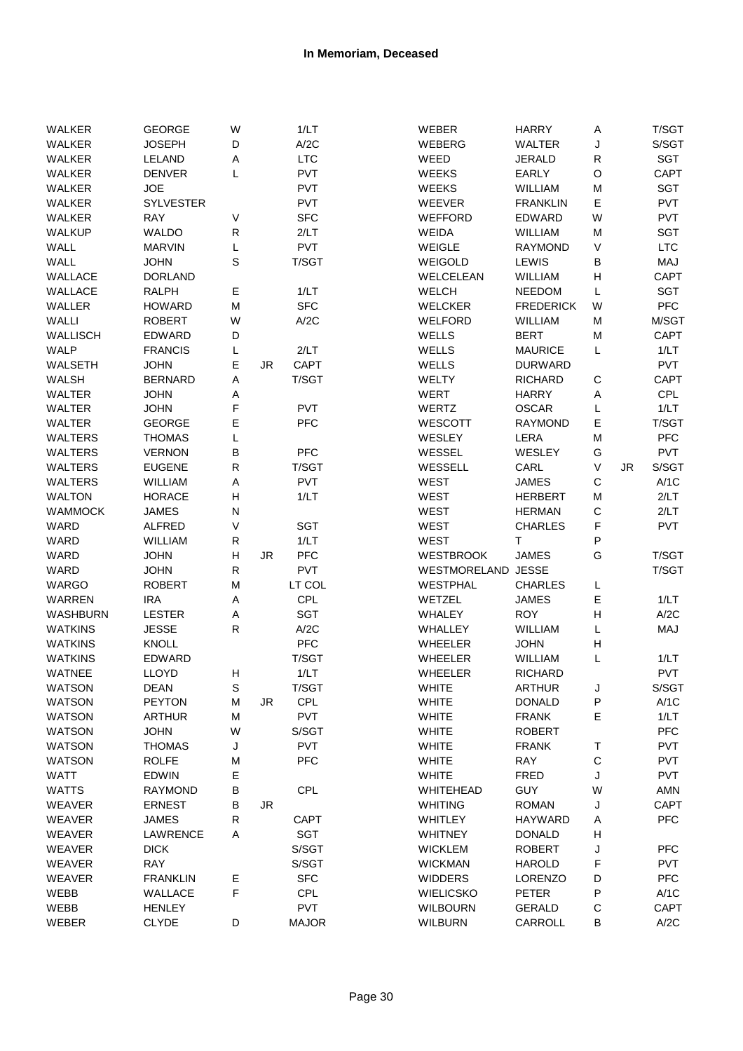# In Memoriam, Deceased

| | | | | |
|---|---|---|---|---|
| WALKER | GEORGE | W | | 1/LT |
| WALKER | JOSEPH | D | | A/2C |
| WALKER | LELAND | A | | LTC |
| WALKER | DENVER | L | | PVT |
| WALKER | JOE | | | PVT |
| WALKER | SYLVESTER | | | PVT |
| WALKER | RAY | V | | SFC |
| WALKUP | WALDO | R | | 2/LT |
| WALL | MARVIN | L | | PVT |
| WALL | JOHN | S | | T/SGT |
| WALLACE | DORLAND | | | |
| WALLACE | RALPH | E | | 1/LT |
| WALLER | HOWARD | M | | SFC |
| WALLI | ROBERT | W | | A/2C |
| WALLISCH | EDWARD | D | | |
| WALP | FRANCIS | L | | 2/LT |
| WALSETH | JOHN | E | JR | CAPT |
| WALSH | BERNARD | A | | T/SGT |
| WALTER | JOHN | A | | |
| WALTER | JOHN | F | | PVT |
| WALTER | GEORGE | E | | PFC |
| WALTERS | THOMAS | L | | |
| WALTERS | VERNON | B | | PFC |
| WALTERS | EUGENE | R | | T/SGT |
| WALTERS | WILLIAM | A | | PVT |
| WALTON | HORACE | H | | 1/LT |
| WAMMOCK | JAMES | N | | |
| WARD | ALFRED | V | | SGT |
| WARD | WILLIAM | R | | 1/LT |
| WARD | JOHN | H | JR | PFC |
| WARD | JOHN | R | | PVT |
| WARGO | ROBERT | M | | LT COL |
| WARREN | IRA | A | | CPL |
| WASHBURN | LESTER | A | | SGT |
| WATKINS | JESSE | R | | A/2C |
| WATKINS | KNOLL | | | PFC |
| WATKINS | EDWARD | | | T/SGT |
| WATNEE | LLOYD | H | | 1/LT |
| WATSON | DEAN | S | | T/SGT |
| WATSON | PEYTON | M | JR | CPL |
| WATSON | ARTHUR | M | | PVT |
| WATSON | JOHN | W | | S/SGT |
| WATSON | THOMAS | J | | PVT |
| WATSON | ROLFE | M | | PFC |
| WATT | EDWIN | E | | |
| WATTS | RAYMOND | B | | CPL |
| WEAVER | ERNEST | B | JR | |
| WEAVER | JAMES | R | | CAPT |
| WEAVER | LAWRENCE | A | | SGT |
| WEAVER | DICK | | | S/SGT |
| WEAVER | RAY | | | S/SGT |
| WEAVER | FRANKLIN | E | | SFC |
| WEBB | WALLACE | F | | CPL |
| WEBB | HENLEY | | | PVT |
| WEBER | CLYDE | D | | MAJOR |
| WEBER | HARRY | A | | T/SGT |
| WEBERG | WALTER | J | | S/SGT |
| WEED | JERALD | R | | SGT |
| WEEKS | EARLY | O | | CAPT |
| WEEKS | WILLIAM | M | | SGT |
| WEEVER | FRANKLIN | E | | PVT |
| WEFFORD | EDWARD | W | | PVT |
| WEIDA | WILLIAM | M | | SGT |
| WEIGLE | RAYMOND | V | | LTC |
| WEIGOLD | LEWIS | B | | MAJ |
| WELCELEAN | WILLIAM | H | | CAPT |
| WELCH | NEEDOM | L | | SGT |
| WELCKER | FREDERICK | W | | PFC |
| WELFORD | WILLIAM | M | | M/SGT |
| WELLS | BERT | M | | CAPT |
| WELLS | MAURICE | L | | 1/LT |
| WELLS | DURWARD | | | PVT |
| WELTY | RICHARD | C | | CAPT |
| WERT | HARRY | A | | CPL |
| WERTZ | OSCAR | L | | 1/LT |
| WESCOTT | RAYMOND | E | | T/SGT |
| WESLEY | LERA | M | | PFC |
| WESSEL | WESLEY | G | | PVT |
| WESSELL | CARL | V | JR | S/SGT |
| WEST | JAMES | C | | A/1C |
| WEST | HERBERT | M | | 2/LT |
| WEST | HERMAN | C | | 2/LT |
| WEST | CHARLES | F | | PVT |
| WEST | T | P | | |
| WESTBROOK | JAMES | G | | T/SGT |
| WESTMORELAND | JESSE | | | T/SGT |
| WESTPHAL | CHARLES | L | | |
| WETZEL | JAMES | E | | 1/LT |
| WHALEY | ROY | H | | A/2C |
| WHALLEY | WILLIAM | L | | MAJ |
| WHEELER | JOHN | H | | |
| WHEELER | WILLIAM | L | | 1/LT |
| WHEELER | RICHARD | | | PVT |
| WHITE | ARTHUR | J | | S/SGT |
| WHITE | DONALD | P | | A/1C |
| WHITE | FRANK | E | | 1/LT |
| WHITE | ROBERT | | | PFC |
| WHITE | FRANK | T | | PVT |
| WHITE | RAY | C | | PVT |
| WHITE | FRED | J | | PVT |
| WHITEHEAD | GUY | W | | AMN |
| WHITING | ROMAN | J | | CAPT |
| WHITLEY | HAYWARD | A | | PFC |
| WHITNEY | DONALD | H | | |
| WICKLEM | ROBERT | J | | PFC |
| WICKMAN | HAROLD | F | | PVT |
| WIDDERS | LORENZO | D | | PFC |
| WIELICSKO | PETER | P | | A/1C |
| WILBOURN | GERALD | C | | CAPT |
| WILBURN | CARROLL | B | | A/2C |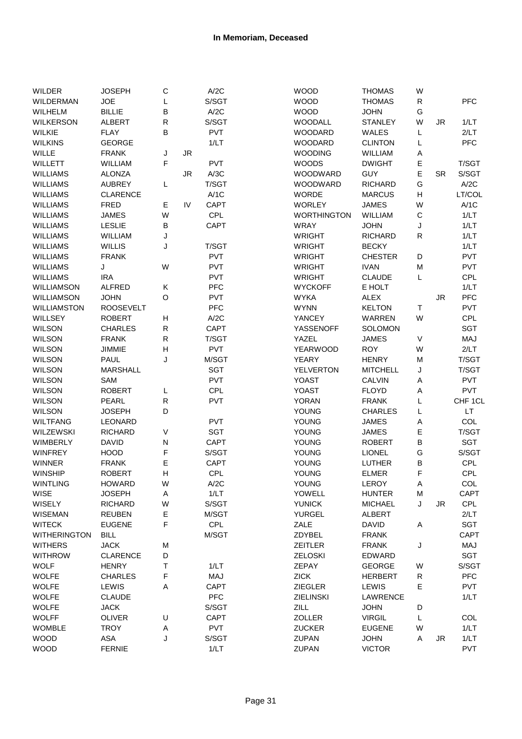### In Memoriam, Deceased

| | | | | |
|---|---|---|---|---|
| WILDER | JOSEPH | C | | A/2C |
| WILDERMAN | JOE | L | | S/SGT |
| WILHELM | BILLIE | B | | A/2C |
| WILKERSON | ALBERT | R | | S/SGT |
| WILKIE | FLAY | B | | PVT |
| WILKINS | GEORGE | | | 1/LT |
| WILLE | FRANK | J | JR | |
| WILLETT | WILLIAM | F | | PVT |
| WILLIAMS | ALONZA | | JR | A/3C |
| WILLIAMS | AUBREY | L | | T/SGT |
| WILLIAMS | CLARENCE | | | A/1C |
| WILLIAMS | FRED | E | IV | CAPT |
| WILLIAMS | JAMES | W | | CPL |
| WILLIAMS | LESLIE | B | | CAPT |
| WILLIAMS | WILLIAM | J | | |
| WILLIAMS | WILLIS | J | | T/SGT |
| WILLIAMS | FRANK | | | PVT |
| WILLIAMS | J | W | | PVT |
| WILLIAMS | IRA | | | PVT |
| WILLIAMSON | ALFRED | K | | PFC |
| WILLIAMSON | JOHN | O | | PVT |
| WILLIAMSTON | ROOSEVELT | | | PFC |
| WILLSEY | ROBERT | H | | A/2C |
| WILSON | CHARLES | R | | CAPT |
| WILSON | FRANK | R | | T/SGT |
| WILSON | JIMMIE | H | | PVT |
| WILSON | PAUL | J | | M/SGT |
| WILSON | MARSHALL | | | SGT |
| WILSON | SAM | | | PVT |
| WILSON | ROBERT | L | | CPL |
| WILSON | PEARL | R | | PVT |
| WILSON | JOSEPH | D | | |
| WILTFANG | LEONARD | | | PVT |
| WILZEWSKI | RICHARD | V | | SGT |
| WIMBERLY | DAVID | N | | CAPT |
| WINFREY | HOOD | F | | S/SGT |
| WINNER | FRANK | E | | CAPT |
| WINSHIP | ROBERT | H | | CPL |
| WINTLING | HOWARD | W | | A/2C |
| WISE | JOSEPH | A | | 1/LT |
| WISELY | RICHARD | W | | S/SGT |
| WISEMAN | REUBEN | E | | M/SGT |
| WITECK | EUGENE | F | | CPL |
| WITHERINGTON | BILL | | | M/SGT |
| WITHERS | JACK | M | | |
| WITHROW | CLARENCE | D | | |
| WOLF | HENRY | T | | 1/LT |
| WOLFE | CHARLES | F | | MAJ |
| WOLFE | LEWIS | A | | CAPT |
| WOLFE | CLAUDE | | | PFC |
| WOLFE | JACK | | | S/SGT |
| WOLFF | OLIVER | U | | CAPT |
| WOMBLE | TROY | A | | PVT |
| WOOD | ASA | J | | S/SGT |
| WOOD | FERNIE | | | 1/LT |
| WOOD | THOMAS | W | | |
| WOOD | THOMAS | R | | PFC |
| WOOD | JOHN | G | | |
| WOODALL | STANLEY | W | JR | 1/LT |
| WOODARD | WALES | L | | 2/LT |
| WOODARD | CLINTON | L | | PFC |
| WOODING | WILLIAM | A | | |
| WOODS | DWIGHT | E | | T/SGT |
| WOODWARD | GUY | E | SR | S/SGT |
| WOODWARD | RICHARD | G | | A/2C |
| WORDE | MARCUS | H | | LT/COL |
| WORLEY | JAMES | W | | A/1C |
| WORTHINGTON | WILLIAM | C | | 1/LT |
| WRAY | JOHN | J | | 1/LT |
| WRIGHT | RICHARD | R | | 1/LT |
| WRIGHT | BECKY | | | 1/LT |
| WRIGHT | CHESTER | D | | PVT |
| WRIGHT | IVAN | M | | PVT |
| WRIGHT | CLAUDE | L | | CPL |
| WYCKOFF | E HOLT | | | 1/LT |
| WYKA | ALEX | | JR | PFC |
| WYNN | KELTON | T | | PVT |
| YANCEY | WARREN | W | | CPL |
| YASSENOFF | SOLOMON | | | SGT |
| YAZEL | JAMES | V | | MAJ |
| YEARWOOD | ROY | W | | 2/LT |
| YEARY | HENRY | M | | T/SGT |
| YELVERTON | MITCHELL | J | | T/SGT |
| YOAST | CALVIN | A | | PVT |
| YOAST | FLOYD | A | | PVT |
| YORAN | FRANK | L | | CHF 1CL |
| YOUNG | CHARLES | L | | LT |
| YOUNG | JAMES | A | | COL |
| YOUNG | JAMES | E | | T/SGT |
| YOUNG | ROBERT | B | | SGT |
| YOUNG | LIONEL | G | | S/SGT |
| YOUNG | LUTHER | B | | CPL |
| YOUNG | ELMER | F | | CPL |
| YOUNG | LEROY | A | | COL |
| YOWELL | HUNTER | M | | CAPT |
| YUNICK | MICHAEL | J | JR | CPL |
| YURGEL | ALBERT | | | 2/LT |
| ZALE | DAVID | A | | SGT |
| ZDYBEL | FRANK | | | CAPT |
| ZEITLER | FRANK | J | | MAJ |
| ZELOSKI | EDWARD | | | SGT |
| ZEPAY | GEORGE | W | | S/SGT |
| ZICK | HERBERT | R | | PFC |
| ZIEGLER | LEWIS | E | | PVT |
| ZIELINSKI | LAWRENCE | | | 1/LT |
| ZILL | JOHN | D | | |
| ZOLLER | VIRGIL | L | | COL |
| ZUCKER | EUGENE | W | | 1/LT |
| ZUPAN | JOHN | A | JR | 1/LT |
| ZUPAN | VICTOR | | | PVT |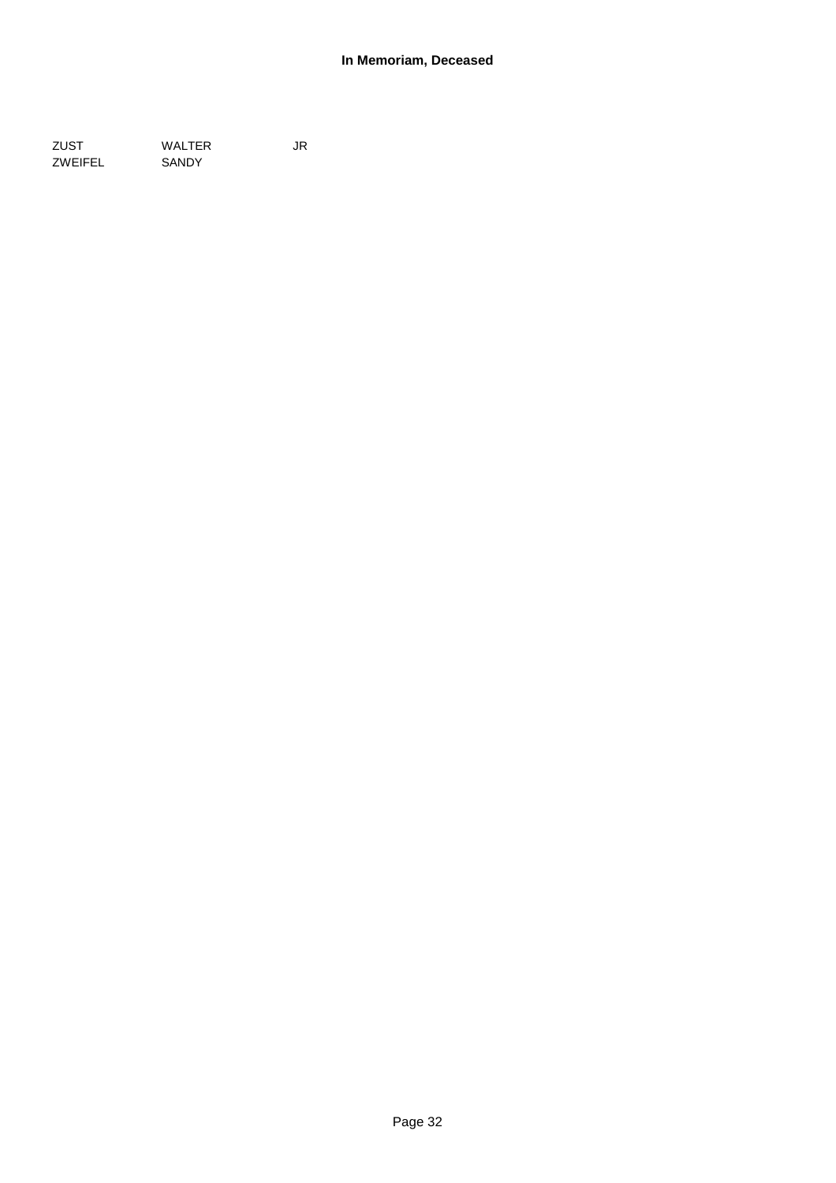**In Memoriam, Deceased**

| | | |
|---|---|---|
| ZUST | WALTER | JR |
| ZWEIFEL | SANDY | |